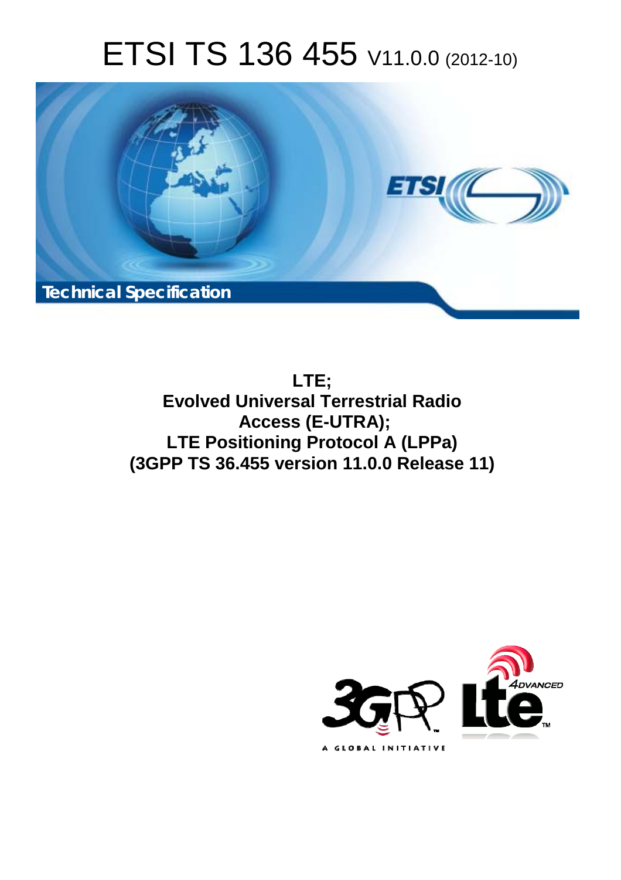# ETSI TS 136 455 V11.0.0 (2012-10)

**Technical Specification**

**LTE;
Evolved Universal Terrestrial Radio Access (E-UTRA);
LTE Positioning Protocol A (LPPa)
(3GPP TS 36.455 version 11.0.0 Release 11)**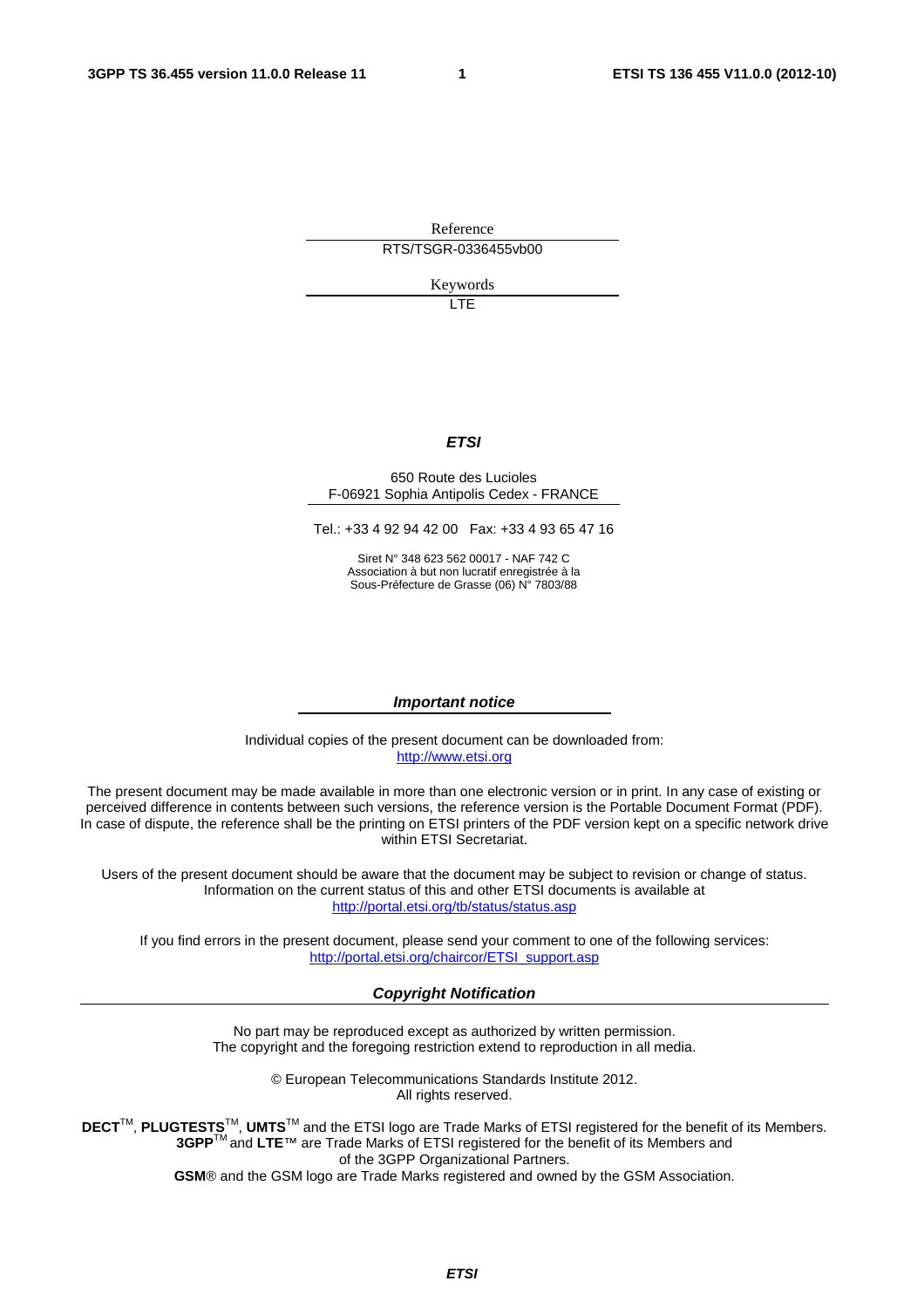Reference

RTS/TSGR-0336455vb00

Keywords

LTE

***ETSI***

650 Route des Lucioles
F-06921 Sophia Antipolis Cedex - FRANCE

Tel.: +33 4 92 94 42 00 Fax: +33 4 93 65 47 16

Siret N° 348 623 562 00017 - NAF 742 C
Association à but non lucratif enregistrée à la
Sous-Préfecture de Grasse (06) N° 7803/88

***Important notice***

Individual copies of the present document can be downloaded from:
http://www.etsi.org

The present document may be made available in more than one electronic version or in print. In any case of existing or perceived difference in contents between such versions, the reference version is the Portable Document Format (PDF). In case of dispute, the reference shall be the printing on ETSI printers of the PDF version kept on a specific network drive within ETSI Secretariat.

Users of the present document should be aware that the document may be subject to revision or change of status. Information on the current status of this and other ETSI documents is available at
http://portal.etsi.org/tb/status/status.asp

If you find errors in the present document, please send your comment to one of the following services:
http://portal.etsi.org/chaircor/ETSI_support.asp

***Copyright Notification***

No part may be reproduced except as authorized by written permission.
The copyright and the foregoing restriction extend to reproduction in all media.

© European Telecommunications Standards Institute 2012.
All rights reserved.

**DECT**™, **PLUGTESTS**™, **UMTS**™ and the ETSI logo are Trade Marks of ETSI registered for the benefit of its Members.
**3GPP**™ and **LTE**™ are Trade Marks of ETSI registered for the benefit of its Members and of the 3GPP Organizational Partners.
**GSM**® and the GSM logo are Trade Marks registered and owned by the GSM Association.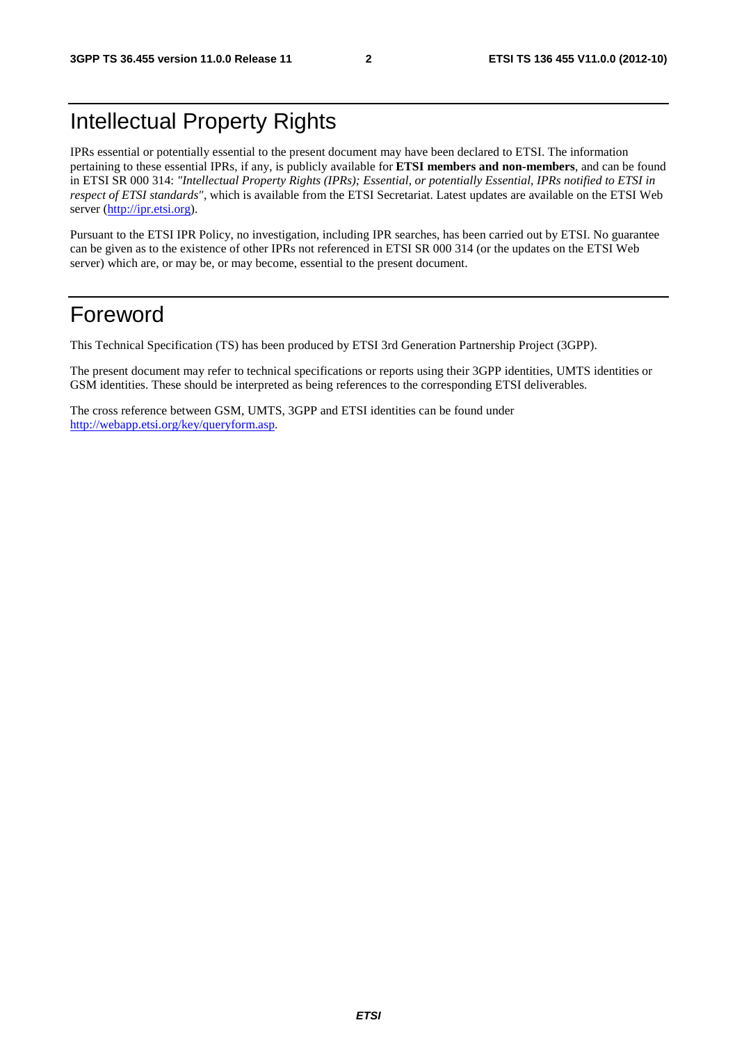# Intellectual Property Rights

IPRs essential or potentially essential to the present document may have been declared to ETSI. The information pertaining to these essential IPRs, if any, is publicly available for **ETSI members and non-members**, and can be found in ETSI SR 000 314: *"Intellectual Property Rights (IPRs); Essential, or potentially Essential, IPRs notified to ETSI in respect of ETSI standards"*, which is available from the ETSI Secretariat. Latest updates are available on the ETSI Web server (http://ipr.etsi.org).

Pursuant to the ETSI IPR Policy, no investigation, including IPR searches, has been carried out by ETSI. No guarantee can be given as to the existence of other IPRs not referenced in ETSI SR 000 314 (or the updates on the ETSI Web server) which are, or may be, or may become, essential to the present document.

# Foreword

This Technical Specification (TS) has been produced by ETSI 3rd Generation Partnership Project (3GPP).

The present document may refer to technical specifications or reports using their 3GPP identities, UMTS identities or GSM identities. These should be interpreted as being references to the corresponding ETSI deliverables.

The cross reference between GSM, UMTS, 3GPP and ETSI identities can be found under http://webapp.etsi.org/key/queryform.asp.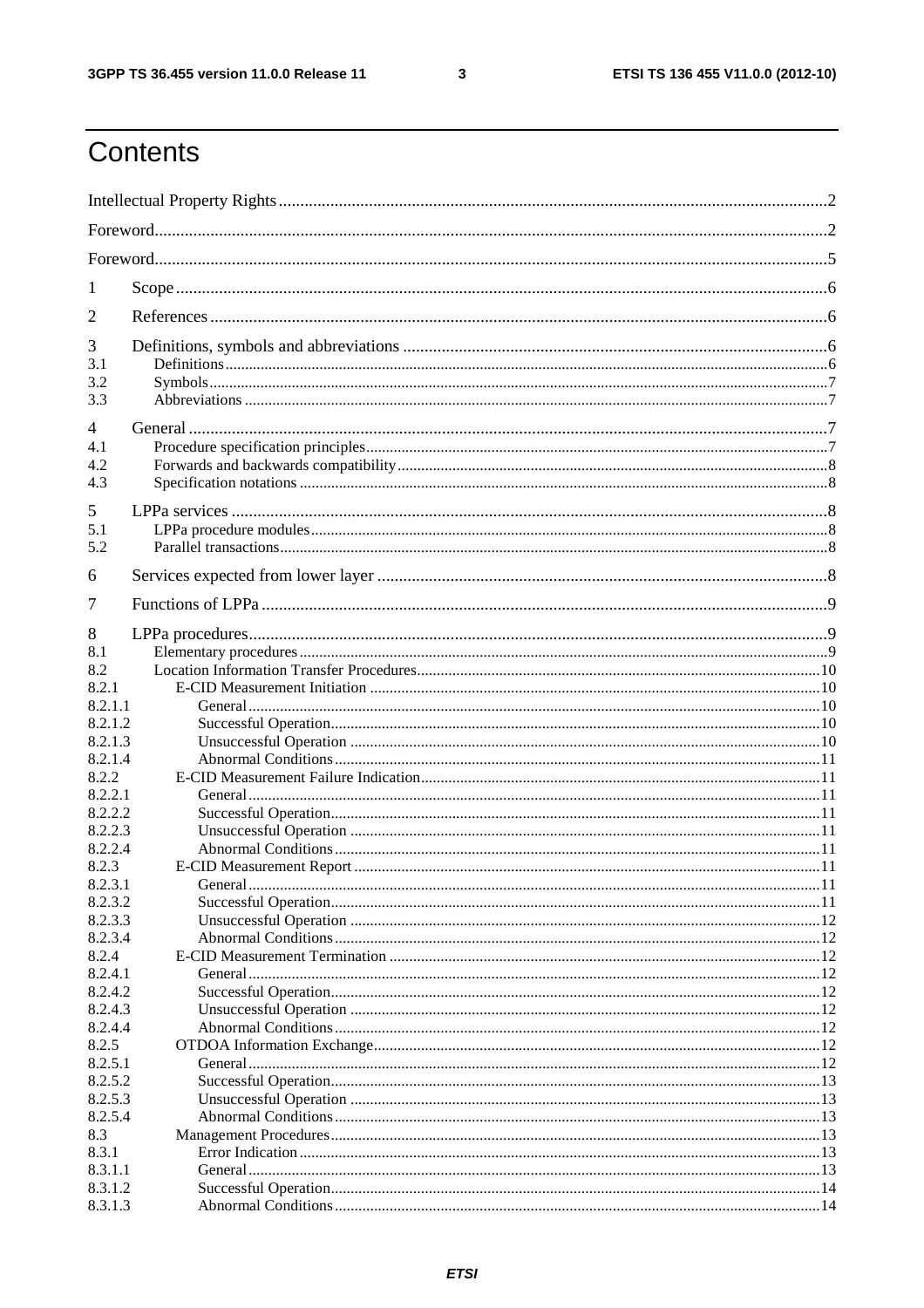# Contents

Intellectual Property Rights....................................................2

Foreword....................................................2

Foreword....................................................5

1 Scope....................................................6

2 References....................................................6

3 Definitions, symbols and abbreviations....................................................6

3.1 Definitions....................................................6

3.2 Symbols....................................................7

3.3 Abbreviations....................................................7

4 General....................................................7

4.1 Procedure specification principles....................................................7

4.2 Forwards and backwards compatibility....................................................8

4.3 Specification notations....................................................8

5 LPPa services....................................................8

5.1 LPPa procedure modules....................................................8

5.2 Parallel transactions....................................................8

6 Services expected from lower layer....................................................8

7 Functions of LPPa....................................................9

8 LPPa procedures....................................................9

8.1 Elementary procedures....................................................9

8.2 Location Information Transfer Procedures....................................................10

8.2.1 E-CID Measurement Initiation....................................................10

8.2.1.1 General....................................................10

8.2.1.2 Successful Operation....................................................10

8.2.1.3 Unsuccessful Operation....................................................10

8.2.1.4 Abnormal Conditions....................................................11

8.2.2 E-CID Measurement Failure Indication....................................................11

8.2.2.1 General....................................................11

8.2.2.2 Successful Operation....................................................11

8.2.2.3 Unsuccessful Operation....................................................11

8.2.2.4 Abnormal Conditions....................................................11

8.2.3 E-CID Measurement Report....................................................11

8.2.3.1 General....................................................11

8.2.3.2 Successful Operation....................................................11

8.2.3.3 Unsuccessful Operation....................................................12

8.2.3.4 Abnormal Conditions....................................................12

8.2.4 E-CID Measurement Termination....................................................12

8.2.4.1 General....................................................12

8.2.4.2 Successful Operation....................................................12

8.2.4.3 Unsuccessful Operation....................................................12

8.2.4.4 Abnormal Conditions....................................................12

8.2.5 OTDOA Information Exchange....................................................12

8.2.5.1 General....................................................12

8.2.5.2 Successful Operation....................................................13

8.2.5.3 Unsuccessful Operation....................................................13

8.2.5.4 Abnormal Conditions....................................................13

8.3 Management Procedures....................................................13

8.3.1 Error Indication....................................................13

8.3.1.1 General....................................................13

8.3.1.2 Successful Operation....................................................14

8.3.1.3 Abnormal Conditions....................................................14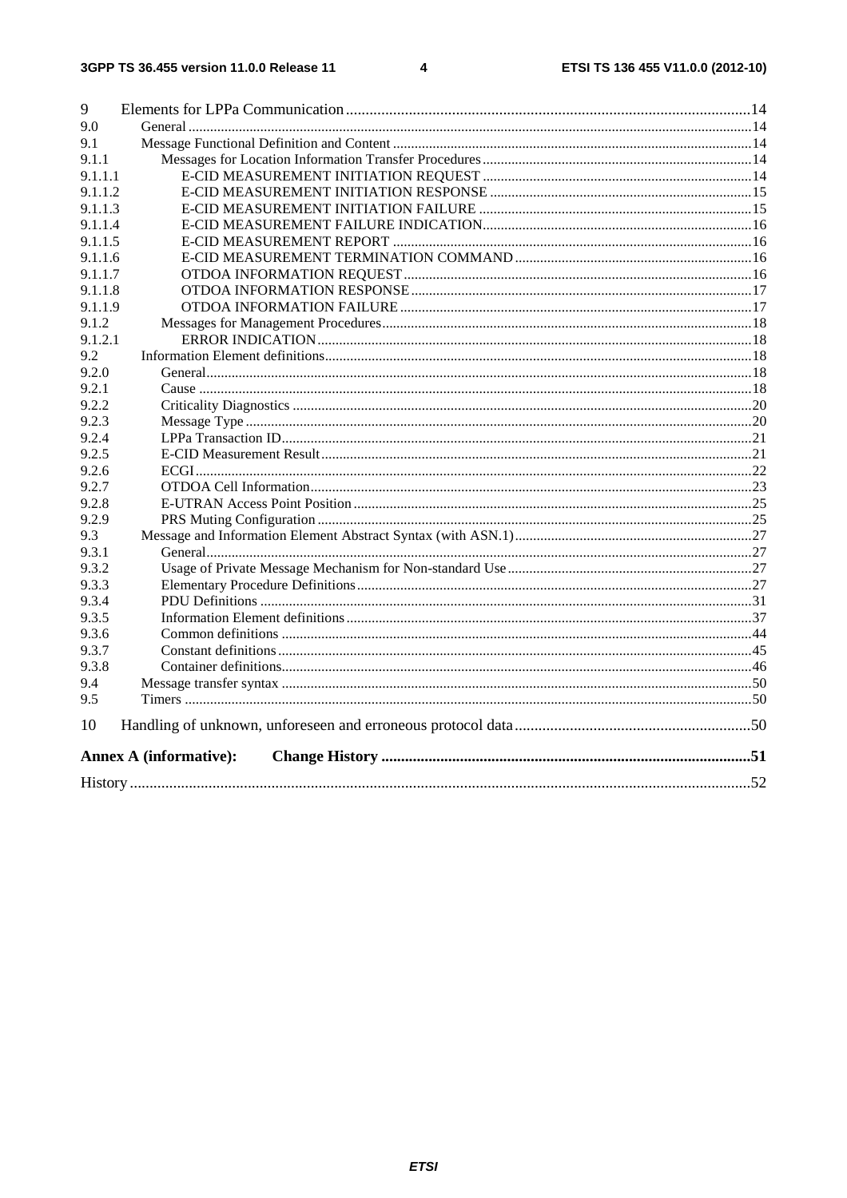9 Elements for LPPa Communication ..... 14
9.0 General ..... 14
9.1 Message Functional Definition and Content ..... 14
9.1.1 Messages for Location Information Transfer Procedures ..... 14
9.1.1.1 E-CID MEASUREMENT INITIATION REQUEST ..... 14
9.1.1.2 E-CID MEASUREMENT INITIATION RESPONSE ..... 15
9.1.1.3 E-CID MEASUREMENT INITIATION FAILURE ..... 15
9.1.1.4 E-CID MEASUREMENT FAILURE INDICATION ..... 16
9.1.1.5 E-CID MEASUREMENT REPORT ..... 16
9.1.1.6 E-CID MEASUREMENT TERMINATION COMMAND ..... 16
9.1.1.7 OTDOA INFORMATION REQUEST ..... 16
9.1.1.8 OTDOA INFORMATION RESPONSE ..... 17
9.1.1.9 OTDOA INFORMATION FAILURE ..... 17
9.1.2 Messages for Management Procedures ..... 18
9.1.2.1 ERROR INDICATION ..... 18
9.2 Information Element definitions ..... 18
9.2.0 General ..... 18
9.2.1 Cause ..... 18
9.2.2 Criticality Diagnostics ..... 20
9.2.3 Message Type ..... 20
9.2.4 LPPa Transaction ID ..... 21
9.2.5 E-CID Measurement Result ..... 21
9.2.6 ECGI ..... 22
9.2.7 OTDOA Cell Information ..... 23
9.2.8 E-UTRAN Access Point Position ..... 25
9.2.9 PRS Muting Configuration ..... 25
9.3 Message and Information Element Abstract Syntax (with ASN.1) ..... 27
9.3.1 General ..... 27
9.3.2 Usage of Private Message Mechanism for Non-standard Use ..... 27
9.3.3 Elementary Procedure Definitions ..... 27
9.3.4 PDU Definitions ..... 31
9.3.5 Information Element definitions ..... 37
9.3.6 Common definitions ..... 44
9.3.7 Constant definitions ..... 45
9.3.8 Container definitions ..... 46
9.4 Message transfer syntax ..... 50
9.5 Timers ..... 50

10 Handling of unknown, unforeseen and erroneous protocol data ..... 50

**Annex A (informative): Change History** ..... 51

History ..... 52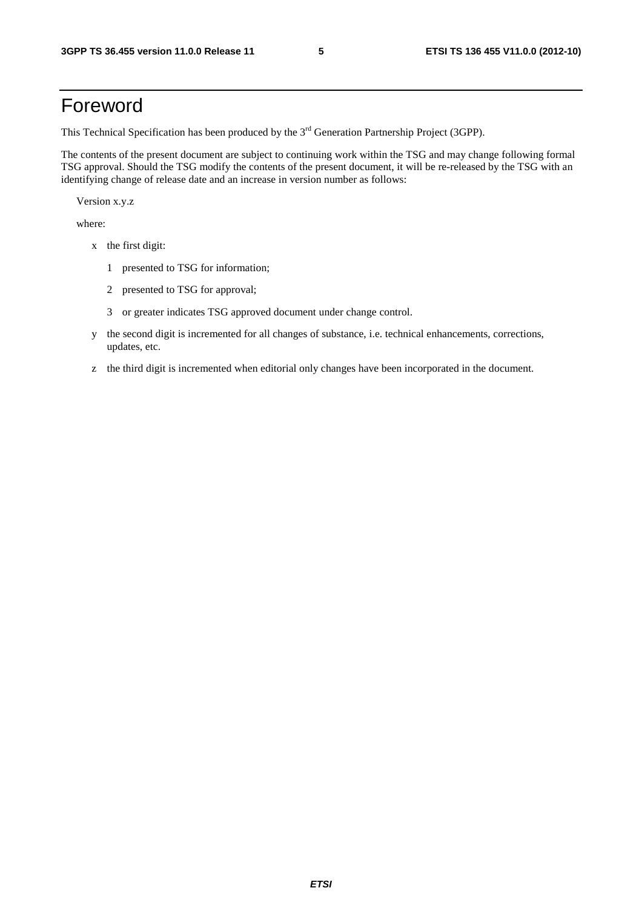# Foreword

This Technical Specification has been produced by the 3rd Generation Partnership Project (3GPP).

The contents of the present document are subject to continuing work within the TSG and may change following formal TSG approval. Should the TSG modify the contents of the present document, it will be re-released by the TSG with an identifying change of release date and an increase in version number as follows:

Version x.y.z

where:

- x the first digit:
  - 1 presented to TSG for information;
  - 2 presented to TSG for approval;
  - 3 or greater indicates TSG approved document under change control.
- y the second digit is incremented for all changes of substance, i.e. technical enhancements, corrections, updates, etc.
- z the third digit is incremented when editorial only changes have been incorporated in the document.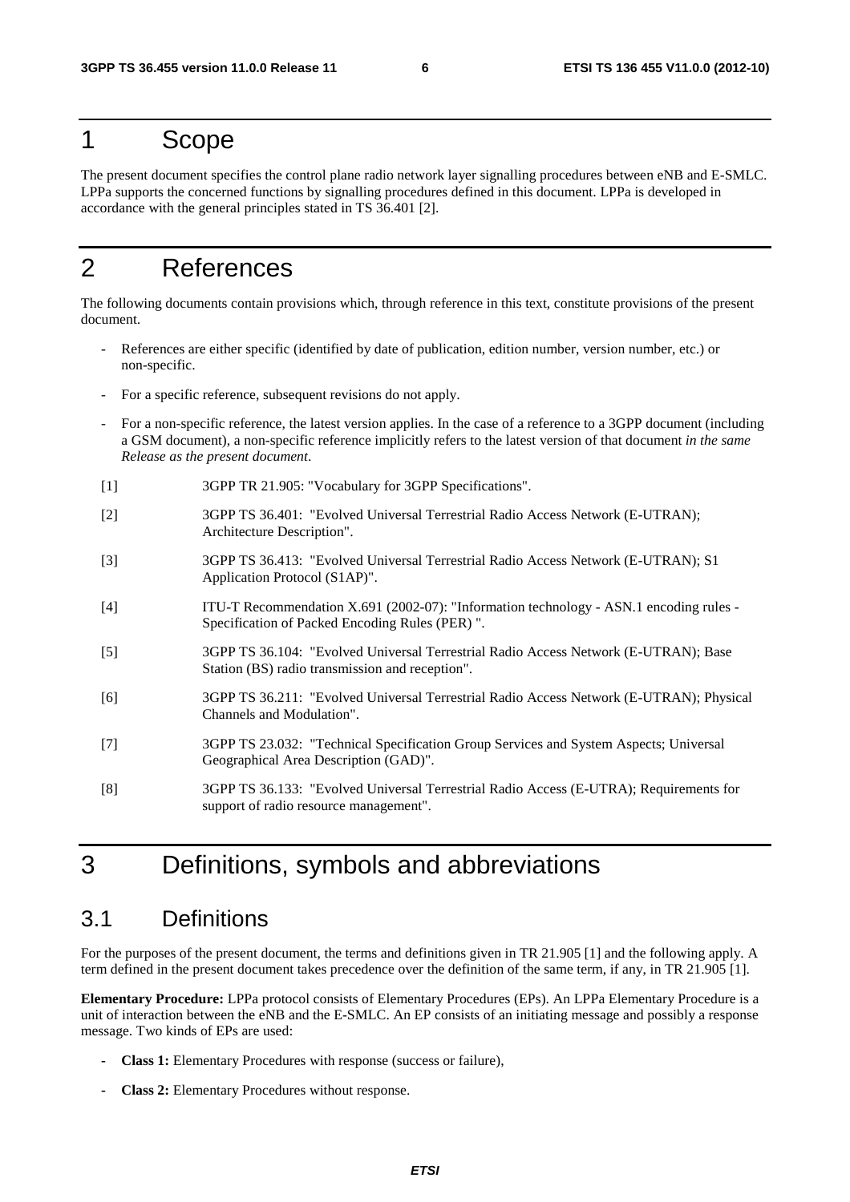# 1 Scope

The present document specifies the control plane radio network layer signalling procedures between eNB and E-SMLC. LPPa supports the concerned functions by signalling procedures defined in this document. LPPa is developed in accordance with the general principles stated in TS 36.401 [2].

# 2 References

The following documents contain provisions which, through reference in this text, constitute provisions of the present document.

- References are either specific (identified by date of publication, edition number, version number, etc.) or non-specific.
- For a specific reference, subsequent revisions do not apply.
- For a non-specific reference, the latest version applies. In the case of a reference to a 3GPP document (including a GSM document), a non-specific reference implicitly refers to the latest version of that document *in the same Release as the present document*.

[1] 3GPP TR 21.905: "Vocabulary for 3GPP Specifications".

[2] 3GPP TS 36.401: "Evolved Universal Terrestrial Radio Access Network (E-UTRAN); Architecture Description".

[3] 3GPP TS 36.413: "Evolved Universal Terrestrial Radio Access Network (E-UTRAN); S1 Application Protocol (S1AP)".

[4] ITU-T Recommendation X.691 (2002-07): "Information technology - ASN.1 encoding rules - Specification of Packed Encoding Rules (PER) ".

[5] 3GPP TS 36.104: "Evolved Universal Terrestrial Radio Access Network (E-UTRAN); Base Station (BS) radio transmission and reception".

[6] 3GPP TS 36.211: "Evolved Universal Terrestrial Radio Access Network (E-UTRAN); Physical Channels and Modulation".

[7] 3GPP TS 23.032: "Technical Specification Group Services and System Aspects; Universal Geographical Area Description (GAD)".

[8] 3GPP TS 36.133: "Evolved Universal Terrestrial Radio Access (E-UTRA); Requirements for support of radio resource management".

# 3 Definitions, symbols and abbreviations

## 3.1 Definitions

For the purposes of the present document, the terms and definitions given in TR 21.905 [1] and the following apply. A term defined in the present document takes precedence over the definition of the same term, if any, in TR 21.905 [1].

**Elementary Procedure:** LPPa protocol consists of Elementary Procedures (EPs). An LPPa Elementary Procedure is a unit of interaction between the eNB and the E-SMLC. An EP consists of an initiating message and possibly a response message. Two kinds of EPs are used:

- **Class 1:** Elementary Procedures with response (success or failure),
- **Class 2:** Elementary Procedures without response.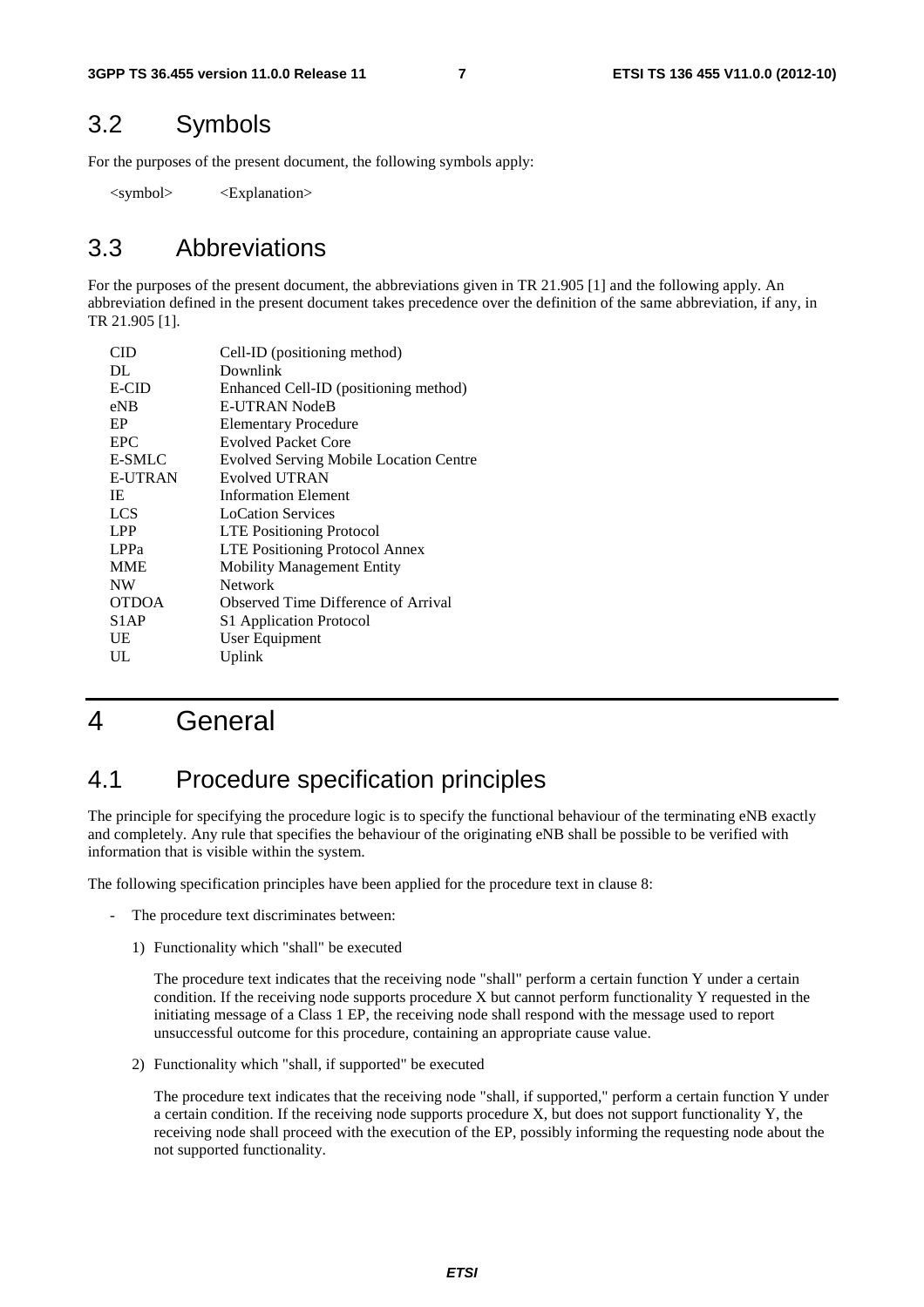## 3.2 Symbols

For the purposes of the present document, the following symbols apply:

<symbol> <Explanation>

## 3.3 Abbreviations

For the purposes of the present document, the abbreviations given in TR 21.905 [1] and the following apply. An abbreviation defined in the present document takes precedence over the definition of the same abbreviation, if any, in TR 21.905 [1].

| | |
|---|---|
| CID | Cell-ID (positioning method) |
| DL | Downlink |
| E-CID | Enhanced Cell-ID (positioning method) |
| eNB | E-UTRAN NodeB |
| EP | Elementary Procedure |
| EPC | Evolved Packet Core |
| E-SMLC | Evolved Serving Mobile Location Centre |
| E-UTRAN | Evolved UTRAN |
| IE | Information Element |
| LCS | LoCation Services |
| LPP | LTE Positioning Protocol |
| LPPa | LTE Positioning Protocol Annex |
| MME | Mobility Management Entity |
| NW | Network |
| OTDOA | Observed Time Difference of Arrival |
| S1AP | S1 Application Protocol |
| UE | User Equipment |
| UL | Uplink |

# 4 General

## 4.1 Procedure specification principles

The principle for specifying the procedure logic is to specify the functional behaviour of the terminating eNB exactly and completely. Any rule that specifies the behaviour of the originating eNB shall be possible to be verified with information that is visible within the system.

The following specification principles have been applied for the procedure text in clause 8:

- The procedure text discriminates between:

  1) Functionality which "shall" be executed

     The procedure text indicates that the receiving node "shall" perform a certain function Y under a certain condition. If the receiving node supports procedure X but cannot perform functionality Y requested in the initiating message of a Class 1 EP, the receiving node shall respond with the message used to report unsuccessful outcome for this procedure, containing an appropriate cause value.

  2) Functionality which "shall, if supported" be executed

     The procedure text indicates that the receiving node "shall, if supported," perform a certain function Y under a certain condition. If the receiving node supports procedure X, but does not support functionality Y, the receiving node shall proceed with the execution of the EP, possibly informing the requesting node about the not supported functionality.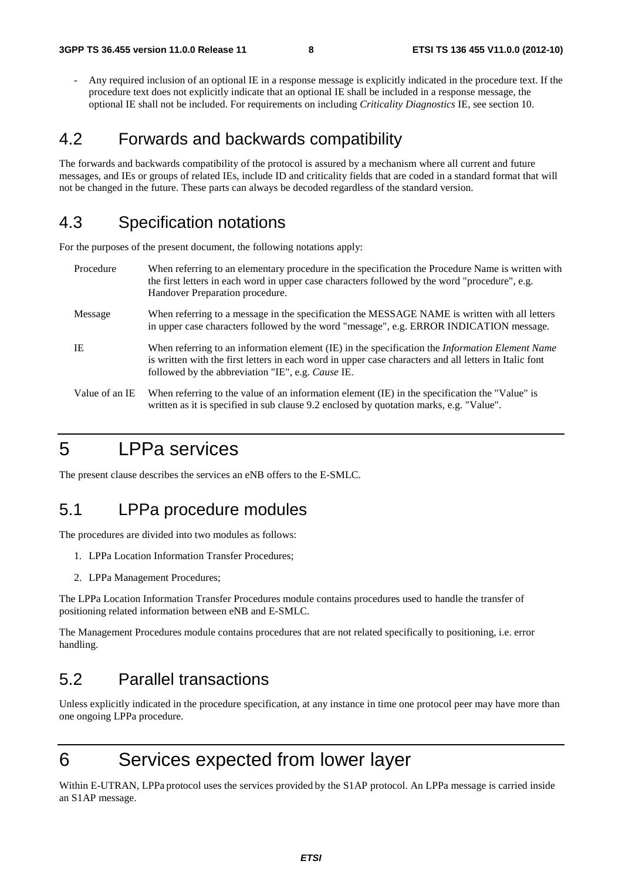- Any required inclusion of an optional IE in a response message is explicitly indicated in the procedure text. If the procedure text does not explicitly indicate that an optional IE shall be included in a response message, the optional IE shall not be included. For requirements on including *Criticality Diagnostics* IE, see section 10.

## 4.2 Forwards and backwards compatibility

The forwards and backwards compatibility of the protocol is assured by a mechanism where all current and future messages, and IEs or groups of related IEs, include ID and criticality fields that are coded in a standard format that will not be changed in the future. These parts can always be decoded regardless of the standard version.

## 4.3 Specification notations

For the purposes of the present document, the following notations apply:

Procedure When referring to an elementary procedure in the specification the Procedure Name is written with the first letters in each word in upper case characters followed by the word "procedure", e.g. Handover Preparation procedure.

Message When referring to a message in the specification the MESSAGE NAME is written with all letters in upper case characters followed by the word "message", e.g. ERROR INDICATION message.

IE When referring to an information element (IE) in the specification the *Information Element Name* is written with the first letters in each word in upper case characters and all letters in Italic font followed by the abbreviation "IE", e.g. *Cause* IE.

Value of an IE When referring to the value of an information element (IE) in the specification the "Value" is written as it is specified in sub clause 9.2 enclosed by quotation marks, e.g. "Value".

# 5 LPPa services

The present clause describes the services an eNB offers to the E-SMLC.

## 5.1 LPPa procedure modules

The procedures are divided into two modules as follows:

1. LPPa Location Information Transfer Procedures;
2. LPPa Management Procedures;

The LPPa Location Information Transfer Procedures module contains procedures used to handle the transfer of positioning related information between eNB and E-SMLC.

The Management Procedures module contains procedures that are not related specifically to positioning, i.e. error handling.

## 5.2 Parallel transactions

Unless explicitly indicated in the procedure specification, at any instance in time one protocol peer may have more than one ongoing LPPa procedure.

# 6 Services expected from lower layer

Within E-UTRAN, LPPa protocol uses the services provided by the S1AP protocol. An LPPa message is carried inside an S1AP message.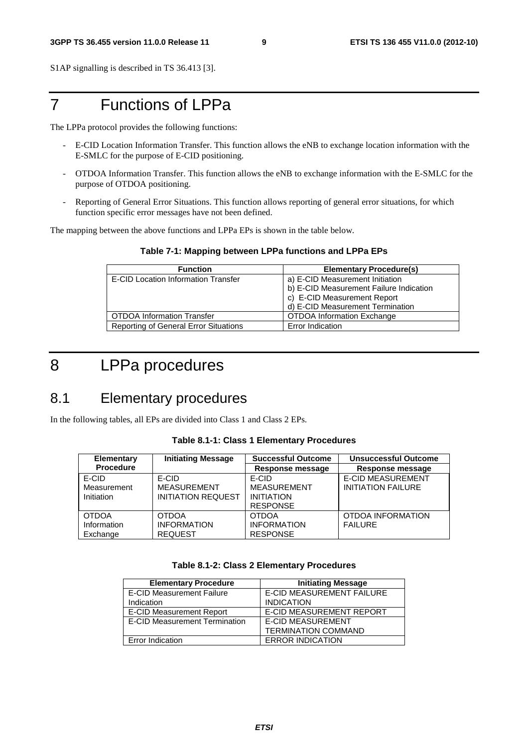S1AP signalling is described in TS 36.413 [3].

# 7 Functions of LPPa

The LPPa protocol provides the following functions:

- E-CID Location Information Transfer. This function allows the eNB to exchange location information with the E-SMLC for the purpose of E-CID positioning.
- OTDOA Information Transfer. This function allows the eNB to exchange information with the E-SMLC for the purpose of OTDOA positioning.
- Reporting of General Error Situations. This function allows reporting of general error situations, for which function specific error messages have not been defined.

The mapping between the above functions and LPPa EPs is shown in the table below.

**Table 7-1: Mapping between LPPa functions and LPPa EPs**

| Function | Elementary Procedure(s) |
|---|---|
| E-CID Location Information Transfer | a) E-CID Measurement Initiation<br>b) E-CID Measurement Failure Indication<br>c) E-CID Measurement Report<br>d) E-CID Measurement Termination |
| OTDOA Information Transfer | OTDOA Information Exchange |
| Reporting of General Error Situations | Error Indication |

# 8 LPPa procedures

## 8.1 Elementary procedures

In the following tables, all EPs are divided into Class 1 and Class 2 EPs.

**Table 8.1-1: Class 1 Elementary Procedures**

| Elementary Procedure | Initiating Message | Successful Outcome | Unsuccessful Outcome |
|---|---|---|---|
| | | Response message | Response message |
| E-CID Measurement Initiation | E-CID MEASUREMENT INITIATION REQUEST | E-CID MEASUREMENT INITIATION RESPONSE | E-CID MEASUREMENT INITIATION FAILURE |
| OTDOA Information Exchange | OTDOA INFORMATION REQUEST | OTDOA INFORMATION RESPONSE | OTDOA INFORMATION FAILURE |

**Table 8.1-2: Class 2 Elementary Procedures**

| Elementary Procedure | Initiating Message |
|---|---|
| E-CID Measurement Failure Indication | E-CID MEASUREMENT FAILURE INDICATION |
| E-CID Measurement Report | E-CID MEASUREMENT REPORT |
| E-CID Measurement Termination | E-CID MEASUREMENT TERMINATION COMMAND |
| Error Indication | ERROR INDICATION |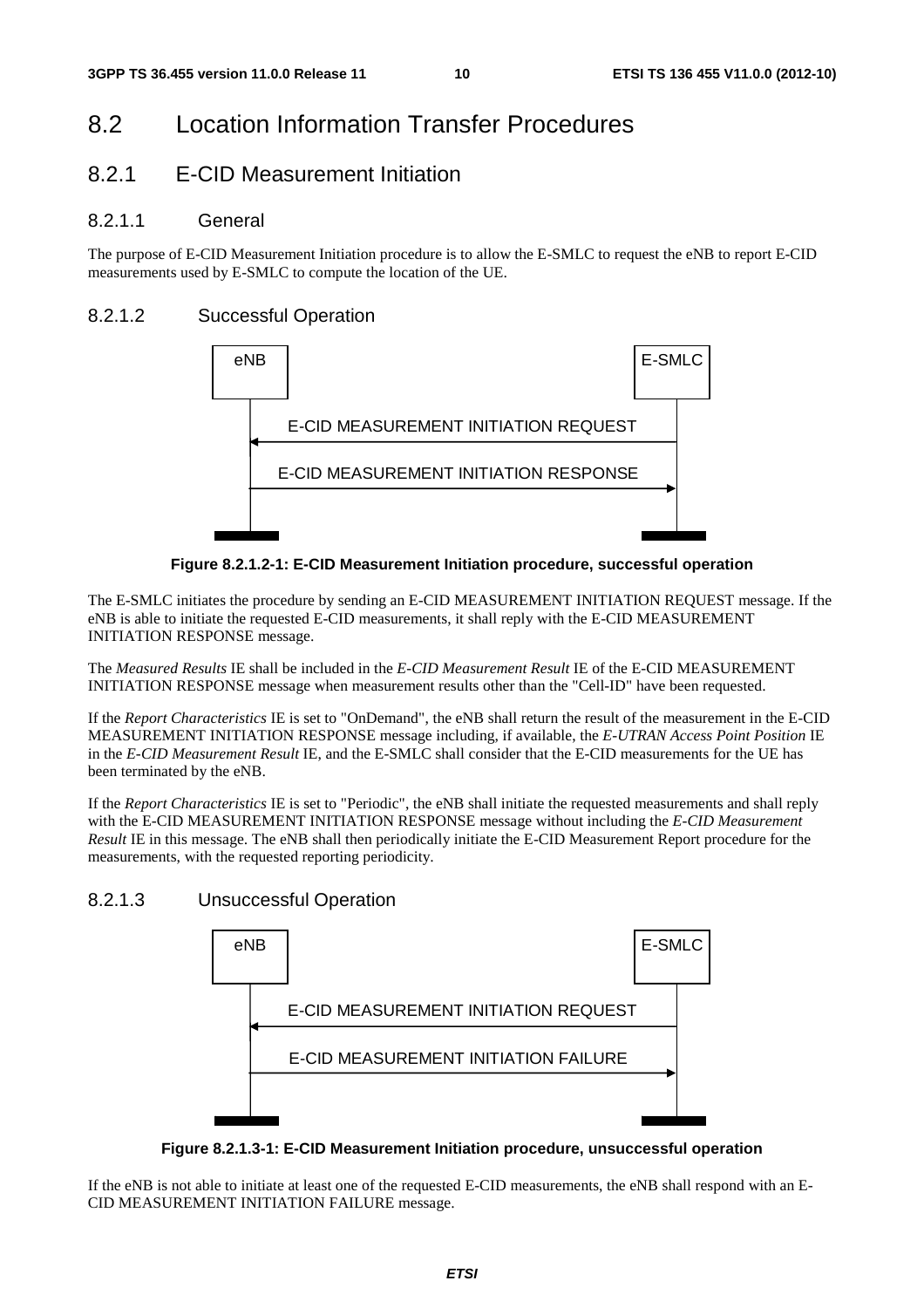# 8.2 Location Information Transfer Procedures

## 8.2.1 E-CID Measurement Initiation

### 8.2.1.1 General

The purpose of E-CID Measurement Initiation procedure is to allow the E-SMLC to request the eNB to report E-CID measurements used by E-SMLC to compute the location of the UE.

### 8.2.1.2 Successful Operation

**Figure 8.2.1.2-1: E-CID Measurement Initiation procedure, successful operation**

The E-SMLC initiates the procedure by sending an E-CID MEASUREMENT INITIATION REQUEST message. If the eNB is able to initiate the requested E-CID measurements, it shall reply with the E-CID MEASUREMENT INITIATION RESPONSE message.

The *Measured Results* IE shall be included in the *E-CID Measurement Result* IE of the E-CID MEASUREMENT INITIATION RESPONSE message when measurement results other than the "Cell-ID" have been requested.

If the *Report Characteristics* IE is set to "OnDemand", the eNB shall return the result of the measurement in the E-CID MEASUREMENT INITIATION RESPONSE message including, if available, the *E-UTRAN Access Point Position* IE in the *E-CID Measurement Result* IE, and the E-SMLC shall consider that the E-CID measurements for the UE has been terminated by the eNB.

If the *Report Characteristics* IE is set to "Periodic", the eNB shall initiate the requested measurements and shall reply with the E-CID MEASUREMENT INITIATION RESPONSE message without including the *E-CID Measurement Result* IE in this message. The eNB shall then periodically initiate the E-CID Measurement Report procedure for the measurements, with the requested reporting periodicity.

### 8.2.1.3 Unsuccessful Operation

**Figure 8.2.1.3-1: E-CID Measurement Initiation procedure, unsuccessful operation**

If the eNB is not able to initiate at least one of the requested E-CID measurements, the eNB shall respond with an E-CID MEASUREMENT INITIATION FAILURE message.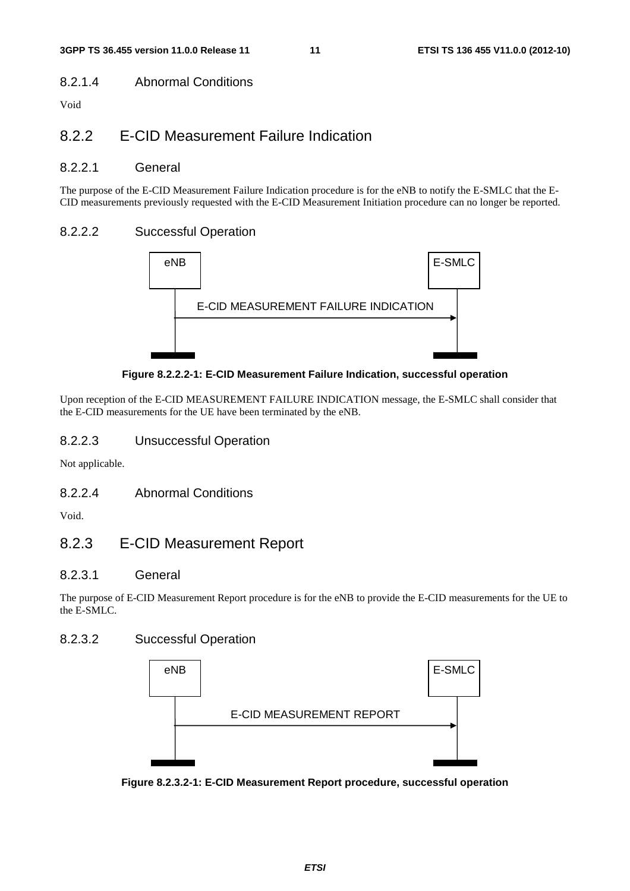#### 8.2.1.4 Abnormal Conditions

Void

### 8.2.2 E-CID Measurement Failure Indication

#### 8.2.2.1 General

The purpose of the E-CID Measurement Failure Indication procedure is for the eNB to notify the E-SMLC that the E-CID measurements previously requested with the E-CID Measurement Initiation procedure can no longer be reported.

#### 8.2.2.2 Successful Operation

eNB → E-SMLC: E-CID MEASUREMENT FAILURE INDICATION

**Figure 8.2.2.2-1: E-CID Measurement Failure Indication, successful operation**

Upon reception of the E-CID MEASUREMENT FAILURE INDICATION message, the E-SMLC shall consider that the E-CID measurements for the UE have been terminated by the eNB.

#### 8.2.2.3 Unsuccessful Operation

Not applicable.

#### 8.2.2.4 Abnormal Conditions

Void.

### 8.2.3 E-CID Measurement Report

#### 8.2.3.1 General

The purpose of E-CID Measurement Report procedure is for the eNB to provide the E-CID measurements for the UE to the E-SMLC.

#### 8.2.3.2 Successful Operation

eNB → E-SMLC: E-CID MEASUREMENT REPORT

**Figure 8.2.3.2-1: E-CID Measurement Report procedure, successful operation**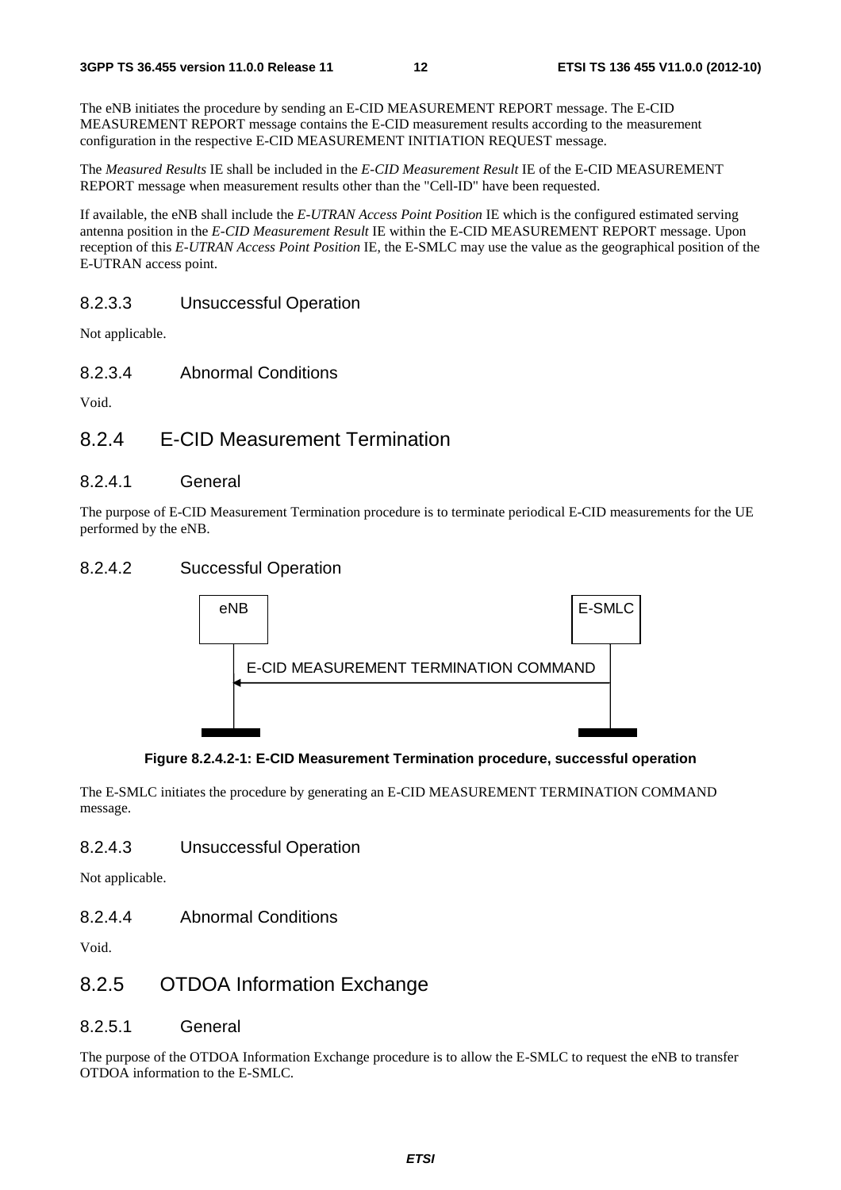The eNB initiates the procedure by sending an E-CID MEASUREMENT REPORT message. The E-CID MEASUREMENT REPORT message contains the E-CID measurement results according to the measurement configuration in the respective E-CID MEASUREMENT INITIATION REQUEST message.

The *Measured Results* IE shall be included in the *E-CID Measurement Result* IE of the E-CID MEASUREMENT REPORT message when measurement results other than the "Cell-ID" have been requested.

If available, the eNB shall include the *E-UTRAN Access Point Position* IE which is the configured estimated serving antenna position in the *E-CID Measurement Result* IE within the E-CID MEASUREMENT REPORT message. Upon reception of this *E-UTRAN Access Point Position* IE, the E-SMLC may use the value as the geographical position of the E-UTRAN access point.

#### 8.2.3.3 Unsuccessful Operation

Not applicable.

#### 8.2.3.4 Abnormal Conditions

Void.

### 8.2.4 E-CID Measurement Termination

#### 8.2.4.1 General

The purpose of E-CID Measurement Termination procedure is to terminate periodical E-CID measurements for the UE performed by the eNB.

#### 8.2.4.2 Successful Operation

eNB | E-SMLC

E-CID MEASUREMENT TERMINATION COMMAND

**Figure 8.2.4.2-1: E-CID Measurement Termination procedure, successful operation**

The E-SMLC initiates the procedure by generating an E-CID MEASUREMENT TERMINATION COMMAND message.

#### 8.2.4.3 Unsuccessful Operation

Not applicable.

#### 8.2.4.4 Abnormal Conditions

Void.

### 8.2.5 OTDOA Information Exchange

#### 8.2.5.1 General

The purpose of the OTDOA Information Exchange procedure is to allow the E-SMLC to request the eNB to transfer OTDOA information to the E-SMLC.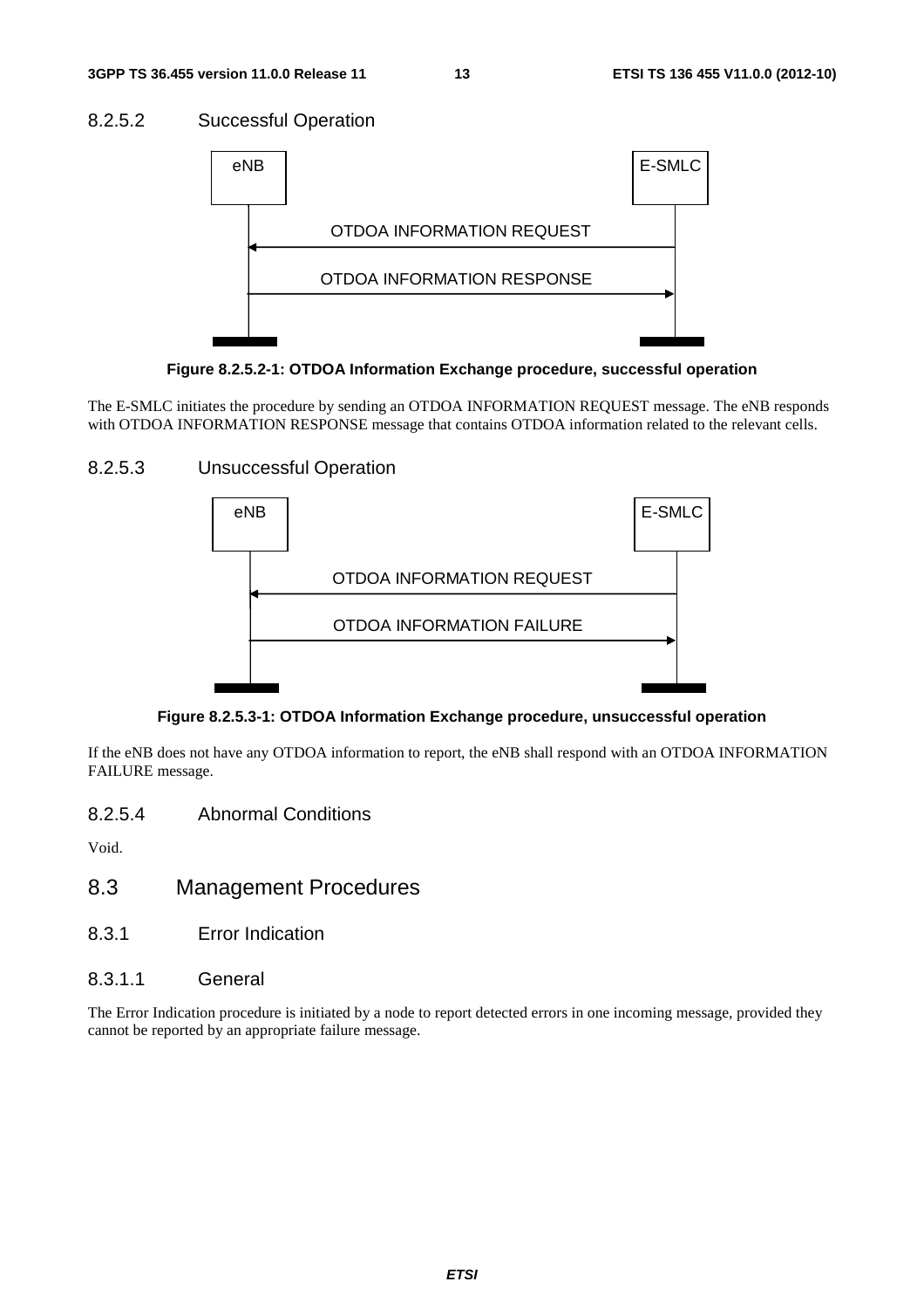#### 8.2.5.2 Successful Operation

**Figure 8.2.5.2-1: OTDOA Information Exchange procedure, successful operation**

The E-SMLC initiates the procedure by sending an OTDOA INFORMATION REQUEST message. The eNB responds with OTDOA INFORMATION RESPONSE message that contains OTDOA information related to the relevant cells.

#### 8.2.5.3 Unsuccessful Operation

**Figure 8.2.5.3-1: OTDOA Information Exchange procedure, unsuccessful operation**

If the eNB does not have any OTDOA information to report, the eNB shall respond with an OTDOA INFORMATION FAILURE message.

#### 8.2.5.4 Abnormal Conditions

Void.

## 8.3 Management Procedures

### 8.3.1 Error Indication

#### 8.3.1.1 General

The Error Indication procedure is initiated by a node to report detected errors in one incoming message, provided they cannot be reported by an appropriate failure message.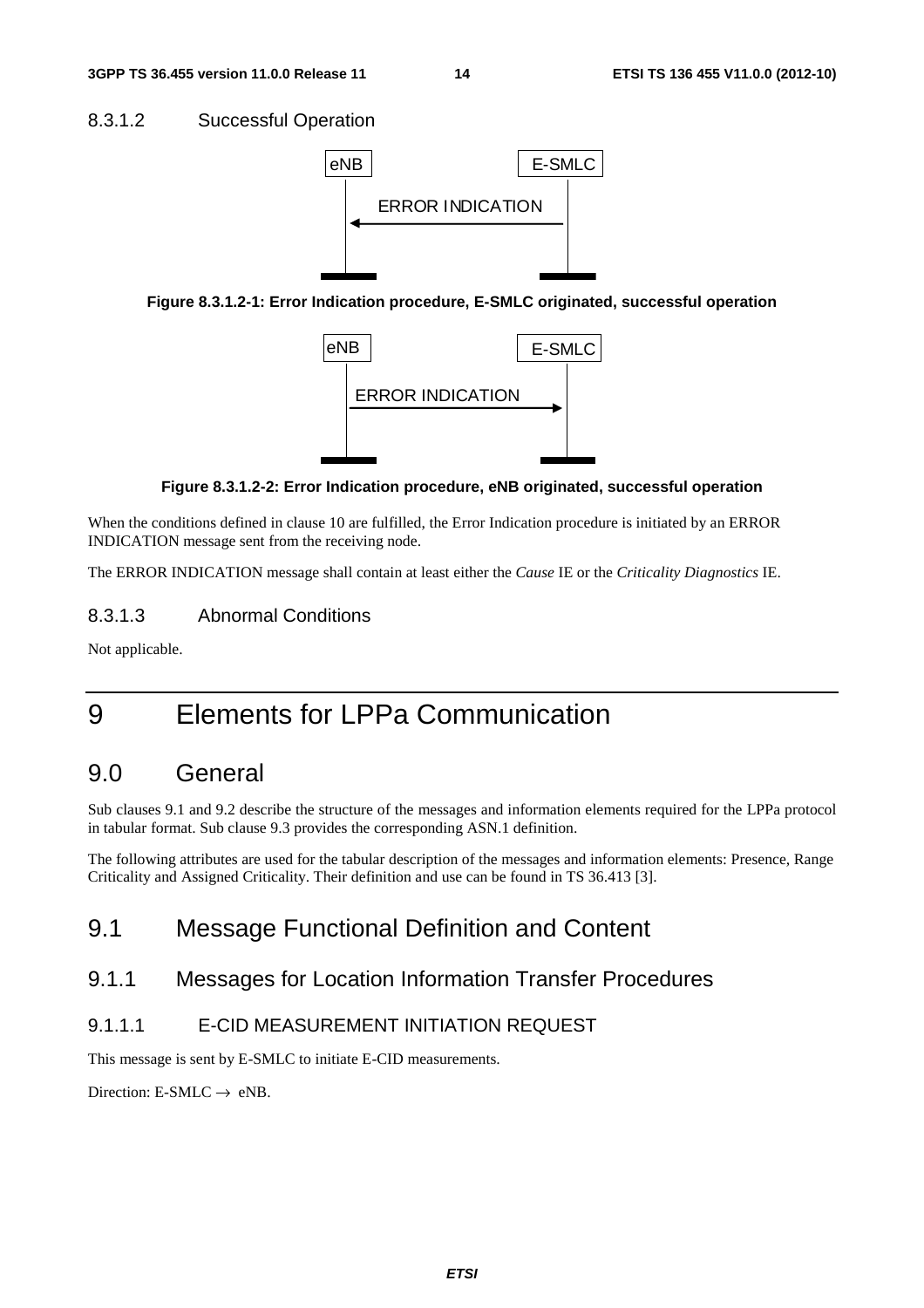### 8.3.1.2 Successful Operation

Figure 8.3.1.2-1: Error Indication procedure, E-SMLC originated, successful operation

Figure 8.3.1.2-2: Error Indication procedure, eNB originated, successful operation

When the conditions defined in clause 10 are fulfilled, the Error Indication procedure is initiated by an ERROR INDICATION message sent from the receiving node.

The ERROR INDICATION message shall contain at least either the *Cause* IE or the *Criticality Diagnostics* IE.

### 8.3.1.3 Abnormal Conditions

Not applicable.

# 9 Elements for LPPa Communication

## 9.0 General

Sub clauses 9.1 and 9.2 describe the structure of the messages and information elements required for the LPPa protocol in tabular format. Sub clause 9.3 provides the corresponding ASN.1 definition.

The following attributes are used for the tabular description of the messages and information elements: Presence, Range Criticality and Assigned Criticality. Their definition and use can be found in TS 36.413 [3].

## 9.1 Message Functional Definition and Content

### 9.1.1 Messages for Location Information Transfer Procedures

#### 9.1.1.1 E-CID MEASUREMENT INITIATION REQUEST

This message is sent by E-SMLC to initiate E-CID measurements.

Direction: E-SMLC → eNB.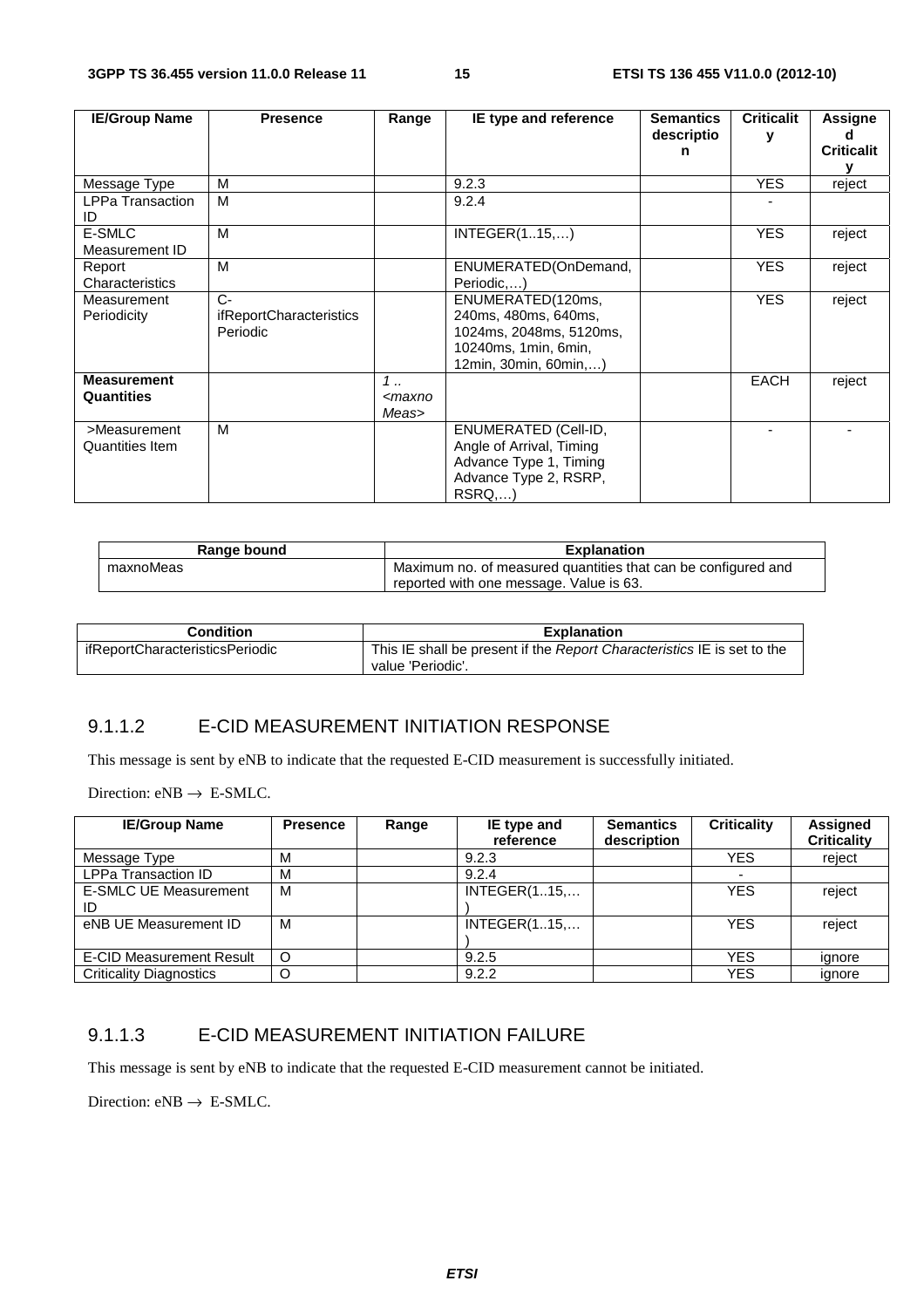| IE/Group Name | Presence | Range | IE type and reference | Semantics description | Criticality | Assigned Criticality |
|---|---|---|---|---|---|---|
| Message Type | M | | 9.2.3 | | YES | reject |
| LPPa Transaction ID | M | | 9.2.4 | | - | |
| E-SMLC Measurement ID | M | | INTEGER(1..15,…) | | YES | reject |
| Report Characteristics | M | | ENUMERATED(OnDemand, Periodic,…) | | YES | reject |
| Measurement Periodicity | C-ifReportCharacteristicsPeriodic | | ENUMERATED(120ms, 240ms, 480ms, 640ms, 1024ms, 2048ms, 5120ms, 10240ms, 1min, 6min, 12min, 30min, 60min,…) | | YES | reject |
| **Measurement Quantities** | | *1 .. <maxnoMeas>* | | | EACH | reject |
| >Measurement Quantities Item | M | | ENUMERATED (Cell-ID, Angle of Arrival, Timing Advance Type 1, Timing Advance Type 2, RSRP, RSRQ,…) | | - | - |

| Range bound | Explanation |
|---|---|
| maxnoMeas | Maximum no. of measured quantities that can be configured and reported with one message. Value is 63. |

| Condition | Explanation |
|---|---|
| ifReportCharacteristicsPeriodic | This IE shall be present if the *Report Characteristics* IE is set to the value 'Periodic'. |

### 9.1.1.2 E-CID MEASUREMENT INITIATION RESPONSE

This message is sent by eNB to indicate that the requested E-CID measurement is successfully initiated.

Direction: eNB → E-SMLC.

| IE/Group Name | Presence | Range | IE type and reference | Semantics description | Criticality | Assigned Criticality |
|---|---|---|---|---|---|---|
| Message Type | M | | 9.2.3 | | YES | reject |
| LPPa Transaction ID | M | | 9.2.4 | | - | |
| E-SMLC UE Measurement ID | M | | INTEGER(1..15,…) | | YES | reject |
| eNB UE Measurement ID | M | | INTEGER(1..15,…) | | YES | reject |
| E-CID Measurement Result | O | | 9.2.5 | | YES | ignore |
| Criticality Diagnostics | O | | 9.2.2 | | YES | ignore |

### 9.1.1.3 E-CID MEASUREMENT INITIATION FAILURE

This message is sent by eNB to indicate that the requested E-CID measurement cannot be initiated.

Direction: eNB → E-SMLC.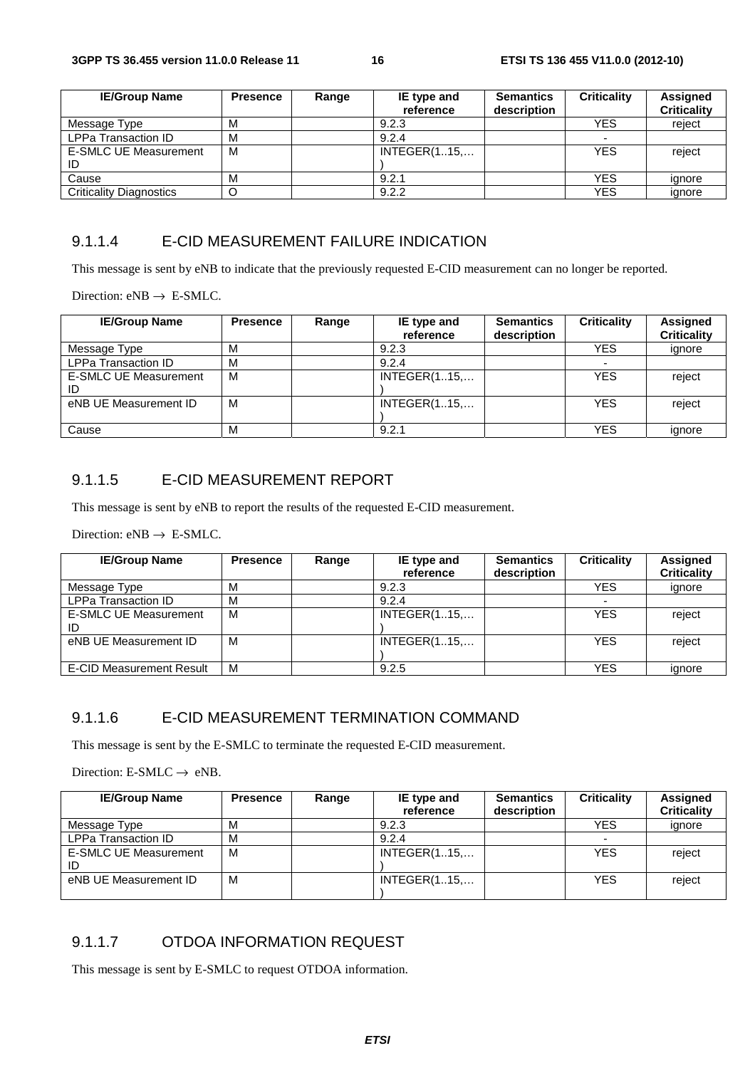| IE/Group Name | Presence | Range | IE type and reference | Semantics description | Criticality | Assigned Criticality |
|---|---|---|---|---|---|---|
| Message Type | M | | 9.2.3 | | YES | reject |
| LPPa Transaction ID | M | | 9.2.4 | | - | |
| E-SMLC UE Measurement ID | M | | INTEGER(1..15,…) | | YES | reject |
| Cause | M | | 9.2.1 | | YES | ignore |
| Criticality Diagnostics | O | | 9.2.2 | | YES | ignore |

### 9.1.1.4 E-CID MEASUREMENT FAILURE INDICATION

This message is sent by eNB to indicate that the previously requested E-CID measurement can no longer be reported.

Direction: eNB → E-SMLC.

| IE/Group Name | Presence | Range | IE type and reference | Semantics description | Criticality | Assigned Criticality |
|---|---|---|---|---|---|---|
| Message Type | M | | 9.2.3 | | YES | ignore |
| LPPa Transaction ID | M | | 9.2.4 | | - | |
| E-SMLC UE Measurement ID | M | | INTEGER(1..15,…) | | YES | reject |
| eNB UE Measurement ID | M | | INTEGER(1..15,…) | | YES | reject |
| Cause | M | | 9.2.1 | | YES | ignore |

### 9.1.1.5 E-CID MEASUREMENT REPORT

This message is sent by eNB to report the results of the requested E-CID measurement.

Direction: eNB → E-SMLC.

| IE/Group Name | Presence | Range | IE type and reference | Semantics description | Criticality | Assigned Criticality |
|---|---|---|---|---|---|---|
| Message Type | M | | 9.2.3 | | YES | ignore |
| LPPa Transaction ID | M | | 9.2.4 | | - | |
| E-SMLC UE Measurement ID | M | | INTEGER(1..15,…) | | YES | reject |
| eNB UE Measurement ID | M | | INTEGER(1..15,…) | | YES | reject |
| E-CID Measurement Result | M | | 9.2.5 | | YES | ignore |

### 9.1.1.6 E-CID MEASUREMENT TERMINATION COMMAND

This message is sent by the E-SMLC to terminate the requested E-CID measurement.

Direction: E-SMLC → eNB.

| IE/Group Name | Presence | Range | IE type and reference | Semantics description | Criticality | Assigned Criticality |
|---|---|---|---|---|---|---|
| Message Type | M | | 9.2.3 | | YES | ignore |
| LPPa Transaction ID | M | | 9.2.4 | | - | |
| E-SMLC UE Measurement ID | M | | INTEGER(1..15,…) | | YES | reject |
| eNB UE Measurement ID | M | | INTEGER(1..15,…) | | YES | reject |

### 9.1.1.7 OTDOA INFORMATION REQUEST

This message is sent by E-SMLC to request OTDOA information.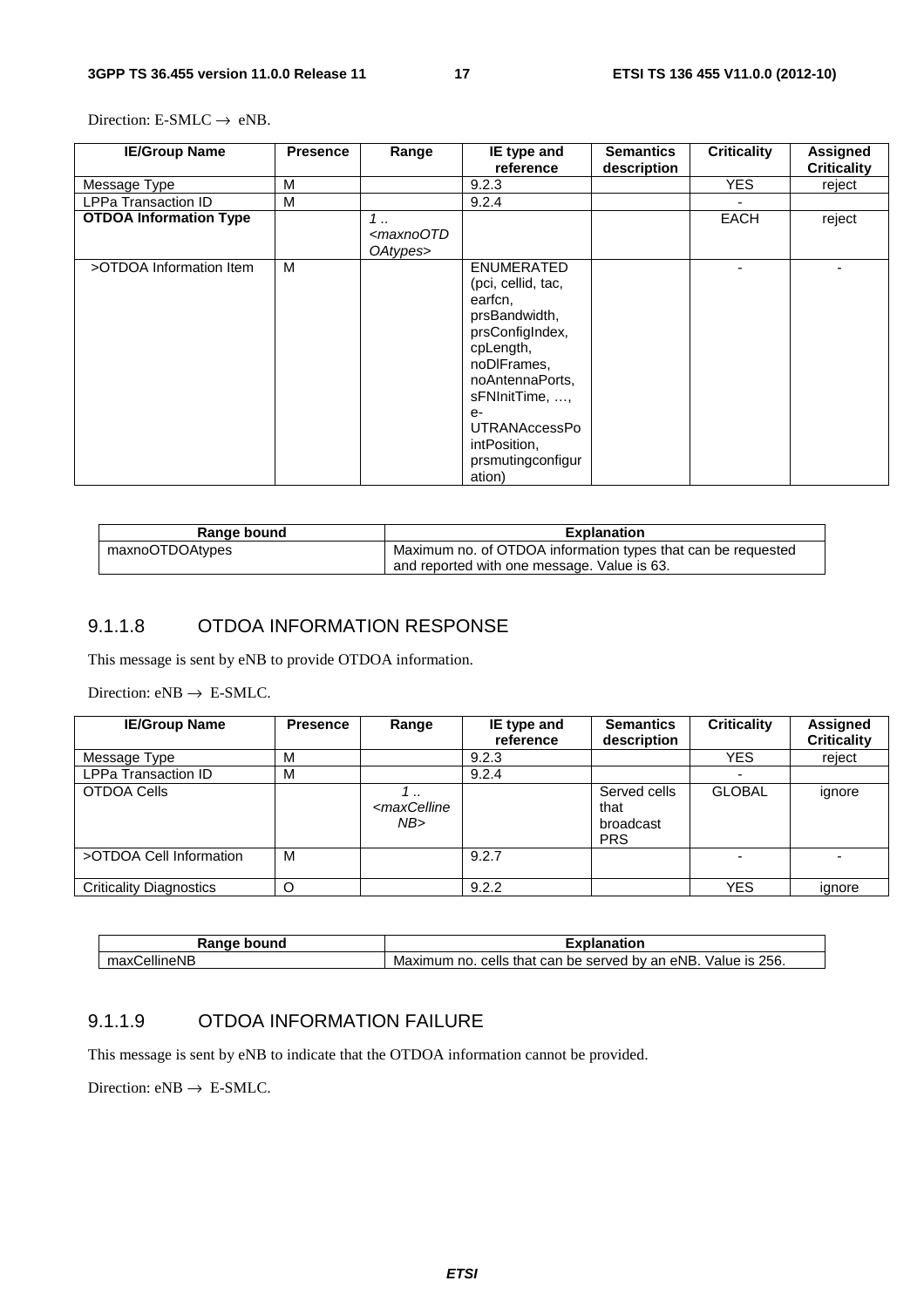Direction: E-SMLC → eNB.

| IE/Group Name | Presence | Range | IE type and reference | Semantics description | Criticality | Assigned Criticality |
|---|---|---|---|---|---|---|
| Message Type | M | | 9.2.3 | | YES | reject |
| LPPa Transaction ID | M | | 9.2.4 | | - | |
| **OTDOA Information Type** | | *1 .. <maxnoOTDOAtypes>* | | | EACH | reject |
| >OTDOA Information Item | M | | ENUMERATED (pci, cellid, tac, earfcn, prsBandwidth, prsConfigIndex, cpLength, noDlFrames, noAntennaPorts, sFNInitTime, …, e-UTRANAccessPointPosition, prsmutingconfiguration) | | - | - |

| Range bound | Explanation |
|---|---|
| maxnoOTDOAtypes | Maximum no. of OTDOA information types that can be requested and reported with one message. Value is 63. |

### 9.1.1.8 OTDOA INFORMATION RESPONSE

This message is sent by eNB to provide OTDOA information.

Direction: eNB → E-SMLC.

| IE/Group Name | Presence | Range | IE type and reference | Semantics description | Criticality | Assigned Criticality |
|---|---|---|---|---|---|---|
| Message Type | M | | 9.2.3 | | YES | reject |
| LPPa Transaction ID | M | | 9.2.4 | | - | |
| OTDOA Cells | | *1 .. <maxCellineNB>* | | Served cells that broadcast PRS | GLOBAL | ignore |
| >OTDOA Cell Information | M | | 9.2.7 | | - | - |
| Criticality Diagnostics | O | | 9.2.2 | | YES | ignore |

| Range bound | Explanation |
|---|---|
| maxCellineNB | Maximum no. cells that can be served by an eNB. Value is 256. |

### 9.1.1.9 OTDOA INFORMATION FAILURE

This message is sent by eNB to indicate that the OTDOA information cannot be provided.

Direction: eNB → E-SMLC.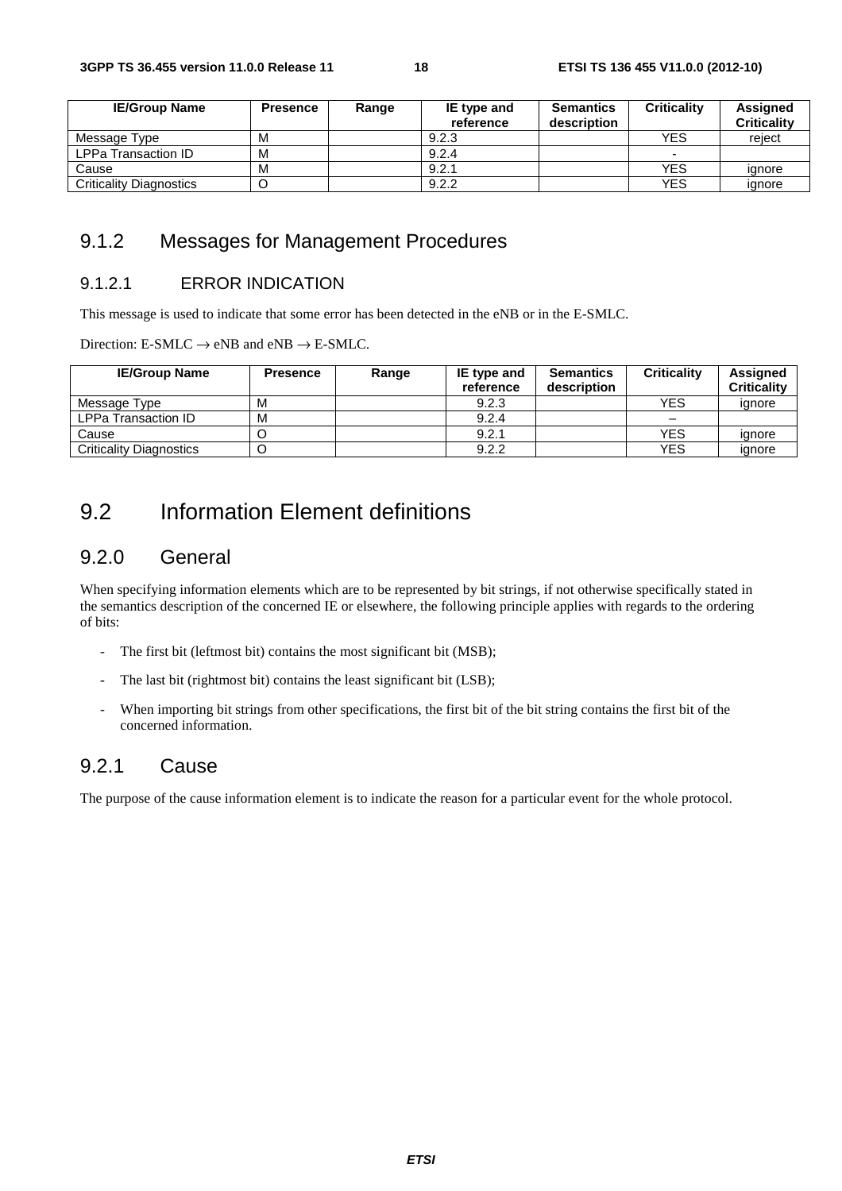| IE/Group Name | Presence | Range | IE type and reference | Semantics description | Criticality | Assigned Criticality |
| --- | --- | --- | --- | --- | --- | --- |
| Message Type | M | | 9.2.3 | | YES | reject |
| LPPa Transaction ID | M | | 9.2.4 | | - | |
| Cause | M | | 9.2.1 | | YES | ignore |
| Criticality Diagnostics | O | | 9.2.2 | | YES | ignore |

## 9.1.2 Messages for Management Procedures

### 9.1.2.1 ERROR INDICATION

This message is used to indicate that some error has been detected in the eNB or in the E-SMLC.

Direction: E-SMLC → eNB and eNB → E-SMLC.

| IE/Group Name | Presence | Range | IE type and reference | Semantics description | Criticality | Assigned Criticality |
| --- | --- | --- | --- | --- | --- | --- |
| Message Type | M | | 9.2.3 | | YES | ignore |
| LPPa Transaction ID | M | | 9.2.4 | | – | |
| Cause | O | | 9.2.1 | | YES | ignore |
| Criticality Diagnostics | O | | 9.2.2 | | YES | ignore |

# 9.2 Information Element definitions

## 9.2.0 General

When specifying information elements which are to be represented by bit strings, if not otherwise specifically stated in the semantics description of the concerned IE or elsewhere, the following principle applies with regards to the ordering of bits:

- The first bit (leftmost bit) contains the most significant bit (MSB);
- The last bit (rightmost bit) contains the least significant bit (LSB);
- When importing bit strings from other specifications, the first bit of the bit string contains the first bit of the concerned information.

## 9.2.1 Cause

The purpose of the cause information element is to indicate the reason for a particular event for the whole protocol.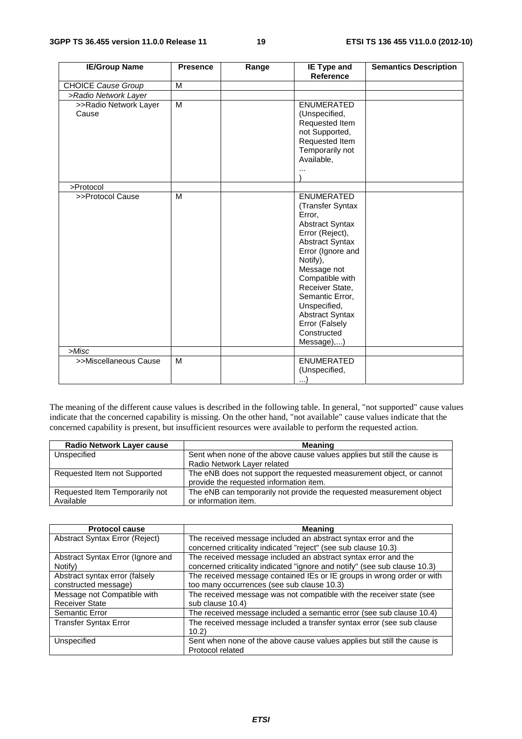| IE/Group Name | Presence | Range | IE Type and Reference | Semantics Description |
|---|---|---|---|---|
| CHOICE *Cause Group* | M | | | |
| *>Radio Network Layer* | | | | |
| >>Radio Network Layer Cause | M | | ENUMERATED (Unspecified, Requested Item not Supported, Requested Item Temporarily not Available, ... ) | |
| >Protocol | | | | |
| >>Protocol Cause | M | | ENUMERATED (Transfer Syntax Error, Abstract Syntax Error (Reject), Abstract Syntax Error (Ignore and Notify), Message not Compatible with Receiver State, Semantic Error, Unspecified, Abstract Syntax Error (Falsely Constructed Message),...) | |
| *>Misc* | | | | |
| >>Miscellaneous Cause | M | | ENUMERATED (Unspecified, ...) | |

The meaning of the different cause values is described in the following table. In general, "not supported" cause values indicate that the concerned capability is missing. On the other hand, "not available" cause values indicate that the concerned capability is present, but insufficient resources were available to perform the requested action.

| Radio Network Layer cause | Meaning |
|---|---|
| Unspecified | Sent when none of the above cause values applies but still the cause is Radio Network Layer related |
| Requested Item not Supported | The eNB does not support the requested measurement object, or cannot provide the requested information item. |
| Requested Item Temporarily not Available | The eNB can temporarily not provide the requested measurement object or information item. |

| Protocol cause | Meaning |
|---|---|
| Abstract Syntax Error (Reject) | The received message included an abstract syntax error and the concerned criticality indicated "reject" (see sub clause 10.3) |
| Abstract Syntax Error (Ignore and Notify) | The received message included an abstract syntax error and the concerned criticality indicated "ignore and notify" (see sub clause 10.3) |
| Abstract syntax error (falsely constructed message) | The received message contained IEs or IE groups in wrong order or with too many occurrences (see sub clause 10.3) |
| Message not Compatible with Receiver State | The received message was not compatible with the receiver state (see sub clause 10.4) |
| Semantic Error | The received message included a semantic error (see sub clause 10.4) |
| Transfer Syntax Error | The received message included a transfer syntax error (see sub clause 10.2) |
| Unspecified | Sent when none of the above cause values applies but still the cause is Protocol related |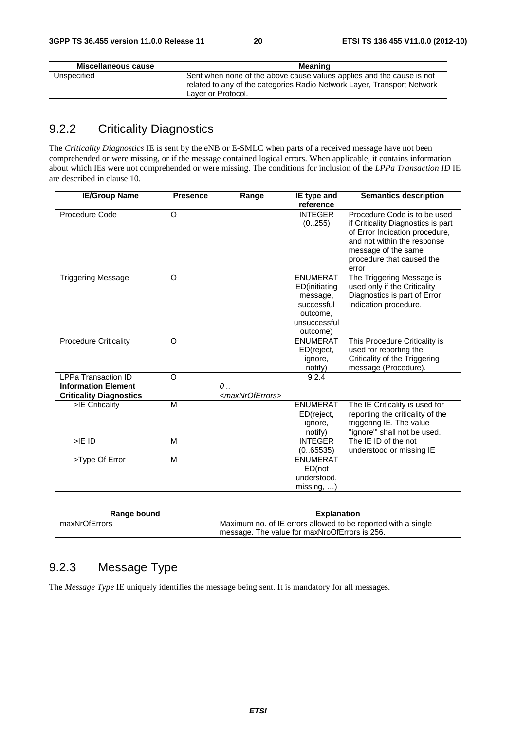| Miscellaneous cause | Meaning |
| --- | --- |
| Unspecified | Sent when none of the above cause values applies and the cause is not related to any of the categories Radio Network Layer, Transport Network Layer or Protocol. |

## 9.2.2 Criticality Diagnostics

The *Criticality Diagnostics* IE is sent by the eNB or E-SMLC when parts of a received message have not been comprehended or were missing, or if the message contained logical errors. When applicable, it contains information about which IEs were not comprehended or were missing. The conditions for inclusion of the *LPPa Transaction ID* IE are described in clause 10.

| IE/Group Name | Presence | Range | IE type and reference | Semantics description |
| --- | --- | --- | --- | --- |
| Procedure Code | O | | INTEGER (0..255) | Procedure Code is to be used if Criticality Diagnostics is part of Error Indication procedure, and not within the response message of the same procedure that caused the error |
| Triggering Message | O | | ENUMERATED(initiating message, successful outcome, unsuccessful outcome) | The Triggering Message is used only if the Criticality Diagnostics is part of Error Indication procedure. |
| Procedure Criticality | O | | ENUMERATED(reject, ignore, notify) | This Procedure Criticality is used for reporting the Criticality of the Triggering message (Procedure). |
| LPPa Transaction ID | O | | 9.2.4 | |
| **Information Element Criticality Diagnostics** | | *0 .. <maxNrOfErrors>* | | |
| >IE Criticality | M | | ENUMERATED(reject, ignore, notify) | The IE Criticality is used for reporting the criticality of the triggering IE. The value "ignore"' shall not be used. |
| >IE ID | M | | INTEGER (0..65535) | The IE ID of the not understood or missing IE |
| >Type Of Error | M | | ENUMERATED(not understood, missing, …) | |

| Range bound | Explanation |
| --- | --- |
| maxNrOfErrors | Maximum no. of IE errors allowed to be reported with a single message. The value for maxNroOfErrors is 256. |

## 9.2.3 Message Type

The *Message Type* IE uniquely identifies the message being sent. It is mandatory for all messages.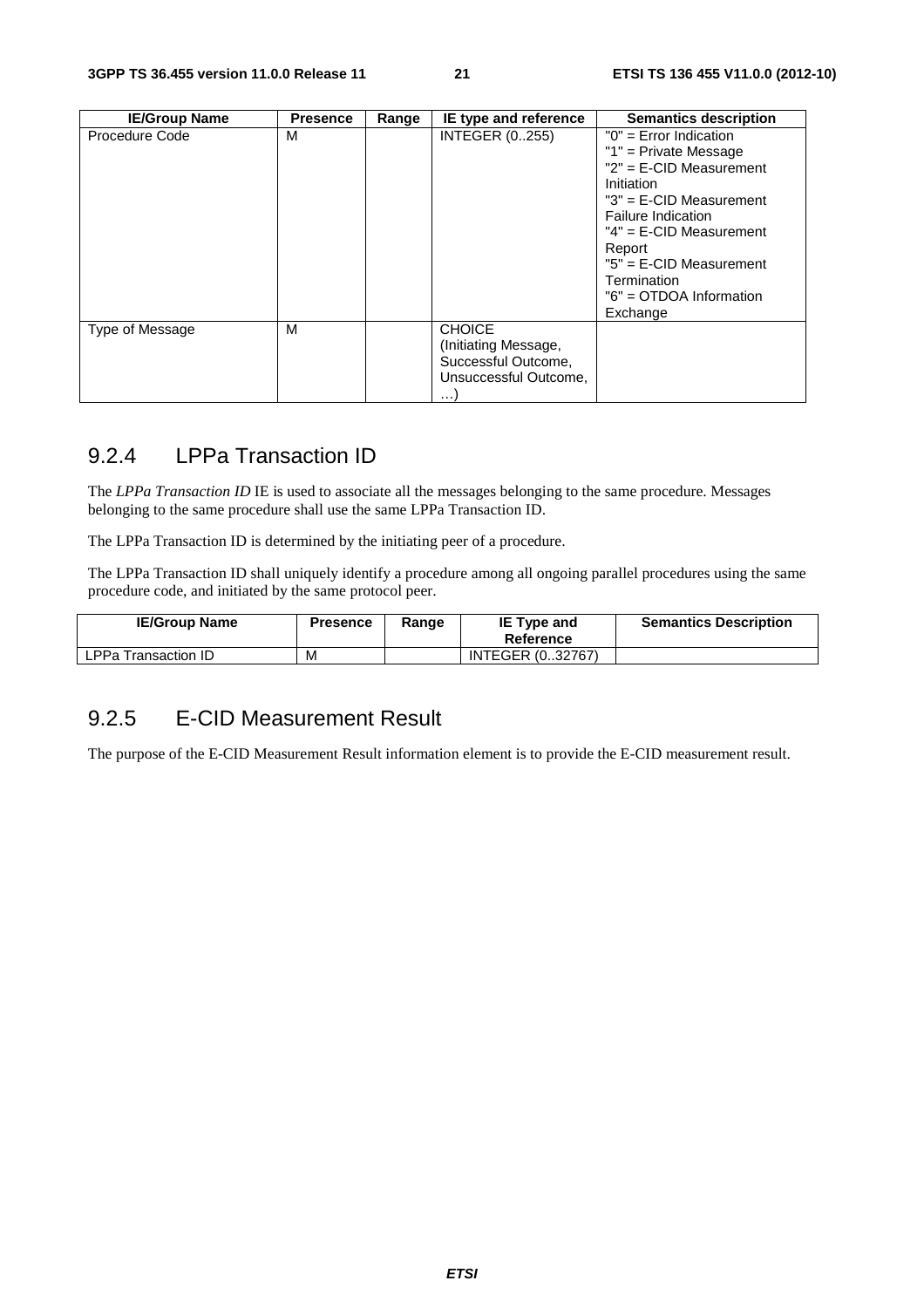| IE/Group Name | Presence | Range | IE type and reference | Semantics description |
|---|---|---|---|---|
| Procedure Code | M | | INTEGER (0..255) | "0" = Error Indication<br>"1" = Private Message<br>"2" = E-CID Measurement Initiation<br>"3" = E-CID Measurement Failure Indication<br>"4" = E-CID Measurement Report<br>"5" = E-CID Measurement Termination<br>"6" = OTDOA Information Exchange |
| Type of Message | M | | CHOICE (Initiating Message, Successful Outcome, Unsuccessful Outcome, …) | |

## 9.2.4 LPPa Transaction ID

The *LPPa Transaction ID* IE is used to associate all the messages belonging to the same procedure. Messages belonging to the same procedure shall use the same LPPa Transaction ID.

The LPPa Transaction ID is determined by the initiating peer of a procedure.

The LPPa Transaction ID shall uniquely identify a procedure among all ongoing parallel procedures using the same procedure code, and initiated by the same protocol peer.

| IE/Group Name | Presence | Range | IE Type and Reference | Semantics Description |
|---|---|---|---|---|
| LPPa Transaction ID | M | | INTEGER (0..32767) | |

## 9.2.5 E-CID Measurement Result

The purpose of the E-CID Measurement Result information element is to provide the E-CID measurement result.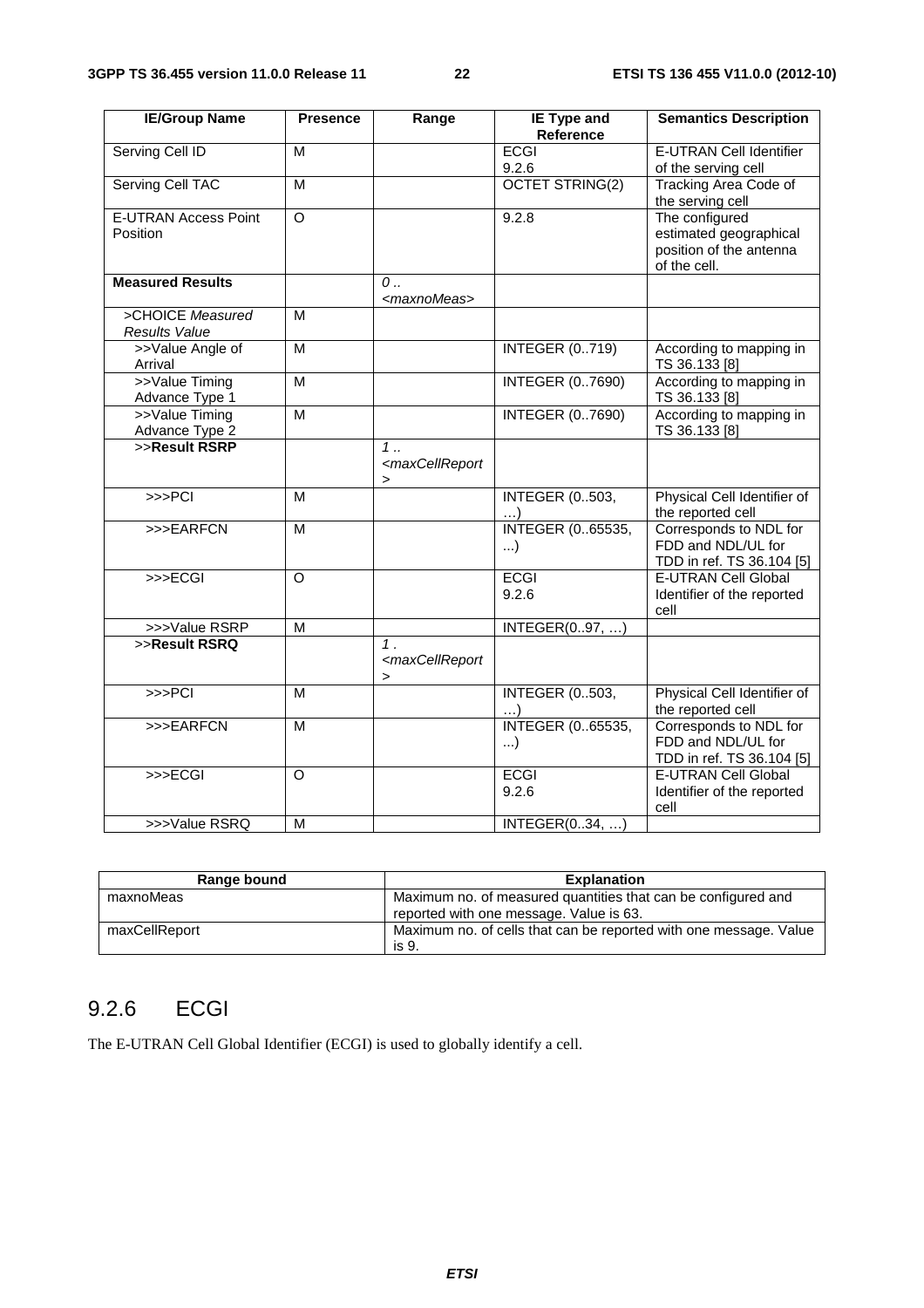| IE/Group Name | Presence | Range | IE Type and Reference | Semantics Description |
|---|---|---|---|---|
| Serving Cell ID | M | | ECGI 9.2.6 | E-UTRAN Cell Identifier of the serving cell |
| Serving Cell TAC | M | | OCTET STRING(2) | Tracking Area Code of the serving cell |
| E-UTRAN Access Point Position | O | | 9.2.8 | The configured estimated geographical position of the antenna of the cell. |
| **Measured Results** | | *0 .. <maxnoMeas>* | | |
| >CHOICE *Measured Results Value* | M | | | |
| >>Value Angle of Arrival | M | | INTEGER (0..719) | According to mapping in TS 36.133 [8] |
| >>Value Timing Advance Type 1 | M | | INTEGER (0..7690) | According to mapping in TS 36.133 [8] |
| >>Value Timing Advance Type 2 | M | | INTEGER (0..7690) | According to mapping in TS 36.133 [8] |
| >>**Result RSRP** | | *1 .. <maxCellReport>* | | |
| >>>PCI | M | | INTEGER (0..503, …) | Physical Cell Identifier of the reported cell |
| >>>EARFCN | M | | INTEGER (0..65535, ...) | Corresponds to NDL for FDD and NDL/UL for TDD in ref. TS 36.104 [5] |
| >>>ECGI | O | | ECGI 9.2.6 | E-UTRAN Cell Global Identifier of the reported cell |
| >>>Value RSRP | M | | INTEGER(0..97, …) | |
| >>**Result RSRQ** | | *1 . <maxCellReport>* | | |
| >>>PCI | M | | INTEGER (0..503, …) | Physical Cell Identifier of the reported cell |
| >>>EARFCN | M | | INTEGER (0..65535, ...) | Corresponds to NDL for FDD and NDL/UL for TDD in ref. TS 36.104 [5] |
| >>>ECGI | O | | ECGI 9.2.6 | E-UTRAN Cell Global Identifier of the reported cell |
| >>>Value RSRQ | M | | INTEGER(0..34, …) | |

| Range bound | Explanation |
|---|---|
| maxnoMeas | Maximum no. of measured quantities that can be configured and reported with one message. Value is 63. |
| maxCellReport | Maximum no. of cells that can be reported with one message. Value is 9. |

## 9.2.6 ECGI

The E-UTRAN Cell Global Identifier (ECGI) is used to globally identify a cell.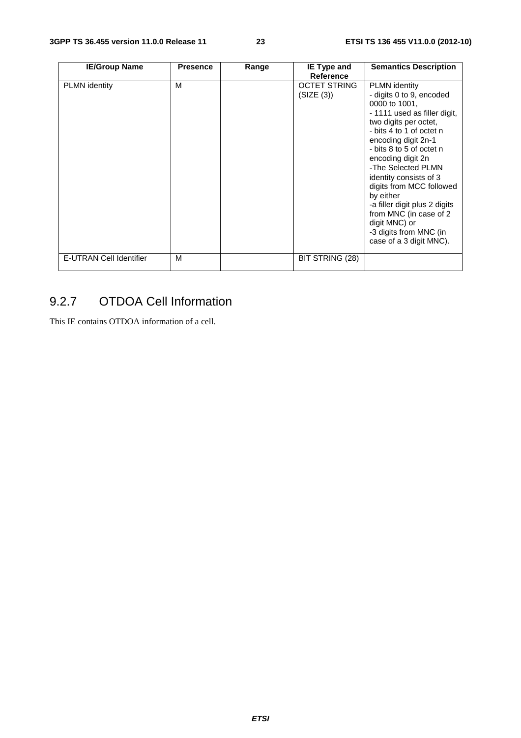| IE/Group Name | Presence | Range | IE Type and Reference | Semantics Description |
|---|---|---|---|---|
| PLMN identity | M | | OCTET STRING (SIZE (3)) | PLMN identity<br>- digits 0 to 9, encoded 0000 to 1001,<br>- 1111 used as filler digit, two digits per octet,<br>- bits 4 to 1 of octet n encoding digit 2n-1<br>- bits 8 to 5 of octet n encoding digit 2n<br>-The Selected PLMN identity consists of 3 digits from MCC followed by either<br>-a filler digit plus 2 digits from MNC (in case of 2 digit MNC) or<br>-3 digits from MNC (in case of a 3 digit MNC). |
| E-UTRAN Cell Identifier | M | | BIT STRING (28) | |

### 9.2.7 OTDOA Cell Information

This IE contains OTDOA information of a cell.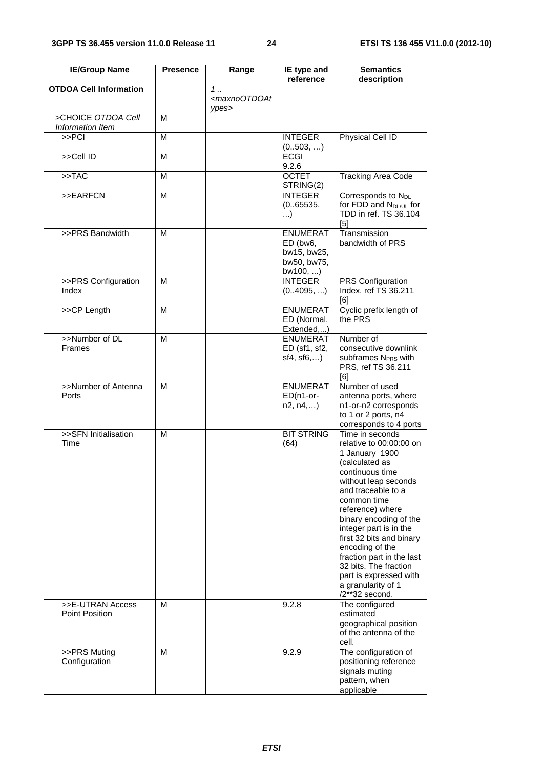| IE/Group Name | Presence | Range | IE type and reference | Semantics description |
|---|---|---|---|---|
| **OTDOA Cell Information** | | *1 .. <maxnoOTDOAtypes>* | | |
| >CHOICE *OTDOA Cell Information Item* | M | | | |
| >>PCI | M | | INTEGER (0..503, …) | Physical Cell ID |
| >>Cell ID | M | | ECGI 9.2.6 | |
| >>TAC | M | | OCTET STRING(2) | Tracking Area Code |
| >>EARFCN | M | | INTEGER (0..65535, ...) | Corresponds to $N_{DL}$ for FDD and $N_{DL/UL}$ for TDD in ref. TS 36.104 [5] |
| >>PRS Bandwidth | M | | ENUMERATED (bw6, bw15, bw25, bw50, bw75, bw100, ...) | Transmission bandwidth of PRS |
| >>PRS Configuration Index | M | | INTEGER (0..4095, ...) | PRS Configuration Index, ref TS 36.211 [6] |
| >>CP Length | M | | ENUMERATED (Normal, Extended,...) | Cyclic prefix length of the PRS |
| >>Number of DL Frames | M | | ENUMERATED (sf1, sf2, sf4, sf6,…) | Number of consecutive downlink subframes $N_{PRS}$ with PRS, ref TS 36.211 [6] |
| >>Number of Antenna Ports | M | | ENUMERATED(n1-or-n2, n4,…) | Number of used antenna ports, where n1-or-n2 corresponds to 1 or 2 ports, n4 corresponds to 4 ports |
| >>SFN Initialisation Time | M | | BIT STRING (64) | Time in seconds relative to 00:00:00 on 1 January 1900 (calculated as continuous time without leap seconds and traceable to a common time reference) where binary encoding of the integer part is in the first 32 bits and binary encoding of the fraction part in the last 32 bits. The fraction part is expressed with a granularity of 1 /2**32 second. |
| >>E-UTRAN Access Point Position | M | | 9.2.8 | The configured estimated geographical position of the antenna of the cell. |
| >>PRS Muting Configuration | M | | 9.2.9 | The configuration of positioning reference signals muting pattern, when applicable |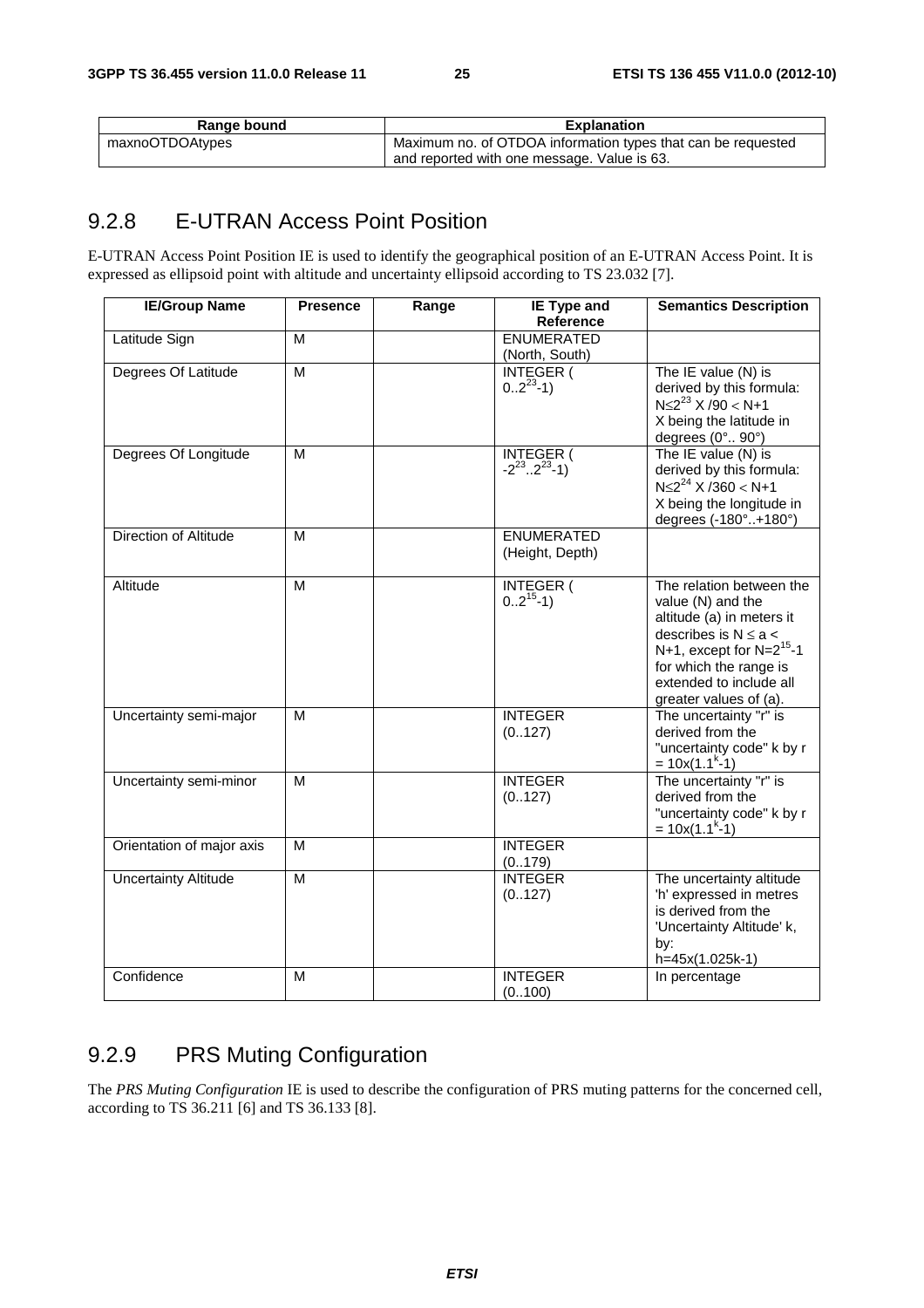| Range bound | Explanation |
| --- | --- |
| maxnoOTDOAtypes | Maximum no. of OTDOA information types that can be requested and reported with one message. Value is 63. |

## 9.2.8 E-UTRAN Access Point Position

E-UTRAN Access Point Position IE is used to identify the geographical position of an E-UTRAN Access Point. It is expressed as ellipsoid point with altitude and uncertainty ellipsoid according to TS 23.032 [7].

| IE/Group Name | Presence | Range | IE Type and Reference | Semantics Description |
| --- | --- | --- | --- | --- |
| Latitude Sign | M | | ENUMERATED (North, South) | |
| Degrees Of Latitude | M | | INTEGER ( $0..2^{23}$-1) | The IE value (N) is derived by this formula: $N \le 2^{23}$ X /90 < N+1 X being the latitude in degrees (0°.. 90°) |
| Degrees Of Longitude | M | | INTEGER ( $-2^{23}..2^{23}$-1) | The IE value (N) is derived by this formula: $N \le 2^{24}$ X /360 < N+1 X being the longitude in degrees (-180°..+180°) |
| Direction of Altitude | M | | ENUMERATED (Height, Depth) | |
| Altitude | M | | INTEGER ( $0..2^{15}$-1) | The relation between the value (N) and the altitude (a) in meters it describes is $N \le a <$ N+1, except for $N=2^{15}-1$ for which the range is extended to include all greater values of (a). |
| Uncertainty semi-major | M | | INTEGER (0..127) | The uncertainty "r" is derived from the "uncertainty code" k by $r = 10x(1.1^k-1)$ |
| Uncertainty semi-minor | M | | INTEGER (0..127) | The uncertainty "r" is derived from the "uncertainty code" k by $r = 10x(1.1^k-1)$ |
| Orientation of major axis | M | | INTEGER (0..179) | |
| Uncertainty Altitude | M | | INTEGER (0..127) | The uncertainty altitude 'h' expressed in metres is derived from the 'Uncertainty Altitude' k, by: h=45x(1.025k-1) |
| Confidence | M | | INTEGER (0..100) | In percentage |

## 9.2.9 PRS Muting Configuration

The *PRS Muting Configuration* IE is used to describe the configuration of PRS muting patterns for the concerned cell, according to TS 36.211 [6] and TS 36.133 [8].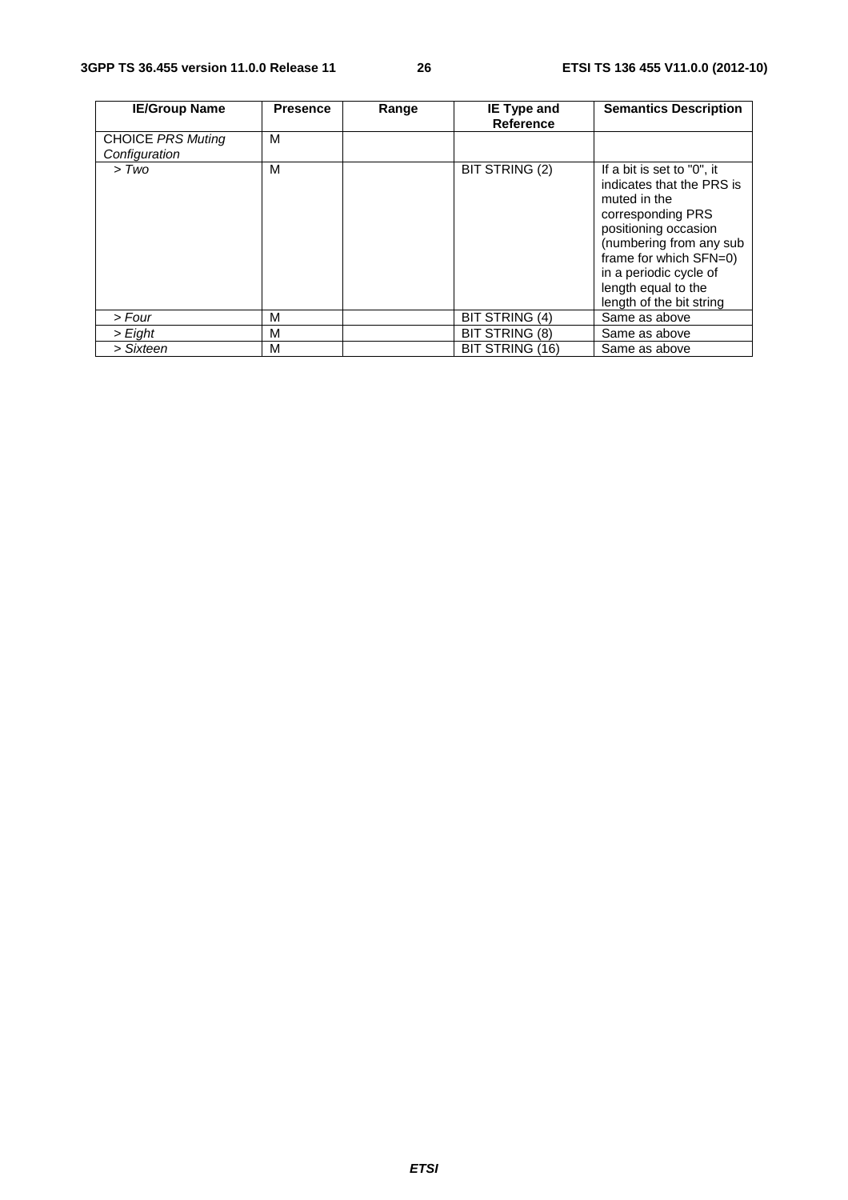| IE/Group Name | Presence | Range | IE Type and Reference | Semantics Description |
|---|---|---|---|---|
| CHOICE *PRS Muting Configuration* | M | | | |
| > *Two* | M | | BIT STRING (2) | If a bit is set to "0", it indicates that the PRS is muted in the corresponding PRS positioning occasion (numbering from any sub frame for which SFN=0) in a periodic cycle of length equal to the length of the bit string |
| > *Four* | M | | BIT STRING (4) | Same as above |
| > *Eight* | M | | BIT STRING (8) | Same as above |
| > *Sixteen* | M | | BIT STRING (16) | Same as above |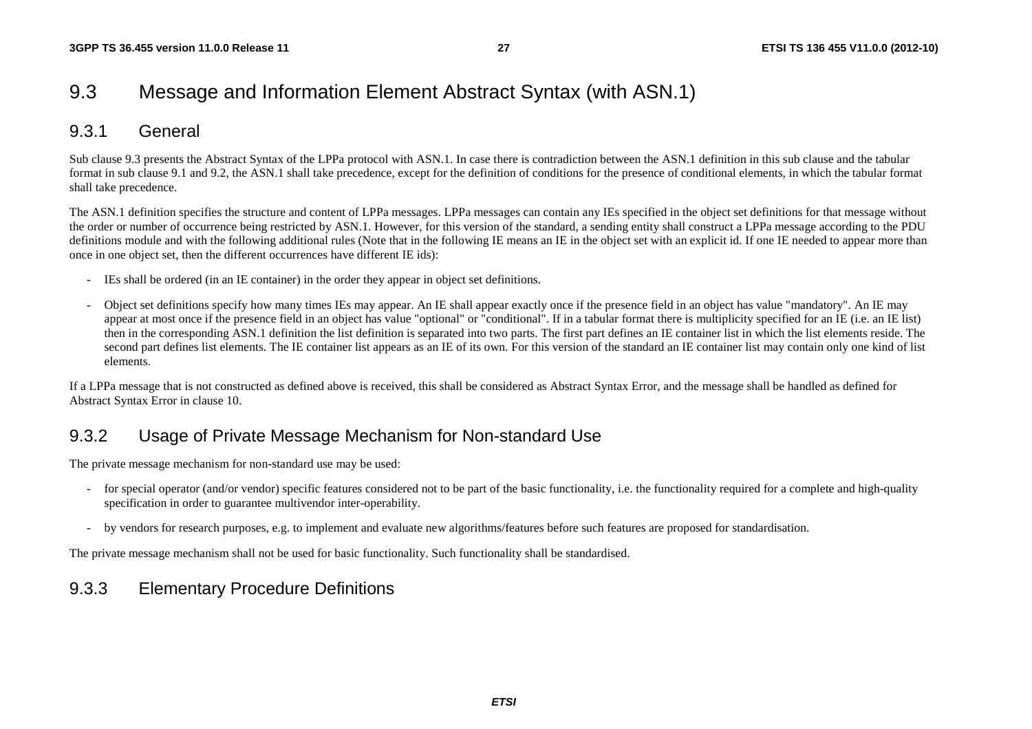## 9.3 Message and Information Element Abstract Syntax (with ASN.1)

### 9.3.1 General

Sub clause 9.3 presents the Abstract Syntax of the LPPa protocol with ASN.1. In case there is contradiction between the ASN.1 definition in this sub clause and the tabular format in sub clause 9.1 and 9.2, the ASN.1 shall take precedence, except for the definition of conditions for the presence of conditional elements, in which the tabular format shall take precedence.

The ASN.1 definition specifies the structure and content of LPPa messages. LPPa messages can contain any IEs specified in the object set definitions for that message without the order or number of occurrence being restricted by ASN.1. However, for this version of the standard, a sending entity shall construct a LPPa message according to the PDU definitions module and with the following additional rules (Note that in the following IE means an IE in the object set with an explicit id. If one IE needed to appear more than once in one object set, then the different occurrences have different IE ids):

- IEs shall be ordered (in an IE container) in the order they appear in object set definitions.
- Object set definitions specify how many times IEs may appear. An IE shall appear exactly once if the presence field in an object has value "mandatory". An IE may appear at most once if the presence field in an object has value "optional" or "conditional". If in a tabular format there is multiplicity specified for an IE (i.e. an IE list) then in the corresponding ASN.1 definition the list definition is separated into two parts. The first part defines an IE container list in which the list elements reside. The second part defines list elements. The IE container list appears as an IE of its own. For this version of the standard an IE container list may contain only one kind of list elements.

If a LPPa message that is not constructed as defined above is received, this shall be considered as Abstract Syntax Error, and the message shall be handled as defined for Abstract Syntax Error in clause 10.

### 9.3.2 Usage of Private Message Mechanism for Non-standard Use

The private message mechanism for non-standard use may be used:

- for special operator (and/or vendor) specific features considered not to be part of the basic functionality, i.e. the functionality required for a complete and high-quality specification in order to guarantee multivendor inter-operability.
- by vendors for research purposes, e.g. to implement and evaluate new algorithms/features before such features are proposed for standardisation.

The private message mechanism shall not be used for basic functionality. Such functionality shall be standardised.

### 9.3.3 Elementary Procedure Definitions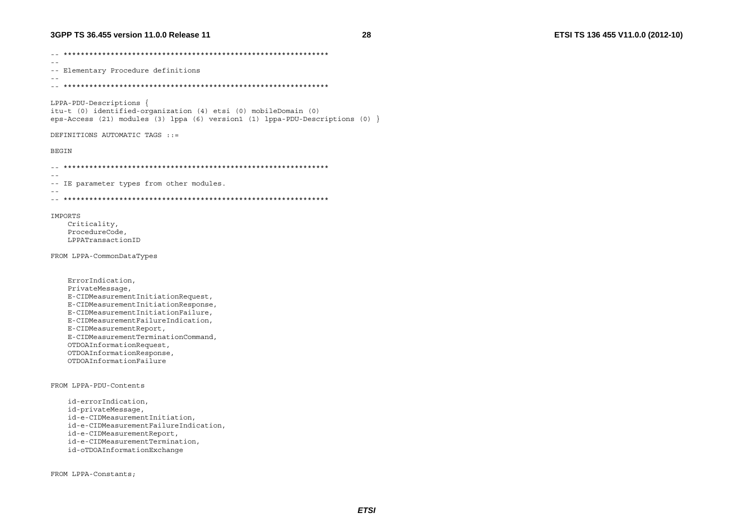```
-- **************************************************************
--
-- Elementary Procedure definitions
--
-- **************************************************************

LPPA-PDU-Descriptions {
itu-t (0) identified-organization (4) etsi (0) mobileDomain (0)
eps-Access (21) modules (3) lppa (6) version1 (1) lppa-PDU-Descriptions (0) }

DEFINITIONS AUTOMATIC TAGS ::=

BEGIN

-- **************************************************************
--
-- IE parameter types from other modules.
--
-- **************************************************************

IMPORTS
    Criticality,
    ProcedureCode,
    LPPATransactionID

FROM LPPA-CommonDataTypes


    ErrorIndication,
    PrivateMessage,
    E-CIDMeasurementInitiationRequest,
    E-CIDMeasurementInitiationResponse,
    E-CIDMeasurementInitiationFailure,
    E-CIDMeasurementFailureIndication,
    E-CIDMeasurementReport,
    E-CIDMeasurementTerminationCommand,
    OTDOAInformationRequest,
    OTDOAInformationResponse,
    OTDOAInformationFailure


FROM LPPA-PDU-Contents

    id-errorIndication,
    id-privateMessage,
    id-e-CIDMeasurementInitiation,
    id-e-CIDMeasurementFailureIndication,
    id-e-CIDMeasurementReport,
    id-e-CIDMeasurementTermination,
    id-oTDOAInformationExchange


FROM LPPA-Constants;
```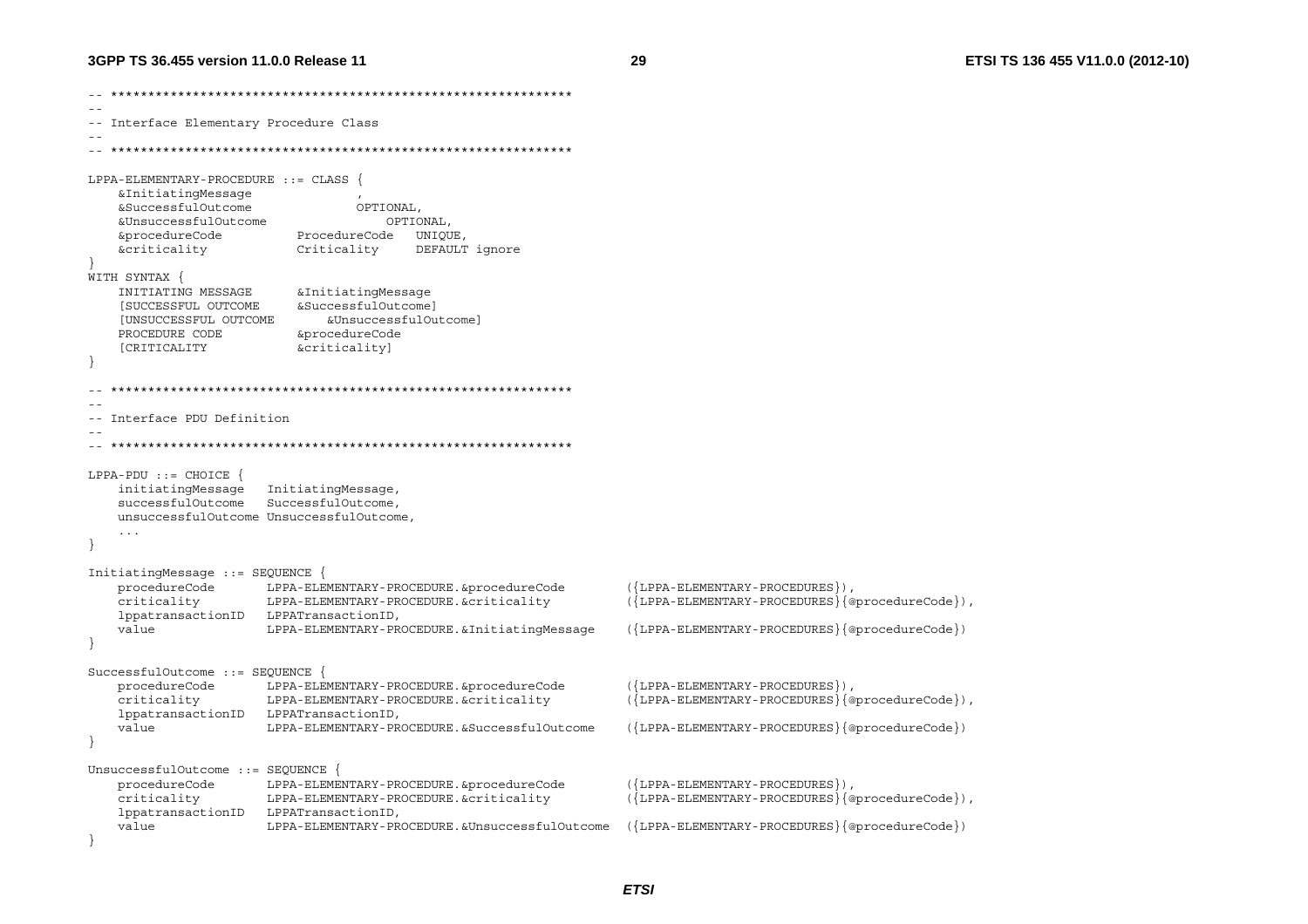```
-- **************************************************************
--
-- Interface Elementary Procedure Class
--
-- **************************************************************

LPPA-ELEMENTARY-PROCEDURE ::= CLASS {
    &InitiatingMessage              ,
    &SuccessfulOutcome              OPTIONAL,
    &UnsuccessfulOutcome                OPTIONAL,
    &procedureCode          ProcedureCode   UNIQUE,
    &criticality            Criticality     DEFAULT ignore
}
WITH SYNTAX {
    INITIATING MESSAGE      &InitiatingMessage
    [SUCCESSFUL OUTCOME     &SuccessfulOutcome]
    [UNSUCCESSFUL OUTCOME       &UnsuccessfulOutcome]
    PROCEDURE CODE          &procedureCode
    [CRITICALITY            &criticality]
}

-- **************************************************************
--
-- Interface PDU Definition
--
-- **************************************************************

LPPA-PDU ::= CHOICE {
    initiatingMessage   InitiatingMessage,
    successfulOutcome   SuccessfulOutcome,
    unsuccessfulOutcome UnsuccessfulOutcome,
    ...
}

InitiatingMessage ::= SEQUENCE {
    procedureCode       LPPA-ELEMENTARY-PROCEDURE.&procedureCode        ({LPPA-ELEMENTARY-PROCEDURES}),
    criticality         LPPA-ELEMENTARY-PROCEDURE.&criticality          ({LPPA-ELEMENTARY-PROCEDURES}{@procedureCode}),
    lppatransactionID   LPPATransactionID,
    value               LPPA-ELEMENTARY-PROCEDURE.&InitiatingMessage    ({LPPA-ELEMENTARY-PROCEDURES}{@procedureCode})
}

SuccessfulOutcome ::= SEQUENCE {
    procedureCode       LPPA-ELEMENTARY-PROCEDURE.&procedureCode        ({LPPA-ELEMENTARY-PROCEDURES}),
    criticality         LPPA-ELEMENTARY-PROCEDURE.&criticality          ({LPPA-ELEMENTARY-PROCEDURES}{@procedureCode}),
    lppatransactionID   LPPATransactionID,
    value               LPPA-ELEMENTARY-PROCEDURE.&SuccessfulOutcome    ({LPPA-ELEMENTARY-PROCEDURES}{@procedureCode})
}

UnsuccessfulOutcome ::= SEQUENCE {
    procedureCode       LPPA-ELEMENTARY-PROCEDURE.&procedureCode        ({LPPA-ELEMENTARY-PROCEDURES}),
    criticality         LPPA-ELEMENTARY-PROCEDURE.&criticality          ({LPPA-ELEMENTARY-PROCEDURES}{@procedureCode}),
    lppatransactionID   LPPATransactionID,
    value               LPPA-ELEMENTARY-PROCEDURE.&UnsuccessfulOutcome  ({LPPA-ELEMENTARY-PROCEDURES}{@procedureCode})
}
```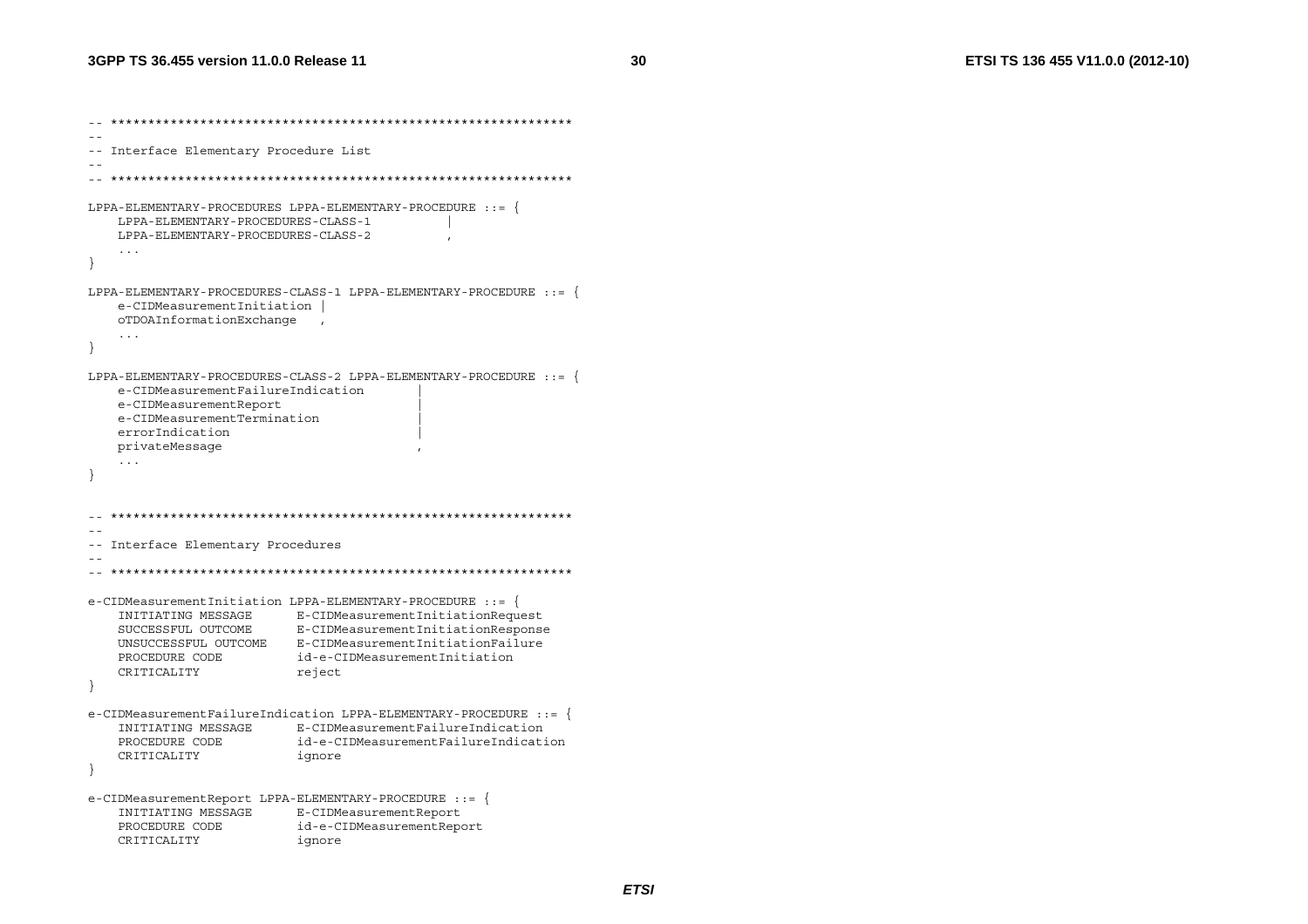```
-- **************************************************************
--
-- Interface Elementary Procedure List
--
-- **************************************************************

LPPA-ELEMENTARY-PROCEDURES LPPA-ELEMENTARY-PROCEDURE ::= {
    LPPA-ELEMENTARY-PROCEDURES-CLASS-1          |
    LPPA-ELEMENTARY-PROCEDURES-CLASS-2          ,
    ...
}

LPPA-ELEMENTARY-PROCEDURES-CLASS-1 LPPA-ELEMENTARY-PROCEDURE ::= {
    e-CIDMeasurementInitiation |
    oTDOAInformationExchange   ,
    ...
}

LPPA-ELEMENTARY-PROCEDURES-CLASS-2 LPPA-ELEMENTARY-PROCEDURE ::= {
    e-CIDMeasurementFailureIndication       |
    e-CIDMeasurementReport                  |
    e-CIDMeasurementTermination             |
    errorIndication                         |
    privateMessage                          ,
    ...
}


-- **************************************************************
--
-- Interface Elementary Procedures
--
-- **************************************************************

e-CIDMeasurementInitiation LPPA-ELEMENTARY-PROCEDURE ::= {
    INITIATING MESSAGE      E-CIDMeasurementInitiationRequest
    SUCCESSFUL OUTCOME      E-CIDMeasurementInitiationResponse
    UNSUCCESSFUL OUTCOME    E-CIDMeasurementInitiationFailure
    PROCEDURE CODE          id-e-CIDMeasurementInitiation
    CRITICALITY             reject
}

e-CIDMeasurementFailureIndication LPPA-ELEMENTARY-PROCEDURE ::= {
    INITIATING MESSAGE      E-CIDMeasurementFailureIndication
    PROCEDURE CODE          id-e-CIDMeasurementFailureIndication
    CRITICALITY             ignore
}

e-CIDMeasurementReport LPPA-ELEMENTARY-PROCEDURE ::= {
    INITIATING MESSAGE      E-CIDMeasurementReport
    PROCEDURE CODE          id-e-CIDMeasurementReport
    CRITICALITY             ignore
```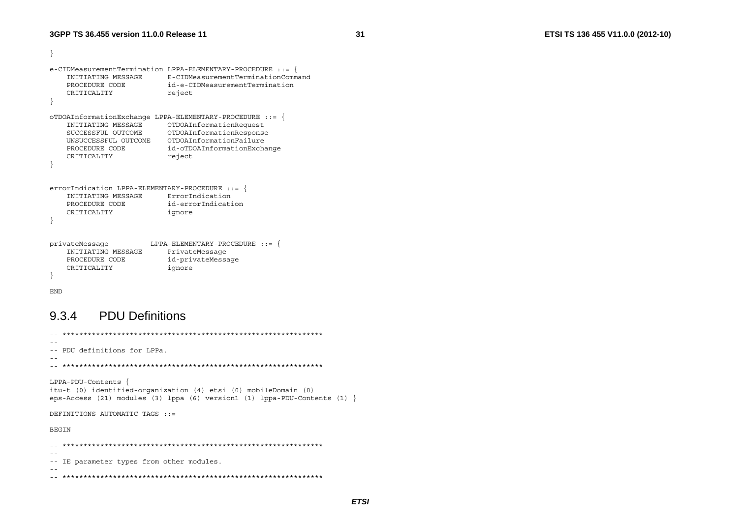```
}

e-CIDMeasurementTermination LPPA-ELEMENTARY-PROCEDURE ::= {
	INITIATING MESSAGE		E-CIDMeasurementTerminationCommand
	PROCEDURE CODE			id-e-CIDMeasurementTermination
	CRITICALITY				reject
}

oTDOAInformationExchange LPPA-ELEMENTARY-PROCEDURE ::= {
	INITIATING MESSAGE		OTDOAInformationRequest
	SUCCESSFUL OUTCOME		OTDOAInformationResponse
	UNSUCCESSFUL OUTCOME	OTDOAInformationFailure
	PROCEDURE CODE			id-oTDOAInformationExchange
	CRITICALITY				reject
}


errorIndication LPPA-ELEMENTARY-PROCEDURE ::= {
	INITIATING MESSAGE		ErrorIndication
	PROCEDURE CODE			id-errorIndication
	CRITICALITY				ignore
}


privateMessage			LPPA-ELEMENTARY-PROCEDURE ::= {
	INITIATING MESSAGE		PrivateMessage
	PROCEDURE CODE			id-privateMessage
	CRITICALITY				ignore
}

END
```

### 9.3.4 PDU Definitions

```
-- **************************************************************
--
-- PDU definitions for LPPa.
--
-- **************************************************************

LPPA-PDU-Contents {
itu-t (0) identified-organization (4) etsi (0) mobileDomain (0) 
eps-Access (21) modules (3) lppa (6) version1 (1) lppa-PDU-Contents (1) }

DEFINITIONS AUTOMATIC TAGS ::= 

BEGIN

-- **************************************************************
--
-- IE parameter types from other modules.
--
-- **************************************************************
```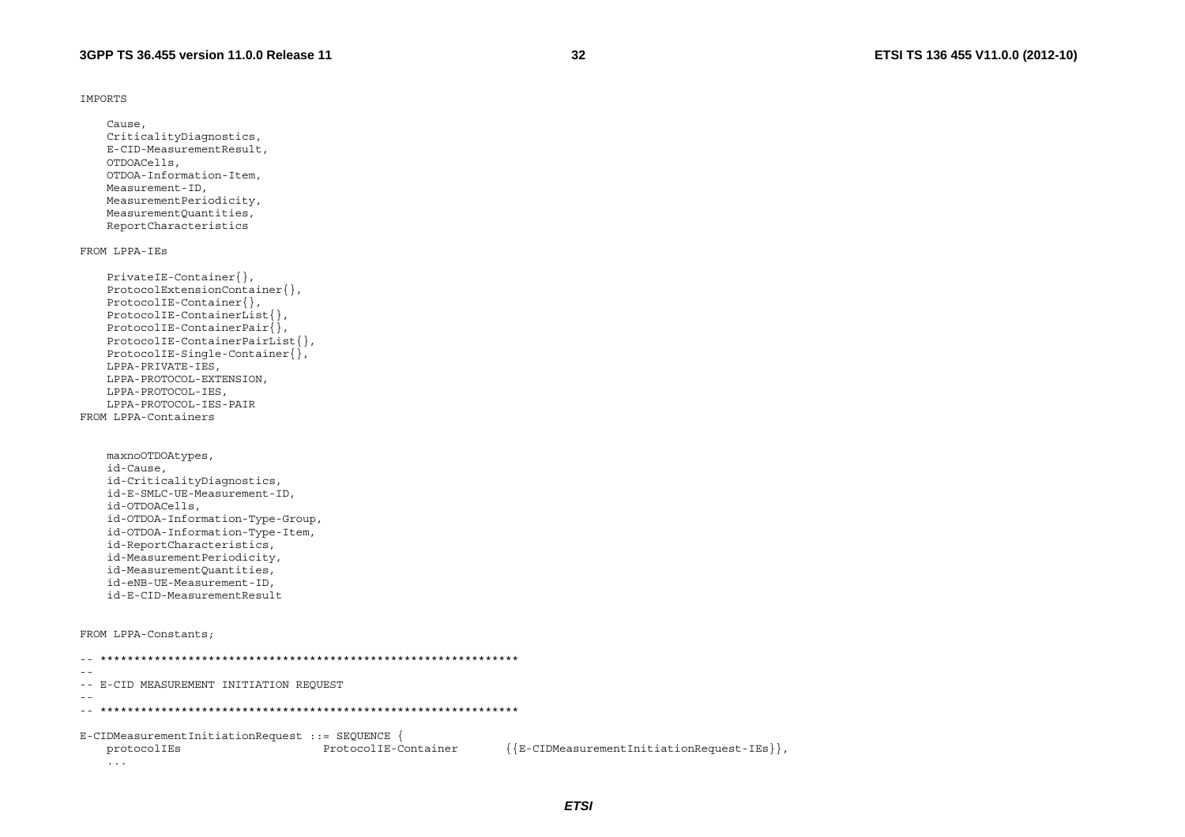```
IMPORTS

    Cause,
    CriticalityDiagnostics,
    E-CID-MeasurementResult,
    OTDOACells,
    OTDOA-Information-Item,
    Measurement-ID,
    MeasurementPeriodicity,
    MeasurementQuantities,
    ReportCharacteristics

FROM LPPA-IEs

    PrivateIE-Container{},
    ProtocolExtensionContainer{},
    ProtocolIE-Container{},
    ProtocolIE-ContainerList{},
    ProtocolIE-ContainerPair{},
    ProtocolIE-ContainerPairList{},
    ProtocolIE-Single-Container{},
    LPPA-PRIVATE-IES,
    LPPA-PROTOCOL-EXTENSION,
    LPPA-PROTOCOL-IES,
    LPPA-PROTOCOL-IES-PAIR
FROM LPPA-Containers


    maxnoOTDOAtypes,
    id-Cause,
    id-CriticalityDiagnostics,
    id-E-SMLC-UE-Measurement-ID,
    id-OTDOACells,
    id-OTDOA-Information-Type-Group,
    id-OTDOA-Information-Type-Item,
    id-ReportCharacteristics,
    id-MeasurementPeriodicity,
    id-MeasurementQuantities,
    id-eNB-UE-Measurement-ID,
    id-E-CID-MeasurementResult


FROM LPPA-Constants;

-- **************************************************************
--
-- E-CID MEASUREMENT INITIATION REQUEST
--
-- **************************************************************

E-CIDMeasurementInitiationRequest ::= SEQUENCE {
    protocolIEs                     ProtocolIE-Container       {{E-CIDMeasurementInitiationRequest-IEs}},
    ...
```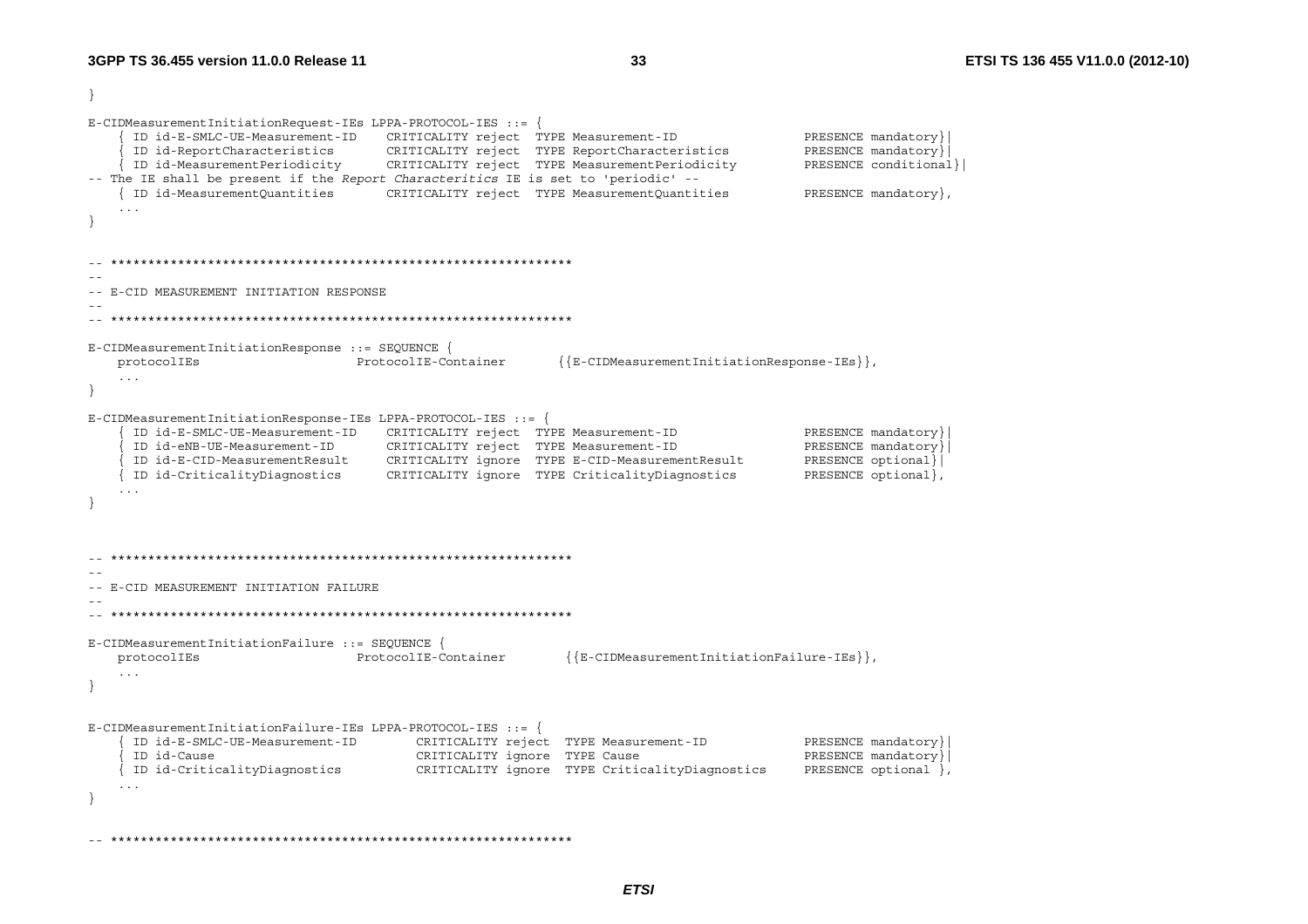```
}

E-CIDMeasurementInitiationRequest-IEs LPPA-PROTOCOL-IES ::= {
	{ ID id-E-SMLC-UE-Measurement-ID	CRITICALITY reject	TYPE Measurement-ID		PRESENCE mandatory}|
	{ ID id-ReportCharacteristics		CRITICALITY reject	TYPE ReportCharacteristics		PRESENCE mandatory}|
	{ ID id-MeasurementPeriodicity		CRITICALITY reject	TYPE MeasurementPeriodicity		PRESENCE conditional}|
-- The IE shall be present if the Report Characteritics IE is set to 'periodic' --
	{ ID id-MeasurementQuantities		CRITICALITY reject	TYPE MeasurementQuantities		PRESENCE mandatory},
	...
}


-- **************************************************************
--
-- E-CID MEASUREMENT INITIATION RESPONSE
--
-- **************************************************************

E-CIDMeasurementInitiationResponse ::= SEQUENCE {
	protocolIEs			ProtocolIE-Container		{{E-CIDMeasurementInitiationResponse-IEs}},
	...
}

E-CIDMeasurementInitiationResponse-IEs LPPA-PROTOCOL-IES ::= {
	{ ID id-E-SMLC-UE-Measurement-ID	CRITICALITY reject	TYPE Measurement-ID		PRESENCE mandatory}|
	{ ID id-eNB-UE-Measurement-ID		CRITICALITY reject	TYPE Measurement-ID		PRESENCE mandatory}|
	{ ID id-E-CID-MeasurementResult		CRITICALITY ignore	TYPE E-CID-MeasurementResult		PRESENCE optional}|
	{ ID id-CriticalityDiagnostics		CRITICALITY ignore	TYPE CriticalityDiagnostics		PRESENCE optional},
	...
}



-- **************************************************************
--
-- E-CID MEASUREMENT INITIATION FAILURE
--
-- **************************************************************

E-CIDMeasurementInitiationFailure ::= SEQUENCE {
	protocolIEs			ProtocolIE-Container		{{E-CIDMeasurementInitiationFailure-IEs}},
	...
}


E-CIDMeasurementInitiationFailure-IEs LPPA-PROTOCOL-IES ::= {
	{ ID id-E-SMLC-UE-Measurement-ID		CRITICALITY reject	TYPE Measurement-ID		PRESENCE mandatory}|
	{ ID id-Cause				CRITICALITY ignore	TYPE Cause			PRESENCE mandatory}|
	{ ID id-CriticalityDiagnostics		CRITICALITY ignore	TYPE CriticalityDiagnostics	PRESENCE optional },
	...
}

-- **************************************************************
```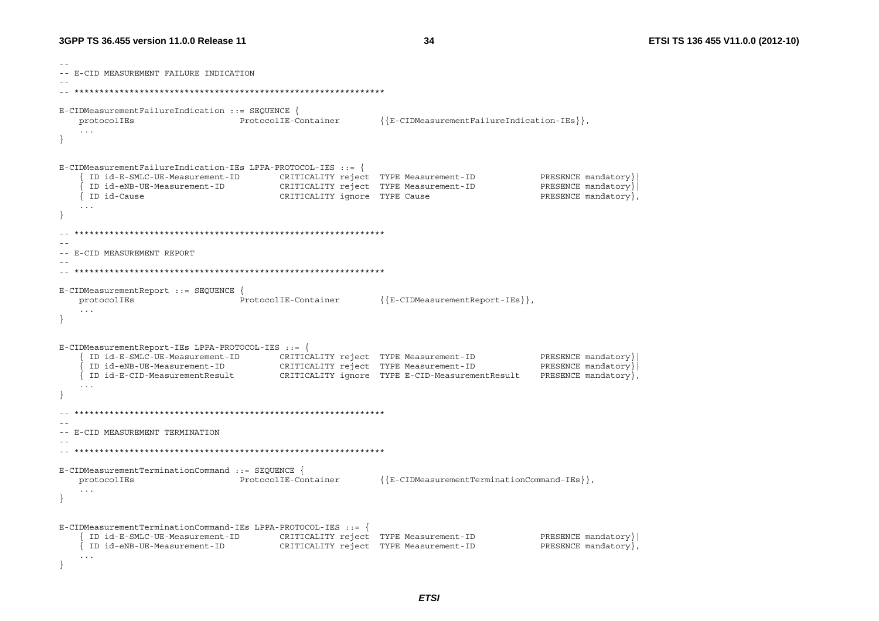```
--
-- E-CID MEASUREMENT FAILURE INDICATION
--
-- **************************************************************

E-CIDMeasurementFailureIndication ::= SEQUENCE {
	protocolIEs			ProtocolIE-Container		{{E-CIDMeasurementFailureIndication-IEs}},
	...
}


E-CIDMeasurementFailureIndication-IEs LPPA-PROTOCOL-IES ::= {
	{ ID id-E-SMLC-UE-Measurement-ID		CRITICALITY reject	TYPE Measurement-ID			PRESENCE mandatory}|
	{ ID id-eNB-UE-Measurement-ID			CRITICALITY reject	TYPE Measurement-ID			PRESENCE mandatory}|
	{ ID id-Cause					CRITICALITY ignore	TYPE Cause				PRESENCE mandatory},
	...
}

-- **************************************************************
--
-- E-CID MEASUREMENT REPORT
--
-- **************************************************************

E-CIDMeasurementReport ::= SEQUENCE {
	protocolIEs			ProtocolIE-Container		{{E-CIDMeasurementReport-IEs}},
	...
}


E-CIDMeasurementReport-IEs LPPA-PROTOCOL-IES ::= {
	{ ID id-E-SMLC-UE-Measurement-ID		CRITICALITY reject	TYPE Measurement-ID			PRESENCE mandatory}|
	{ ID id-eNB-UE-Measurement-ID			CRITICALITY reject	TYPE Measurement-ID			PRESENCE mandatory}|
	{ ID id-E-CID-MeasurementResult			CRITICALITY ignore	TYPE E-CID-MeasurementResult		PRESENCE mandatory},
	...
}

-- **************************************************************
--
-- E-CID MEASUREMENT TERMINATION
--
-- **************************************************************

E-CIDMeasurementTerminationCommand ::= SEQUENCE {
	protocolIEs			ProtocolIE-Container		{{E-CIDMeasurementTerminationCommand-IEs}},
	...
}


E-CIDMeasurementTerminationCommand-IEs LPPA-PROTOCOL-IES ::= {
	{ ID id-E-SMLC-UE-Measurement-ID		CRITICALITY reject	TYPE Measurement-ID			PRESENCE mandatory}|
	{ ID id-eNB-UE-Measurement-ID			CRITICALITY reject	TYPE Measurement-ID			PRESENCE mandatory},
	...
}
```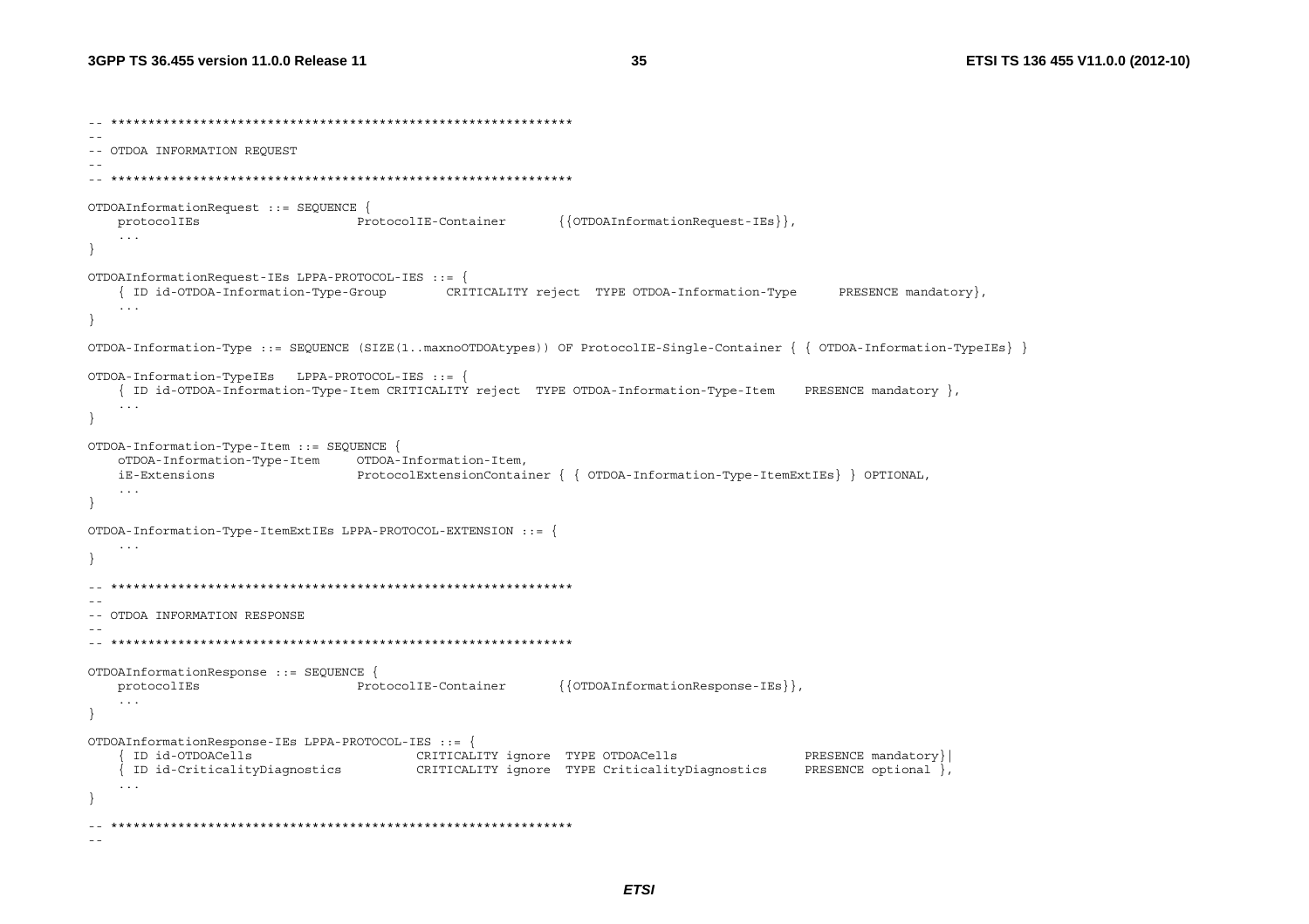```
-- **************************************************************
--
-- OTDOA INFORMATION REQUEST
--
-- **************************************************************

OTDOAInformationRequest ::= SEQUENCE {
	protocolIEs					ProtocolIE-Container		{{OTDOAInformationRequest-IEs}},
	...
}

OTDOAInformationRequest-IEs LPPA-PROTOCOL-IES ::= {
	{ ID id-OTDOA-Information-Type-Group		CRITICALITY reject	TYPE OTDOA-Information-Type		PRESENCE mandatory},
	...
}

OTDOA-Information-Type ::= SEQUENCE (SIZE(1..maxnoOTDOAtypes)) OF ProtocolIE-Single-Container { { OTDOA-Information-TypeIEs} }

OTDOA-Information-TypeIEs	LPPA-PROTOCOL-IES ::= {
	{ ID id-OTDOA-Information-Type-Item CRITICALITY reject	TYPE OTDOA-Information-Type-Item	PRESENCE mandatory },
	...
}

OTDOA-Information-Type-Item ::= SEQUENCE {
	oTDOA-Information-Type-Item		OTDOA-Information-Item,
	iE-Extensions					ProtocolExtensionContainer { { OTDOA-Information-Type-ItemExtIEs} } OPTIONAL,
	...
}

OTDOA-Information-Type-ItemExtIEs LPPA-PROTOCOL-EXTENSION ::= {
	...
}

-- **************************************************************
--
-- OTDOA INFORMATION RESPONSE
--
-- **************************************************************

OTDOAInformationResponse ::= SEQUENCE {
	protocolIEs					ProtocolIE-Container		{{OTDOAInformationResponse-IEs}},
	...
}

OTDOAInformationResponse-IEs LPPA-PROTOCOL-IES ::= {
	{ ID id-OTDOACells					CRITICALITY ignore	TYPE OTDOACells					PRESENCE mandatory}|
	{ ID id-CriticalityDiagnostics			CRITICALITY ignore	TYPE CriticalityDiagnostics		PRESENCE optional },
	...
}

-- **************************************************************
--
```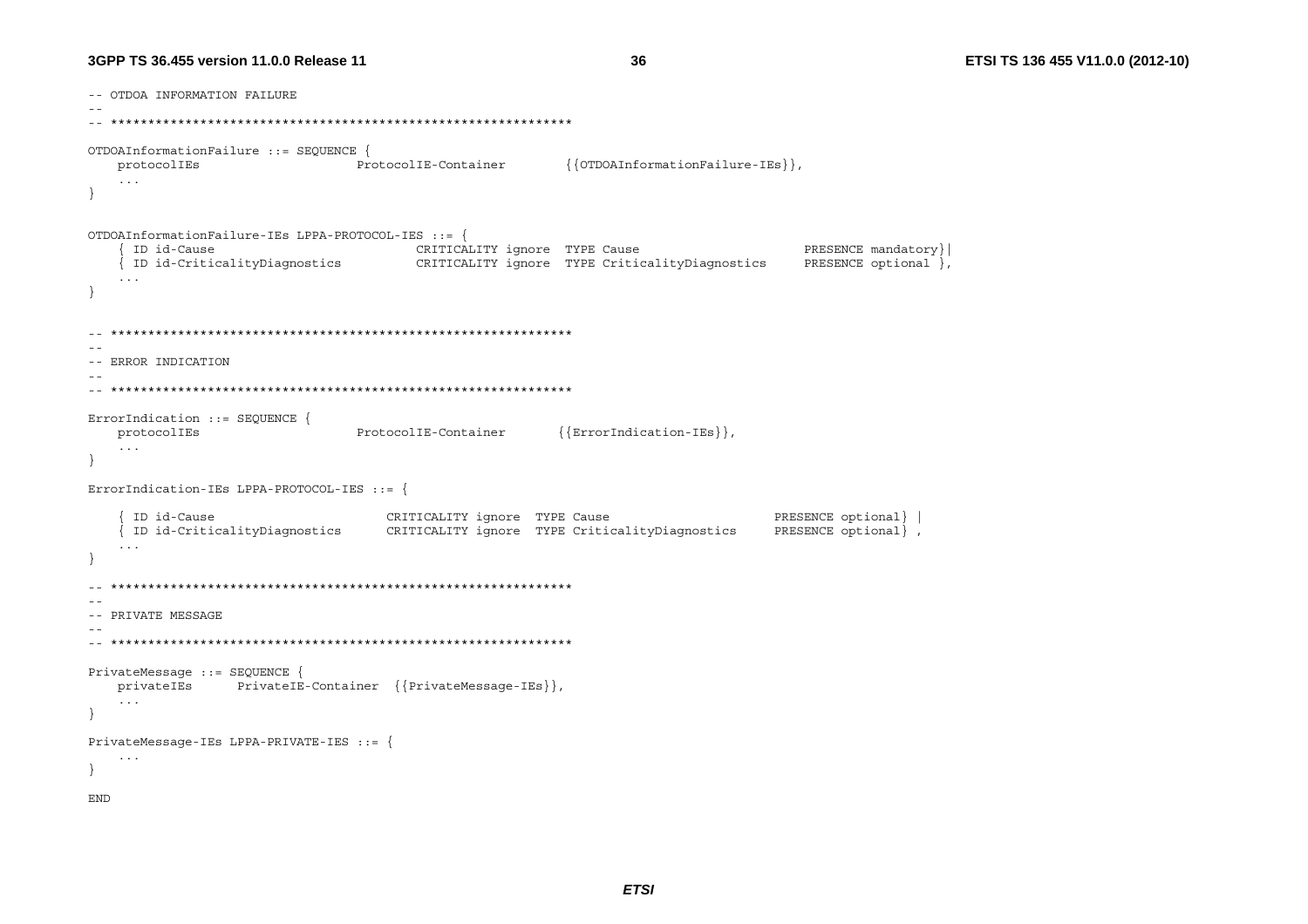```
-- OTDOA INFORMATION FAILURE
--
-- **************************************************************

OTDOAInformationFailure ::= SEQUENCE {
    protocolIEs                 ProtocolIE-Container        {{OTDOAInformationFailure-IEs}},
    ...
}


OTDOAInformationFailure-IEs LPPA-PROTOCOL-IES ::= {
    { ID id-Cause                           CRITICALITY ignore  TYPE Cause                      PRESENCE mandatory}|
    { ID id-CriticalityDiagnostics          CRITICALITY ignore  TYPE CriticalityDiagnostics     PRESENCE optional },
    ...
}


-- **************************************************************
--
-- ERROR INDICATION
--
-- **************************************************************

ErrorIndication ::= SEQUENCE {
    protocolIEs                 ProtocolIE-Container        {{ErrorIndication-IEs}},
    ...
}

ErrorIndication-IEs LPPA-PROTOCOL-IES ::= {

    { ID id-Cause                       CRITICALITY ignore  TYPE Cause                      PRESENCE optional} |
    { ID id-CriticalityDiagnostics      CRITICALITY ignore  TYPE CriticalityDiagnostics     PRESENCE optional} ,
    ...
}

-- **************************************************************
--
-- PRIVATE MESSAGE
--
-- **************************************************************

PrivateMessage ::= SEQUENCE {
    privateIEs      PrivateIE-Container  {{PrivateMessage-IEs}},
    ...
}

PrivateMessage-IEs LPPA-PRIVATE-IES ::= {
    ...
}

END
```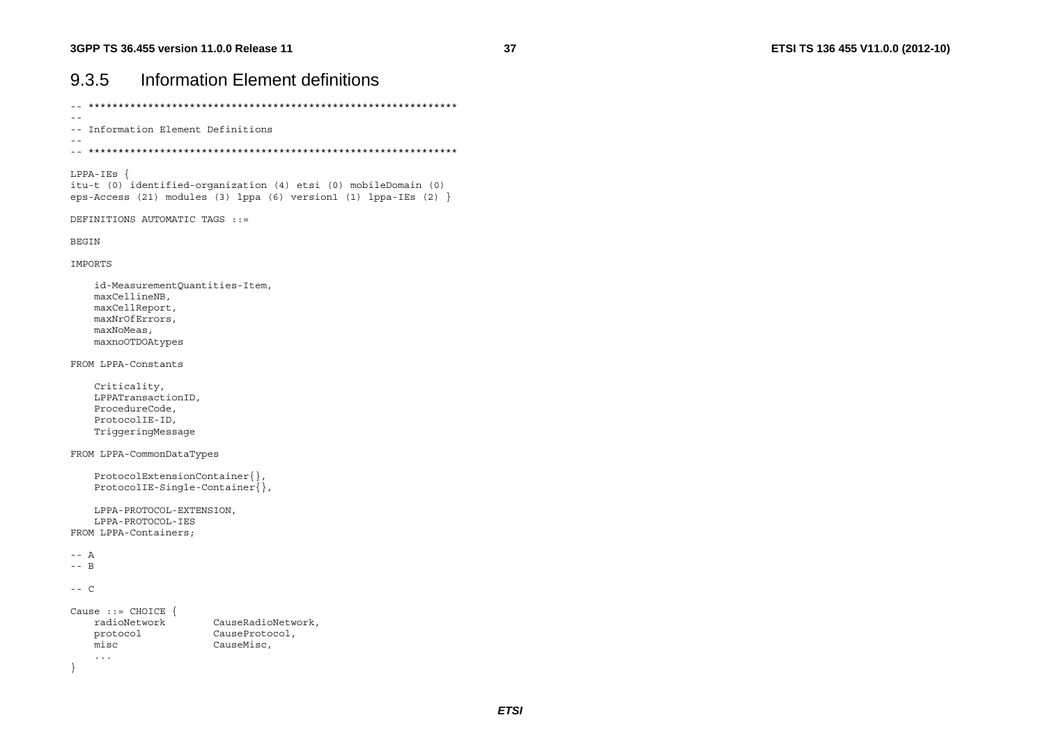## 9.3.5 Information Element definitions

```
-- **************************************************************
--
-- Information Element Definitions
--
-- **************************************************************

LPPA-IEs {
itu-t (0) identified-organization (4) etsi (0) mobileDomain (0)
eps-Access (21) modules (3) lppa (6) version1 (1) lppa-IEs (2) }

DEFINITIONS AUTOMATIC TAGS ::=

BEGIN

IMPORTS

    id-MeasurementQuantities-Item,
    maxCellineNB,
    maxCellReport,
    maxNrOfErrors,
    maxNoMeas,
    maxnoOTDOAtypes

FROM LPPA-Constants

    Criticality,
    LPPATransactionID,
    ProcedureCode,
    ProtocolIE-ID,
    TriggeringMessage

FROM LPPA-CommonDataTypes

    ProtocolExtensionContainer{},
    ProtocolIE-Single-Container{},

    LPPA-PROTOCOL-EXTENSION,
    LPPA-PROTOCOL-IES
FROM LPPA-Containers;

-- A
-- B

-- C

Cause ::= CHOICE {
    radioNetwork        CauseRadioNetwork,
    protocol            CauseProtocol,
    misc                CauseMisc,
    ...
}
```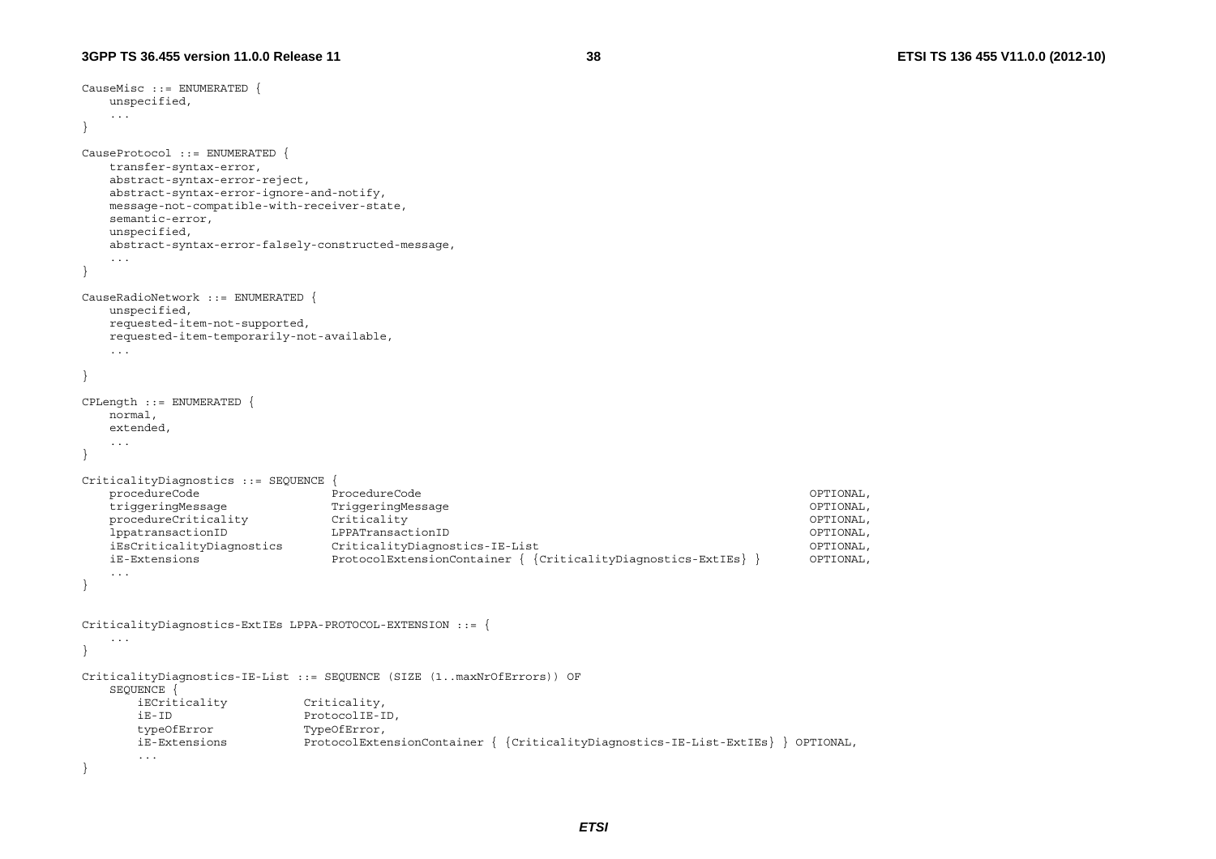```
CauseMisc ::= ENUMERATED {
	unspecified,
	...
}

CauseProtocol ::= ENUMERATED {
	transfer-syntax-error,
	abstract-syntax-error-reject,
	abstract-syntax-error-ignore-and-notify,
	message-not-compatible-with-receiver-state,
	semantic-error,
	unspecified,
	abstract-syntax-error-falsely-constructed-message,
	...
}

CauseRadioNetwork ::= ENUMERATED {
	unspecified,
	requested-item-not-supported,
	requested-item-temporarily-not-available,
	...

}

CPLength ::= ENUMERATED {
	normal,
	extended,
	...
}

CriticalityDiagnostics ::= SEQUENCE {
	procedureCode				ProcedureCode													OPTIONAL,
	triggeringMessage			TriggeringMessage												OPTIONAL,
	procedureCriticality		Criticality														OPTIONAL,
	lppatransactionID			LPPATransactionID												OPTIONAL,
	iEsCriticalityDiagnostics	CriticalityDiagnostics-IE-List									OPTIONAL,
	iE-Extensions				ProtocolExtensionContainer { {CriticalityDiagnostics-ExtIEs} }	OPTIONAL,
	...
}


CriticalityDiagnostics-ExtIEs LPPA-PROTOCOL-EXTENSION ::= {
	...
}

CriticalityDiagnostics-IE-List ::= SEQUENCE (SIZE (1..maxNrOfErrors)) OF
	SEQUENCE {
		iECriticality			Criticality,
		iE-ID					ProtocolIE-ID,
		typeOfError				TypeOfError,
		iE-Extensions			ProtocolExtensionContainer { {CriticalityDiagnostics-IE-List-ExtIEs} } OPTIONAL,
		...
}
```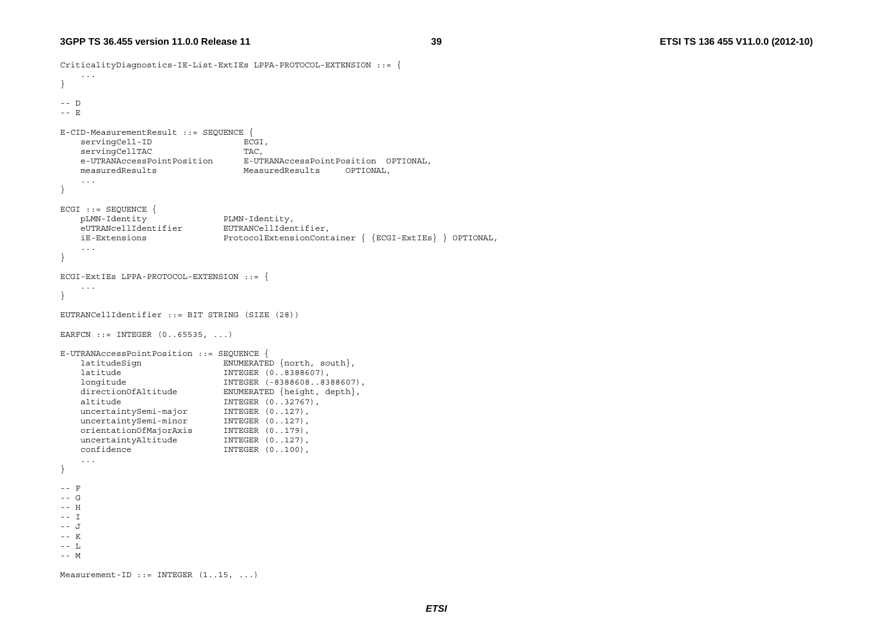```
CriticalityDiagnostics-IE-List-ExtIEs LPPA-PROTOCOL-EXTENSION ::= {
	...
}

-- D
-- E

E-CID-MeasurementResult ::= SEQUENCE {
	servingCell-ID				ECGI,
	servingCellTAC				TAC,
	e-UTRANAccessPointPosition		E-UTRANAccessPointPosition	OPTIONAL,
	measuredResults				MeasuredResults		OPTIONAL,
	...
}

ECGI ::= SEQUENCE {
	pLMN-Identity				PLMN-Identity,
	eUTRANcellIdentifier			EUTRANCellIdentifier,
	iE-Extensions				ProtocolExtensionContainer { {ECGI-ExtIEs} } OPTIONAL,
	...
}

ECGI-ExtIEs LPPA-PROTOCOL-EXTENSION ::= {
	...
}

EUTRANCellIdentifier ::= BIT STRING (SIZE (28))

EARFCN ::= INTEGER (0..65535, ...)

E-UTRANAccessPointPosition ::= SEQUENCE {
	latitudeSign				ENUMERATED {north, south},
	latitude				INTEGER (0..8388607),
	longitude				INTEGER (-8388608..8388607),
	directionOfAltitude			ENUMERATED {height, depth},
	altitude				INTEGER (0..32767),
	uncertaintySemi-major			INTEGER (0..127),
	uncertaintySemi-minor			INTEGER (0..127),
	orientationOfMajorAxis			INTEGER (0..179),
	uncertaintyAltitude			INTEGER (0..127),
	confidence				INTEGER (0..100),
	...
}

-- F
-- G
-- H
-- I
-- J
-- K
-- L
-- M

Measurement-ID ::= INTEGER (1..15, ...)
```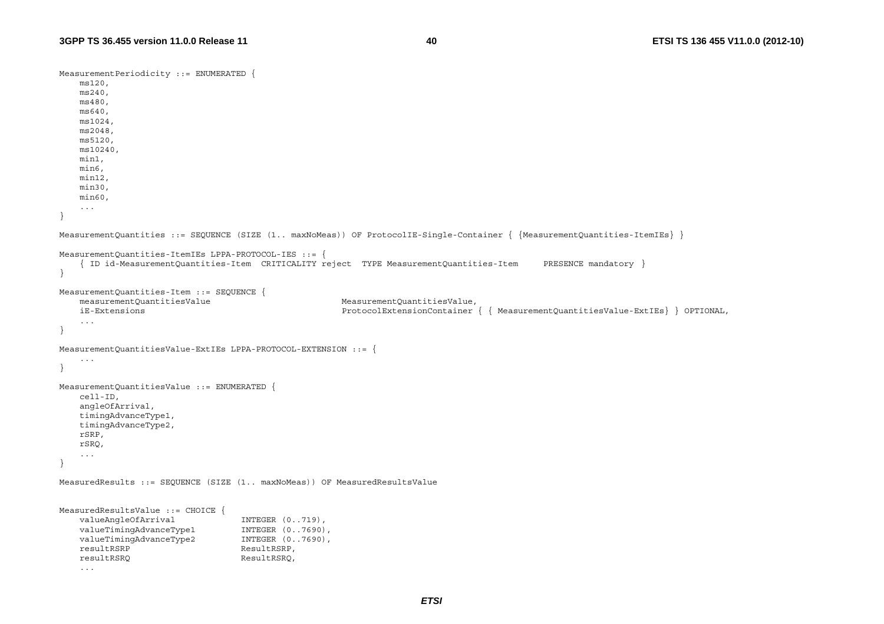```
MeasurementPeriodicity ::= ENUMERATED {
    ms120,
    ms240,
    ms480,
    ms640,
    ms1024,
    ms2048,
    ms5120,
    ms10240,
    min1,
    min6,
    min12,
    min30,
    min60,
    ...
}

MeasurementQuantities ::= SEQUENCE (SIZE (1.. maxNoMeas)) OF ProtocolIE-Single-Container { {MeasurementQuantities-ItemIEs} }

MeasurementQuantities-ItemIEs LPPA-PROTOCOL-IES ::= {
    { ID id-MeasurementQuantities-Item  CRITICALITY reject  TYPE MeasurementQuantities-Item     PRESENCE mandatory }
}

MeasurementQuantities-Item ::= SEQUENCE {
    measurementQuantitiesValue                          MeasurementQuantitiesValue,
    iE-Extensions                                       ProtocolExtensionContainer { { MeasurementQuantitiesValue-ExtIEs} } OPTIONAL,
    ...
}

MeasurementQuantitiesValue-ExtIEs LPPA-PROTOCOL-EXTENSION ::= {
    ...
}

MeasurementQuantitiesValue ::= ENUMERATED {
    cell-ID,
    angleOfArrival,
    timingAdvanceType1,
    timingAdvanceType2,
    rSRP,
    rSRQ,
    ...
}

MeasuredResults ::= SEQUENCE (SIZE (1.. maxNoMeas)) OF MeasuredResultsValue


MeasuredResultsValue ::= CHOICE {
    valueAngleOfArrival             INTEGER (0..719),
    valueTimingAdvanceType1         INTEGER (0..7690),
    valueTimingAdvanceType2         INTEGER (0..7690),
    resultRSRP                      ResultRSRP,
    resultRSRQ                      ResultRSRQ,
    ...
```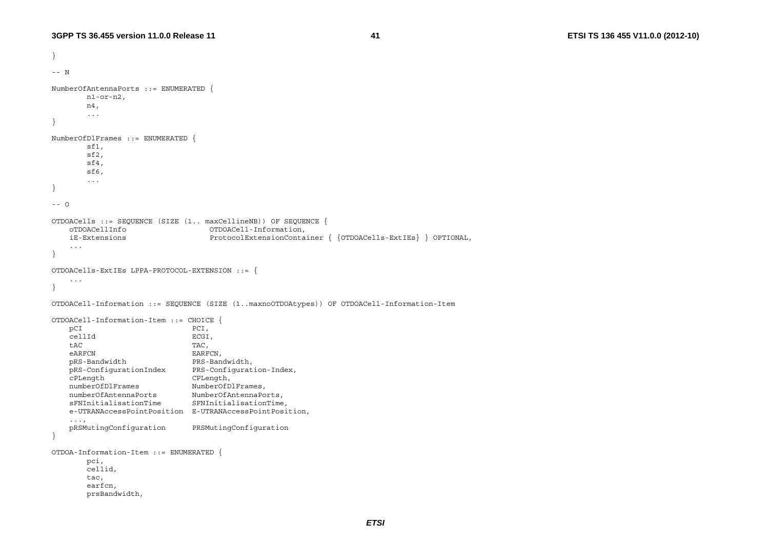```
}

-- N

NumberOfAntennaPorts ::= ENUMERATED {
        n1-or-n2,
        n4,
        ...
}

NumberOfDlFrames ::= ENUMERATED {
        sf1,
        sf2,
        sf4,
        sf6,
        ...
}

-- O

OTDOACells ::= SEQUENCE (SIZE (1.. maxCellineNB)) OF SEQUENCE {
    oTDOACellInfo                   OTDOACell-Information,
    iE-Extensions                   ProtocolExtensionContainer { {OTDOACells-ExtIEs} } OPTIONAL,
    ...
}

OTDOACells-ExtIEs LPPA-PROTOCOL-EXTENSION ::= {
    ...
}

OTDOACell-Information ::= SEQUENCE (SIZE (1..maxnoOTDOAtypes)) OF OTDOACell-Information-Item

OTDOACell-Information-Item ::= CHOICE {
    pCI                         PCI,
    cellId                      ECGI,
    tAC                         TAC,
    eARFCN                      EARFCN,
    pRS-Bandwidth               PRS-Bandwidth,
    pRS-ConfigurationIndex      PRS-Configuration-Index,
    cPLength                    CPLength,
    numberOfDlFrames            NumberOfDlFrames,
    numberOfAntennaPorts        NumberOfAntennaPorts,
    sFNInitialisationTime       SFNInitialisationTime,
    e-UTRANAccessPointPosition  E-UTRANAccessPointPosition,
    ...,
    pRSMutingConfiguration      PRSMutingConfiguration
}

OTDOA-Information-Item ::= ENUMERATED {
        pci,
        cellid,
        tac,
        earfcn,
        prsBandwidth,
```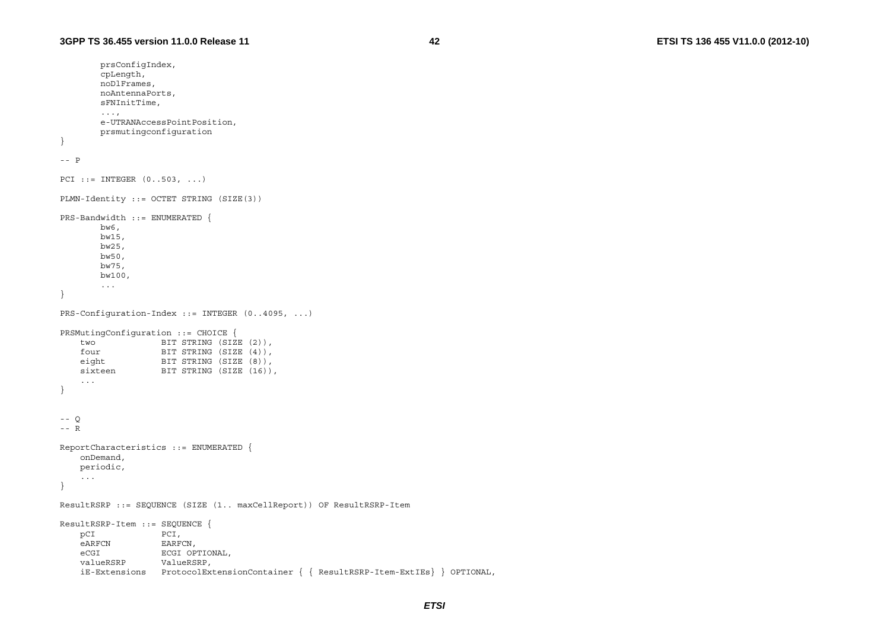```
        prsConfigIndex,
        cpLength,
        noDlFrames,
        noAntennaPorts,
        sFNInitTime,
        ...,
        e-UTRANAccessPointPosition,
        prsmutingconfiguration
}

-- P

PCI ::= INTEGER (0..503, ...)

PLMN-Identity ::= OCTET STRING (SIZE(3))

PRS-Bandwidth ::= ENUMERATED {
        bw6,
        bw15,
        bw25,
        bw50,
        bw75,
        bw100,
        ...
}

PRS-Configuration-Index ::= INTEGER (0..4095, ...)

PRSMutingConfiguration ::= CHOICE {
    two             BIT STRING (SIZE (2)),
    four            BIT STRING (SIZE (4)),
    eight           BIT STRING (SIZE (8)),
    sixteen         BIT STRING (SIZE (16)),
    ...
}


-- Q
-- R

ReportCharacteristics ::= ENUMERATED {
    onDemand,
    periodic,
    ...
}

ResultRSRP ::= SEQUENCE (SIZE (1.. maxCellReport)) OF ResultRSRP-Item

ResultRSRP-Item ::= SEQUENCE {
    pCI             PCI,
    eARFCN          EARFCN,
    eCGI            ECGI OPTIONAL,
    valueRSRP       ValueRSRP,
    iE-Extensions   ProtocolExtensionContainer { { ResultRSRP-Item-ExtIEs} } OPTIONAL,
```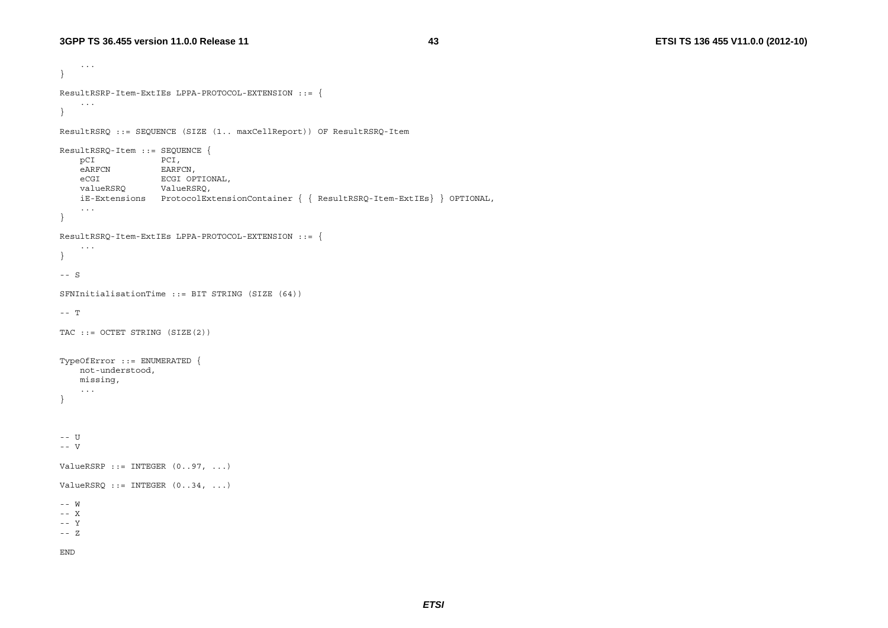```
    ...
}

ResultRSRP-Item-ExtIEs LPPA-PROTOCOL-EXTENSION ::= {
    ...
}

ResultRSRQ ::= SEQUENCE (SIZE (1.. maxCellReport)) OF ResultRSRQ-Item

ResultRSRQ-Item ::= SEQUENCE {
    pCI             PCI,
    eARFCN          EARFCN,
    eCGI            ECGI OPTIONAL,
    valueRSRQ       ValueRSRQ,
    iE-Extensions   ProtocolExtensionContainer { { ResultRSRQ-Item-ExtIEs} } OPTIONAL,
    ...
}

ResultRSRQ-Item-ExtIEs LPPA-PROTOCOL-EXTENSION ::= {
    ...
}

-- S

SFNInitialisationTime ::= BIT STRING (SIZE (64))

-- T

TAC ::= OCTET STRING (SIZE(2))


TypeOfError ::= ENUMERATED {
    not-understood,
    missing,
    ...
}



-- U
-- V

ValueRSRP ::= INTEGER (0..97, ...)

ValueRSRQ ::= INTEGER (0..34, ...)

-- W
-- X
-- Y
-- Z

END
```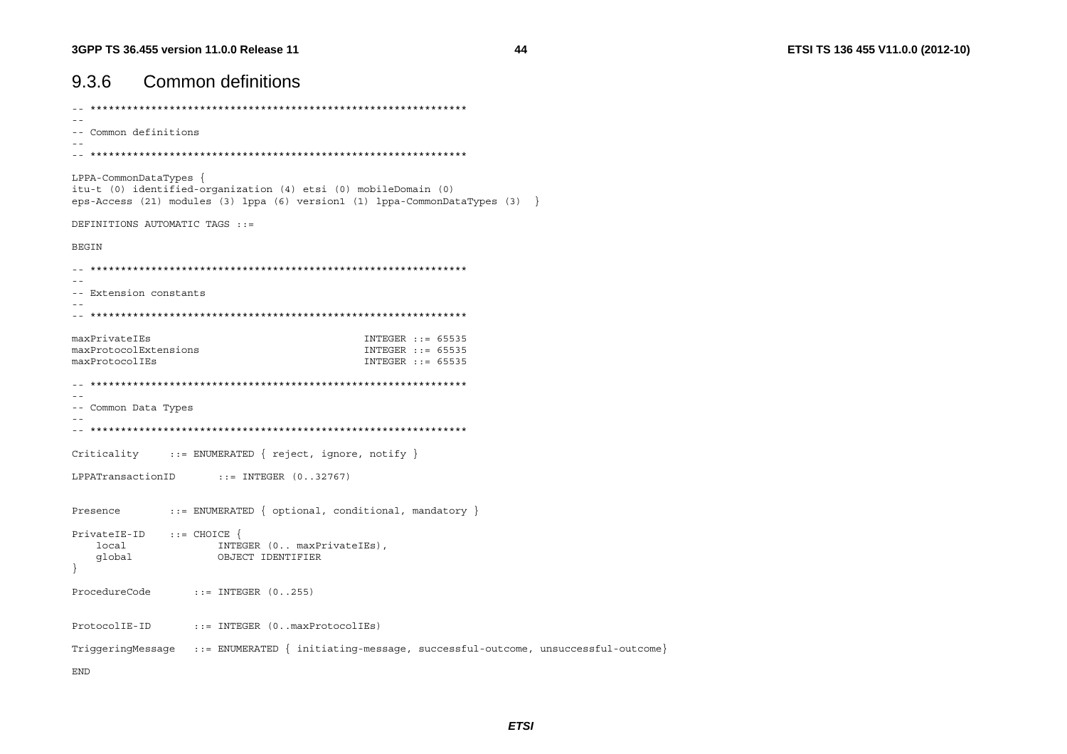### 9.3.6 Common definitions

```
-- **************************************************************
--
-- Common definitions
--
-- **************************************************************

LPPA-CommonDataTypes {
itu-t (0) identified-organization (4) etsi (0) mobileDomain (0)
eps-Access (21) modules (3) lppa (6) version1 (1) lppa-CommonDataTypes (3)  }

DEFINITIONS AUTOMATIC TAGS ::=

BEGIN

-- **************************************************************
--
-- Extension constants
--
-- **************************************************************

maxPrivateIEs                                   INTEGER ::= 65535
maxProtocolExtensions                           INTEGER ::= 65535
maxProtocolIEs                                  INTEGER ::= 65535

-- **************************************************************
--
-- Common Data Types
--
-- **************************************************************

Criticality     ::= ENUMERATED { reject, ignore, notify }

LPPATransactionID       ::= INTEGER (0..32767)


Presence        ::= ENUMERATED { optional, conditional, mandatory }

PrivateIE-ID    ::= CHOICE {
    local               INTEGER (0.. maxPrivateIEs),
    global              OBJECT IDENTIFIER
}

ProcedureCode       ::= INTEGER (0..255)


ProtocolIE-ID       ::= INTEGER (0..maxProtocolIEs)

TriggeringMessage   ::= ENUMERATED { initiating-message, successful-outcome, unsuccessful-outcome}

END
```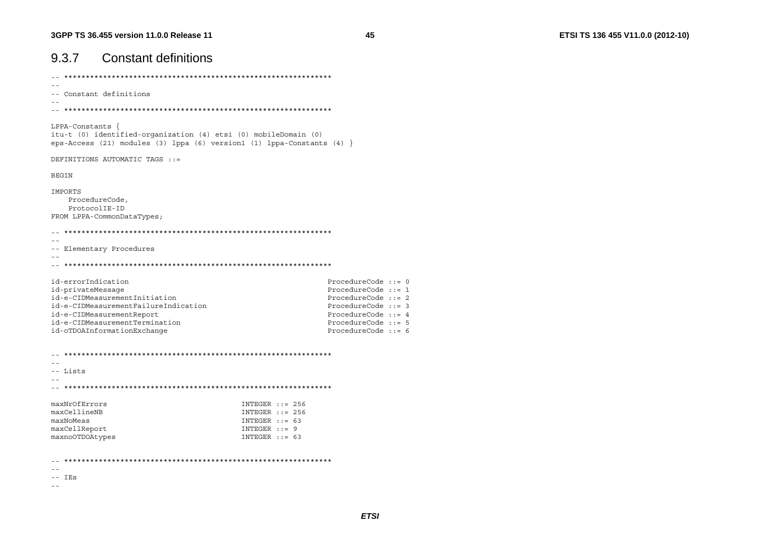### 9.3.7 Constant definitions

```
-- **************************************************************
--
-- Constant definitions
--
-- **************************************************************

LPPA-Constants {
itu-t (0) identified-organization (4) etsi (0) mobileDomain (0)
eps-Access (21) modules (3) lppa (6) version1 (1) lppa-Constants (4) }

DEFINITIONS AUTOMATIC TAGS ::=

BEGIN

IMPORTS
	ProcedureCode,
	ProtocolIE-ID
FROM LPPA-CommonDataTypes;

-- **************************************************************
--
-- Elementary Procedures
--
-- **************************************************************

id-errorIndication											ProcedureCode ::= 0
id-privateMessage											ProcedureCode ::= 1
id-e-CIDMeasurementInitiation								ProcedureCode ::= 2
id-e-CIDMeasurementFailureIndication						ProcedureCode ::= 3
id-e-CIDMeasurementReport									ProcedureCode ::= 4
id-e-CIDMeasurementTermination								ProcedureCode ::= 5
id-oTDOAInformationExchange									ProcedureCode ::= 6


-- **************************************************************
--
-- Lists
--
-- **************************************************************

maxNrOfErrors								INTEGER ::= 256
maxCellineNB								INTEGER ::= 256
maxNoMeas									INTEGER ::= 63
maxCellReport								INTEGER ::= 9
maxnoOTDOAtypes								INTEGER ::= 63


-- **************************************************************
--
-- IEs
--
```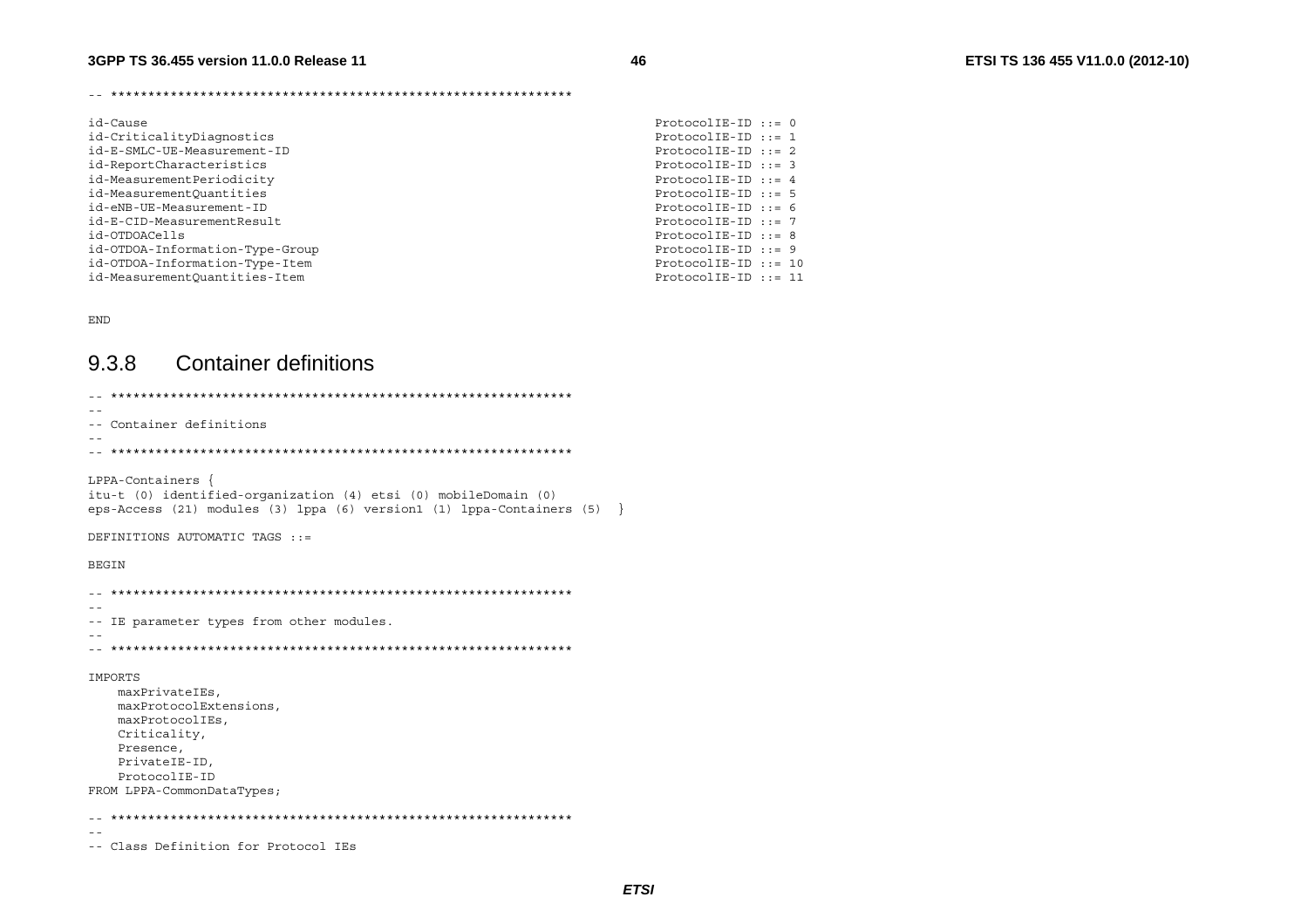```
-- **************************************************************

id-Cause                                          ProtocolIE-ID ::= 0
id-CriticalityDiagnostics                         ProtocolIE-ID ::= 1
id-E-SMLC-UE-Measurement-ID                       ProtocolIE-ID ::= 2
id-ReportCharacteristics                          ProtocolIE-ID ::= 3
id-MeasurementPeriodicity                         ProtocolIE-ID ::= 4
id-MeasurementQuantities                          ProtocolIE-ID ::= 5
id-eNB-UE-Measurement-ID                          ProtocolIE-ID ::= 6
id-E-CID-MeasurementResult                        ProtocolIE-ID ::= 7
id-OTDOACells                                     ProtocolIE-ID ::= 8
id-OTDOA-Information-Type-Group                   ProtocolIE-ID ::= 9
id-OTDOA-Information-Type-Item                    ProtocolIE-ID ::= 10
id-MeasurementQuantities-Item                     ProtocolIE-ID ::= 11


END
```

## 9.3.8 Container definitions

```
-- **************************************************************
--
-- Container definitions
--
-- **************************************************************

LPPA-Containers {
itu-t (0) identified-organization (4) etsi (0) mobileDomain (0)
eps-Access (21) modules (3) lppa (6) version1 (1) lppa-Containers (5)  }

DEFINITIONS AUTOMATIC TAGS ::=

BEGIN

-- **************************************************************
--
-- IE parameter types from other modules.
--
-- **************************************************************

IMPORTS
    maxPrivateIEs,
    maxProtocolExtensions,
    maxProtocolIEs,
    Criticality,
    Presence,
    PrivateIE-ID,
    ProtocolIE-ID
FROM LPPA-CommonDataTypes;

-- **************************************************************
--
-- Class Definition for Protocol IEs
```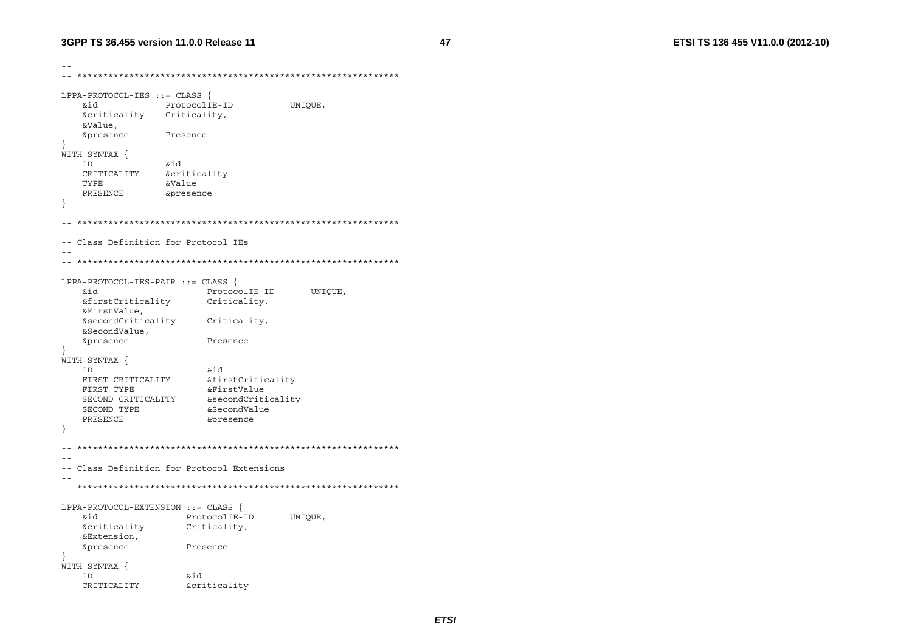```
--
-- **************************************************************

LPPA-PROTOCOL-IES ::= CLASS {
	&id				ProtocolIE-ID			UNIQUE,
	&criticality	Criticality,
	&Value,
	&presence		Presence
}
WITH SYNTAX {
	ID				&id
	CRITICALITY		&criticality
	TYPE			&Value
	PRESENCE		&presence
}

-- **************************************************************
--
-- Class Definition for Protocol IEs
--
-- **************************************************************

LPPA-PROTOCOL-IES-PAIR ::= CLASS {
	&id						ProtocolIE-ID		UNIQUE,
	&firstCriticality		Criticality,
	&FirstValue,
	&secondCriticality		Criticality,
	&SecondValue,
	&presence				Presence
}
WITH SYNTAX {
	ID						&id
	FIRST CRITICALITY		&firstCriticality
	FIRST TYPE				&FirstValue
	SECOND CRITICALITY		&secondCriticality
	SECOND TYPE				&SecondValue
	PRESENCE				&presence
}

-- **************************************************************
--
-- Class Definition for Protocol Extensions
--
-- **************************************************************

LPPA-PROTOCOL-EXTENSION ::= CLASS {
	&id					ProtocolIE-ID		UNIQUE,
	&criticality		Criticality,
	&Extension,
	&presence			Presence
}
WITH SYNTAX {
	ID					&id
	CRITICALITY			&criticality
```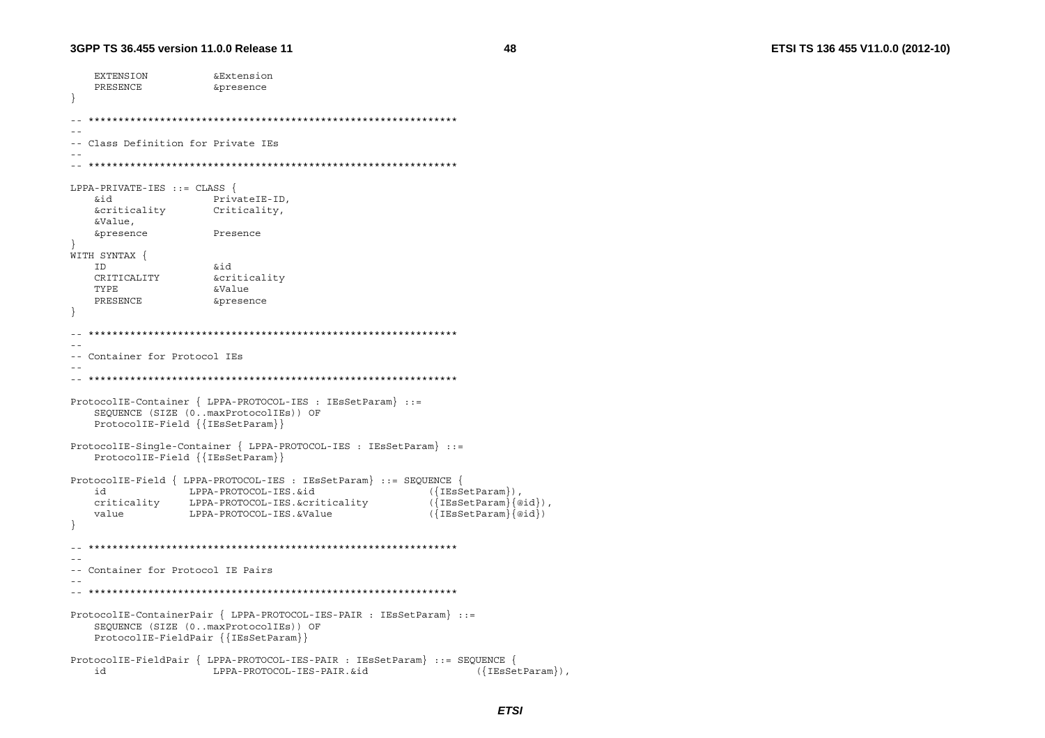```
    EXTENSION           &Extension
    PRESENCE            &presence
}

-- **************************************************************
--
-- Class Definition for Private IEs
--
-- **************************************************************

LPPA-PRIVATE-IES ::= CLASS {
    &id                 PrivateIE-ID,
    &criticality        Criticality,
    &Value,
    &presence           Presence
}
WITH SYNTAX {
    ID                  &id
    CRITICALITY         &criticality
    TYPE                &Value
    PRESENCE            &presence
}

-- **************************************************************
--
-- Container for Protocol IEs
--
-- **************************************************************

ProtocolIE-Container { LPPA-PROTOCOL-IES : IEsSetParam} ::=
    SEQUENCE (SIZE (0..maxProtocolIEs)) OF
    ProtocolIE-Field {{IEsSetParam}}

ProtocolIE-Single-Container { LPPA-PROTOCOL-IES : IEsSetParam} ::=
    ProtocolIE-Field {{IEsSetParam}}

ProtocolIE-Field { LPPA-PROTOCOL-IES : IEsSetParam} ::= SEQUENCE {
    id              LPPA-PROTOCOL-IES.&id                   ({IEsSetParam}),
    criticality     LPPA-PROTOCOL-IES.&criticality          ({IEsSetParam}{@id}),
    value           LPPA-PROTOCOL-IES.&Value                ({IEsSetParam}{@id})
}

-- **************************************************************
--
-- Container for Protocol IE Pairs
--
-- **************************************************************

ProtocolIE-ContainerPair { LPPA-PROTOCOL-IES-PAIR : IEsSetParam} ::=
    SEQUENCE (SIZE (0..maxProtocolIEs)) OF
    ProtocolIE-FieldPair {{IEsSetParam}}

ProtocolIE-FieldPair { LPPA-PROTOCOL-IES-PAIR : IEsSetParam} ::= SEQUENCE {
    id                  LPPA-PROTOCOL-IES-PAIR.&id                  ({IEsSetParam}),
```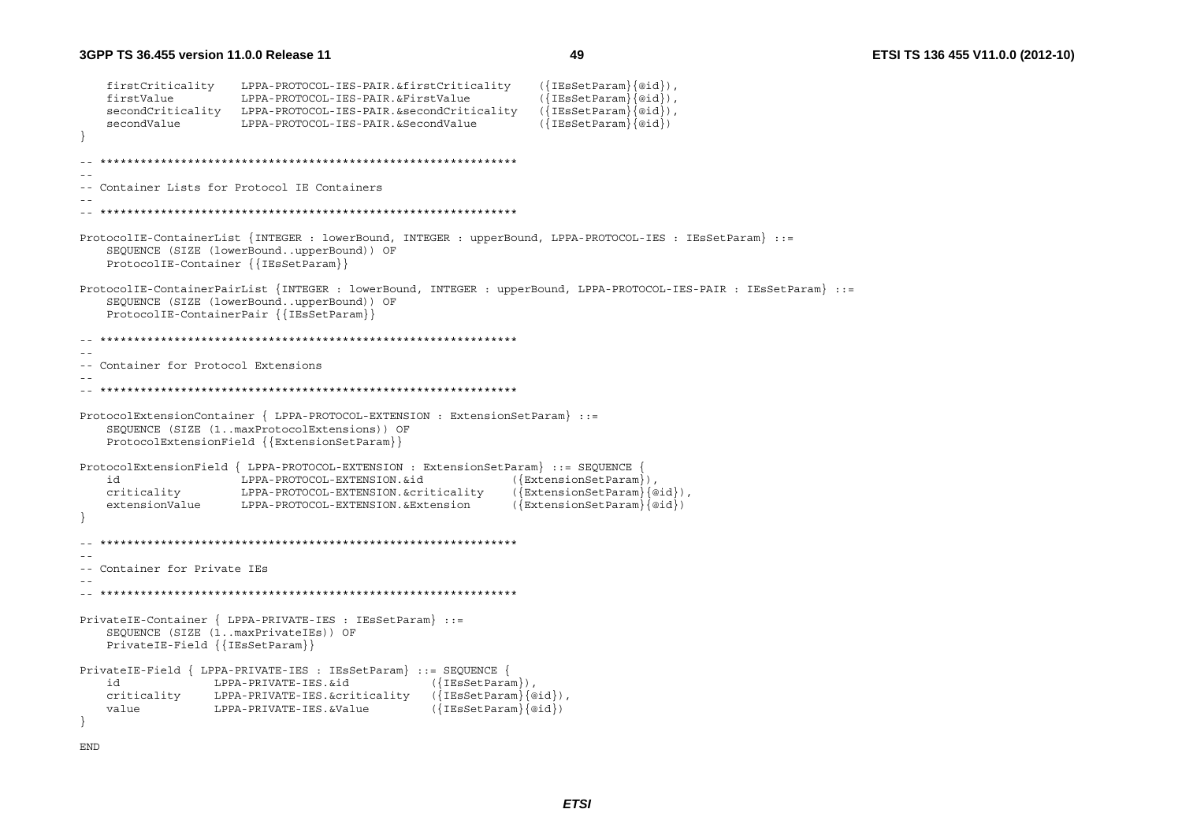```
	firstCriticality	LPPA-PROTOCOL-IES-PAIR.&firstCriticality	({IEsSetParam}{@id}),
	firstValue		LPPA-PROTOCOL-IES-PAIR.&FirstValue		({IEsSetParam}{@id}),
	secondCriticality	LPPA-PROTOCOL-IES-PAIR.&secondCriticality	({IEsSetParam}{@id}),
	secondValue		LPPA-PROTOCOL-IES-PAIR.&SecondValue		({IEsSetParam}{@id})
}

-- **************************************************************
--
-- Container Lists for Protocol IE Containers
--
-- **************************************************************

ProtocolIE-ContainerList {INTEGER : lowerBound, INTEGER : upperBound, LPPA-PROTOCOL-IES : IEsSetParam} ::=
	SEQUENCE (SIZE (lowerBound..upperBound)) OF
	ProtocolIE-Container {{IEsSetParam}}

ProtocolIE-ContainerPairList {INTEGER : lowerBound, INTEGER : upperBound, LPPA-PROTOCOL-IES-PAIR : IEsSetParam} ::=
	SEQUENCE (SIZE (lowerBound..upperBound)) OF
	ProtocolIE-ContainerPair {{IEsSetParam}}

-- **************************************************************
--
-- Container for Protocol Extensions
--
-- **************************************************************

ProtocolExtensionContainer { LPPA-PROTOCOL-EXTENSION : ExtensionSetParam} ::=
	SEQUENCE (SIZE (1..maxProtocolExtensions)) OF
	ProtocolExtensionField {{ExtensionSetParam}}

ProtocolExtensionField { LPPA-PROTOCOL-EXTENSION : ExtensionSetParam} ::= SEQUENCE {
	id			LPPA-PROTOCOL-EXTENSION.&id			({ExtensionSetParam}),
	criticality		LPPA-PROTOCOL-EXTENSION.&criticality	({ExtensionSetParam}{@id}),
	extensionValue		LPPA-PROTOCOL-EXTENSION.&Extension	({ExtensionSetParam}{@id})
}

-- **************************************************************
--
-- Container for Private IEs
--
-- **************************************************************

PrivateIE-Container { LPPA-PRIVATE-IES : IEsSetParam} ::=
	SEQUENCE (SIZE (1..maxPrivateIEs)) OF
	PrivateIE-Field {{IEsSetParam}}

PrivateIE-Field { LPPA-PRIVATE-IES : IEsSetParam} ::= SEQUENCE {
	id			LPPA-PRIVATE-IES.&id			({IEsSetParam}),
	criticality		LPPA-PRIVATE-IES.&criticality	({IEsSetParam}{@id}),
	value			LPPA-PRIVATE-IES.&Value		({IEsSetParam}{@id})
}

END
```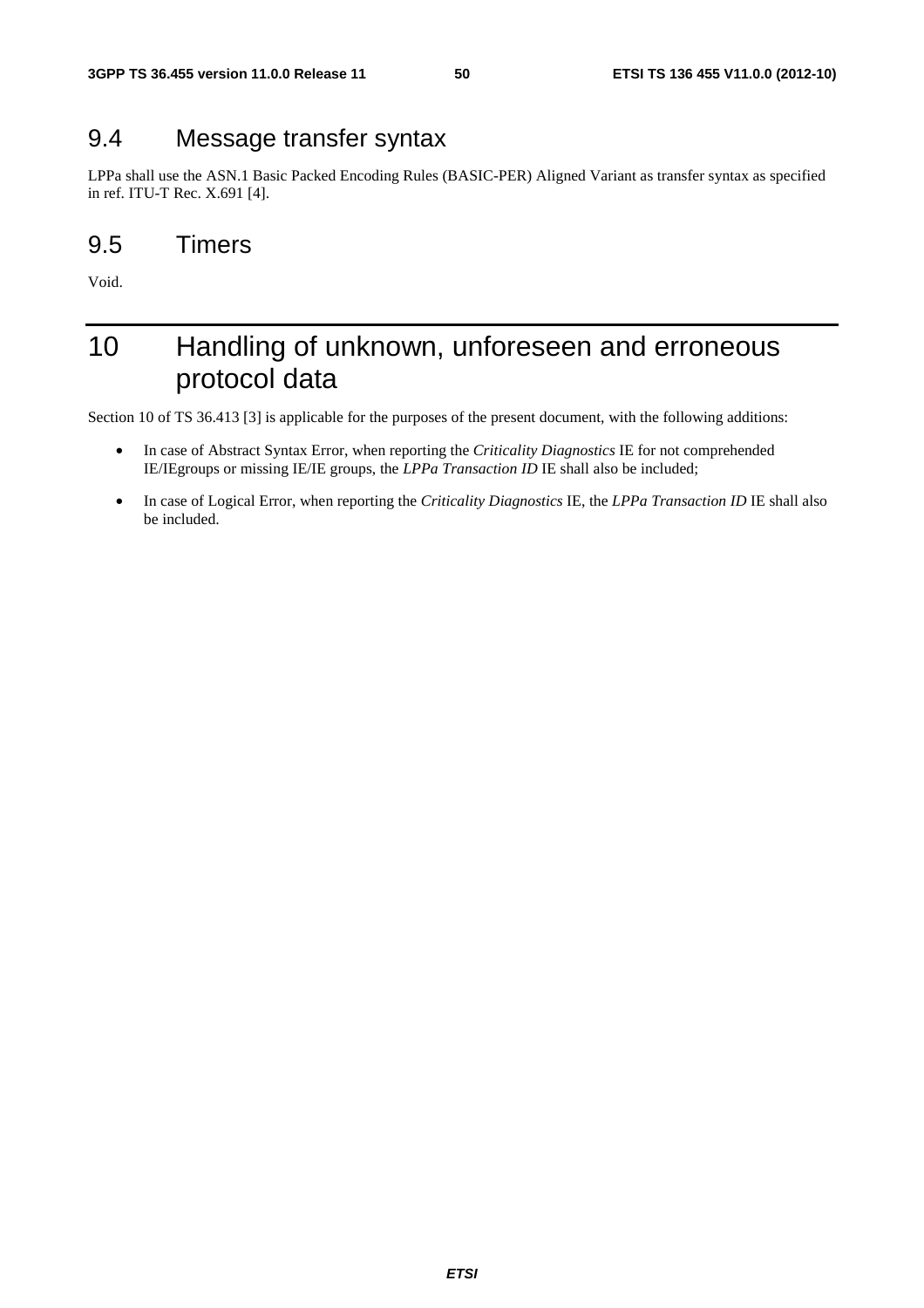## 9.4 Message transfer syntax

LPPa shall use the ASN.1 Basic Packed Encoding Rules (BASIC-PER) Aligned Variant as transfer syntax as specified in ref. ITU-T Rec. X.691 [4].

## 9.5 Timers

Void.

# 10 Handling of unknown, unforeseen and erroneous protocol data

Section 10 of TS 36.413 [3] is applicable for the purposes of the present document, with the following additions:

- In case of Abstract Syntax Error, when reporting the *Criticality Diagnostics* IE for not comprehended IE/IEgroups or missing IE/IE groups, the *LPPa Transaction ID* IE shall also be included;
- In case of Logical Error, when reporting the *Criticality Diagnostics* IE, the *LPPa Transaction ID* IE shall also be included.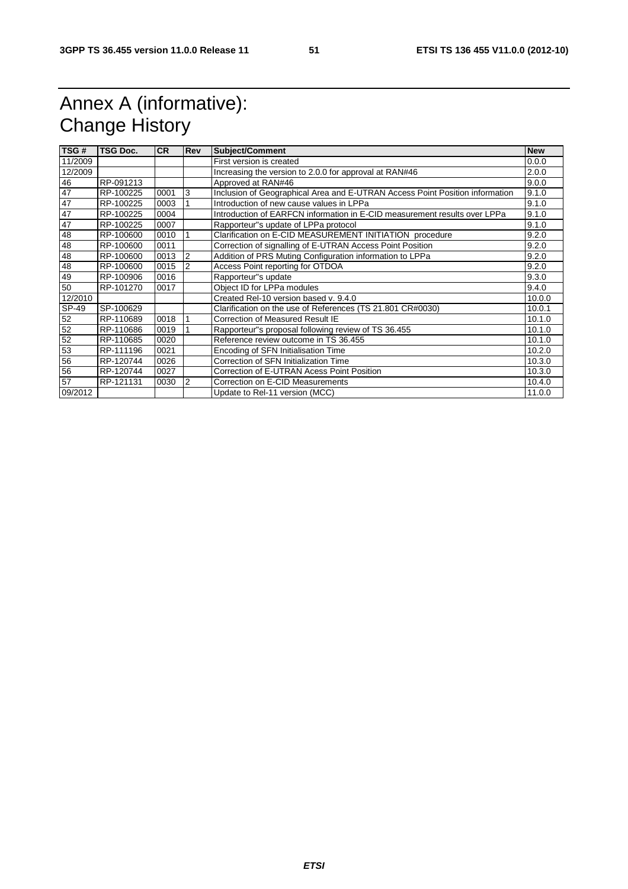# Annex A (informative): Change History

| TSG # | TSG Doc. | CR | Rev | Subject/Comment | New |
|---|---|---|---|---|---|
| 11/2009 | | | | First version is created | 0.0.0 |
| 12/2009 | | | | Increasing the version to 2.0.0 for approval at RAN#46 | 2.0.0 |
| 46 | RP-091213 | | | Approved at RAN#46 | 9.0.0 |
| 47 | RP-100225 | 0001 | 3 | Inclusion of Geographical Area and E-UTRAN Access Point Position information | 9.1.0 |
| 47 | RP-100225 | 0003 | 1 | Introduction of new cause values in LPPa | 9.1.0 |
| 47 | RP-100225 | 0004 | | Introduction of EARFCN information in E-CID measurement results over LPPa | 9.1.0 |
| 47 | RP-100225 | 0007 | | Rapporteur"s update of LPPa protocol | 9.1.0 |
| 48 | RP-100600 | 0010 | 1 | Clarification on E-CID MEASUREMENT INITIATION procedure | 9.2.0 |
| 48 | RP-100600 | 0011 | | Correction of signalling of E-UTRAN Access Point Position | 9.2.0 |
| 48 | RP-100600 | 0013 | 2 | Addition of PRS Muting Configuration information to LPPa | 9.2.0 |
| 48 | RP-100600 | 0015 | 2 | Access Point reporting for OTDOA | 9.2.0 |
| 49 | RP-100906 | 0016 | | Rapporteur"s update | 9.3.0 |
| 50 | RP-101270 | 0017 | | Object ID for LPPa modules | 9.4.0 |
| 12/2010 | | | | Created Rel-10 version based v. 9.4.0 | 10.0.0 |
| SP-49 | SP-100629 | | | Clarification on the use of References (TS 21.801 CR#0030) | 10.0.1 |
| 52 | RP-110689 | 0018 | 1 | Correction of Measured Result IE | 10.1.0 |
| 52 | RP-110686 | 0019 | 1 | Rapporteur"s proposal following review of TS 36.455 | 10.1.0 |
| 52 | RP-110685 | 0020 | | Reference review outcome in TS 36.455 | 10.1.0 |
| 53 | RP-111196 | 0021 | | Encoding of SFN Initialisation Time | 10.2.0 |
| 56 | RP-120744 | 0026 | | Correction of SFN Initialization Time | 10.3.0 |
| 56 | RP-120744 | 0027 | | Correction of E-UTRAN Acess Point Position | 10.3.0 |
| 57 | RP-121131 | 0030 | 2 | Correction on E-CID Measurements | 10.4.0 |
| 09/2012 | | | | Update to Rel-11 version (MCC) | 11.0.0 |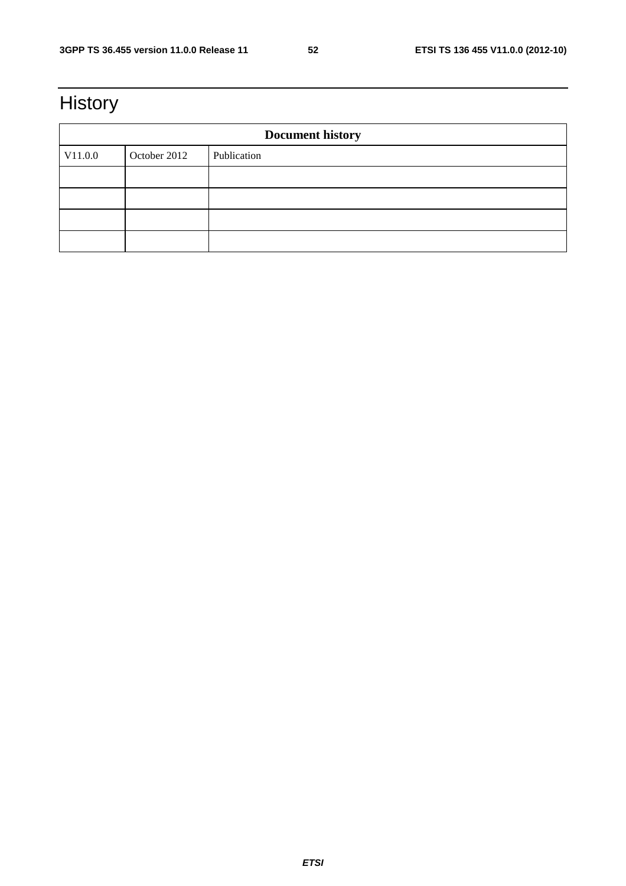# History

| Document history | | |
|---|---|---|
| V11.0.0 | October 2012 | Publication |
| | | |
| | | |
| | | |
| | | |